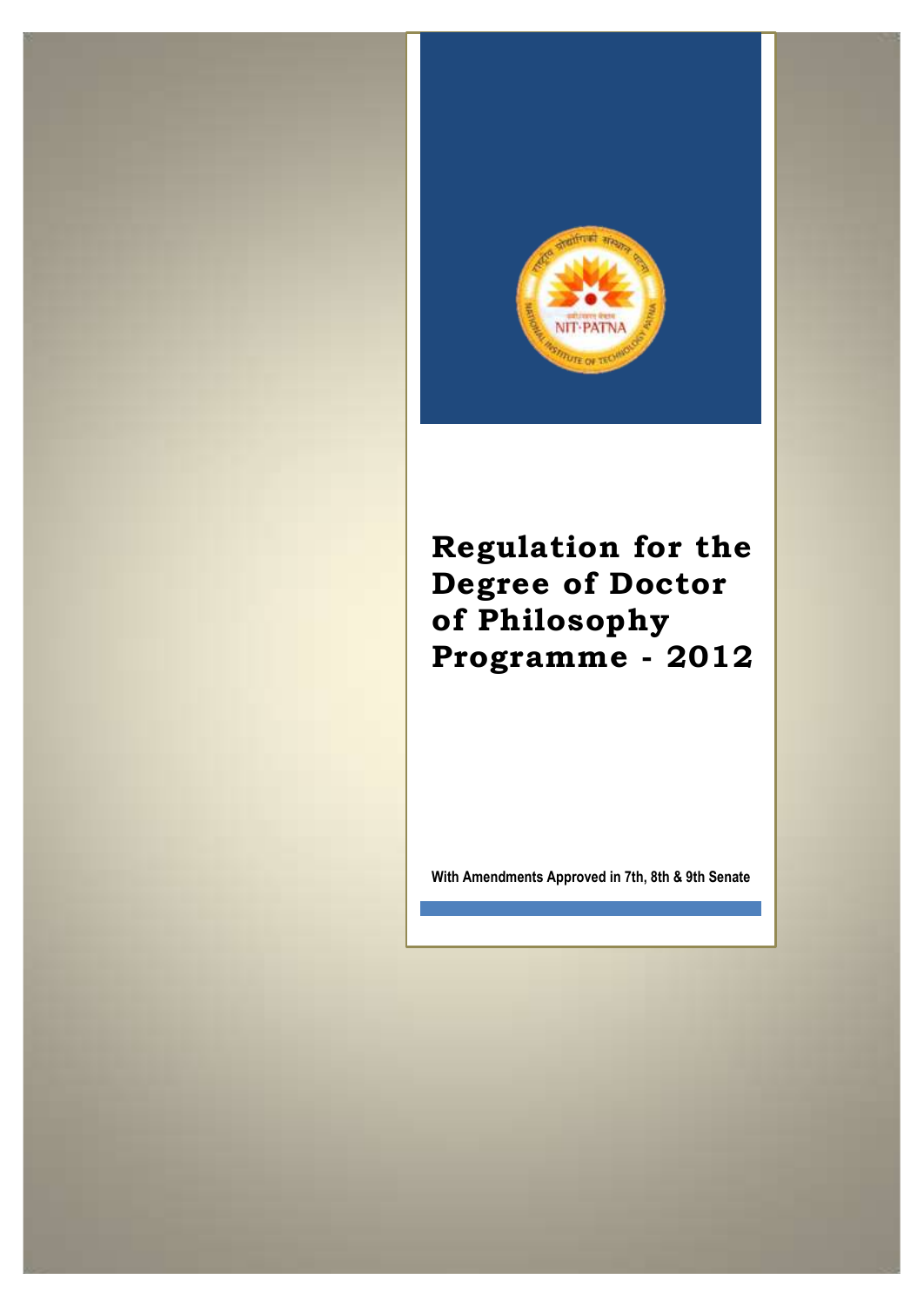# Regulation for the Degree of Doctor of Philosophy Programme - 2012

**With Amendments Approved in 7th, 8th & 9th Senate**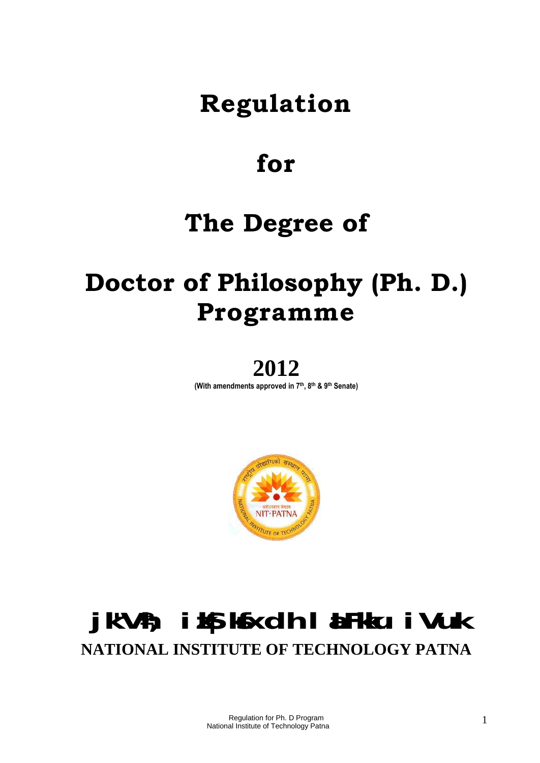# Regulation

# for

# The Degree of

# Doctor of Philosophy (Ph. D.) Programme

## 2012

**(With amendments approved in 7th, 8th & 9th Senate)**

# jk"Vªh; izkS|ksfxdh laLFkku iVuk

## NATIONAL INSTITUTE OF TECHNOLOGY PATNA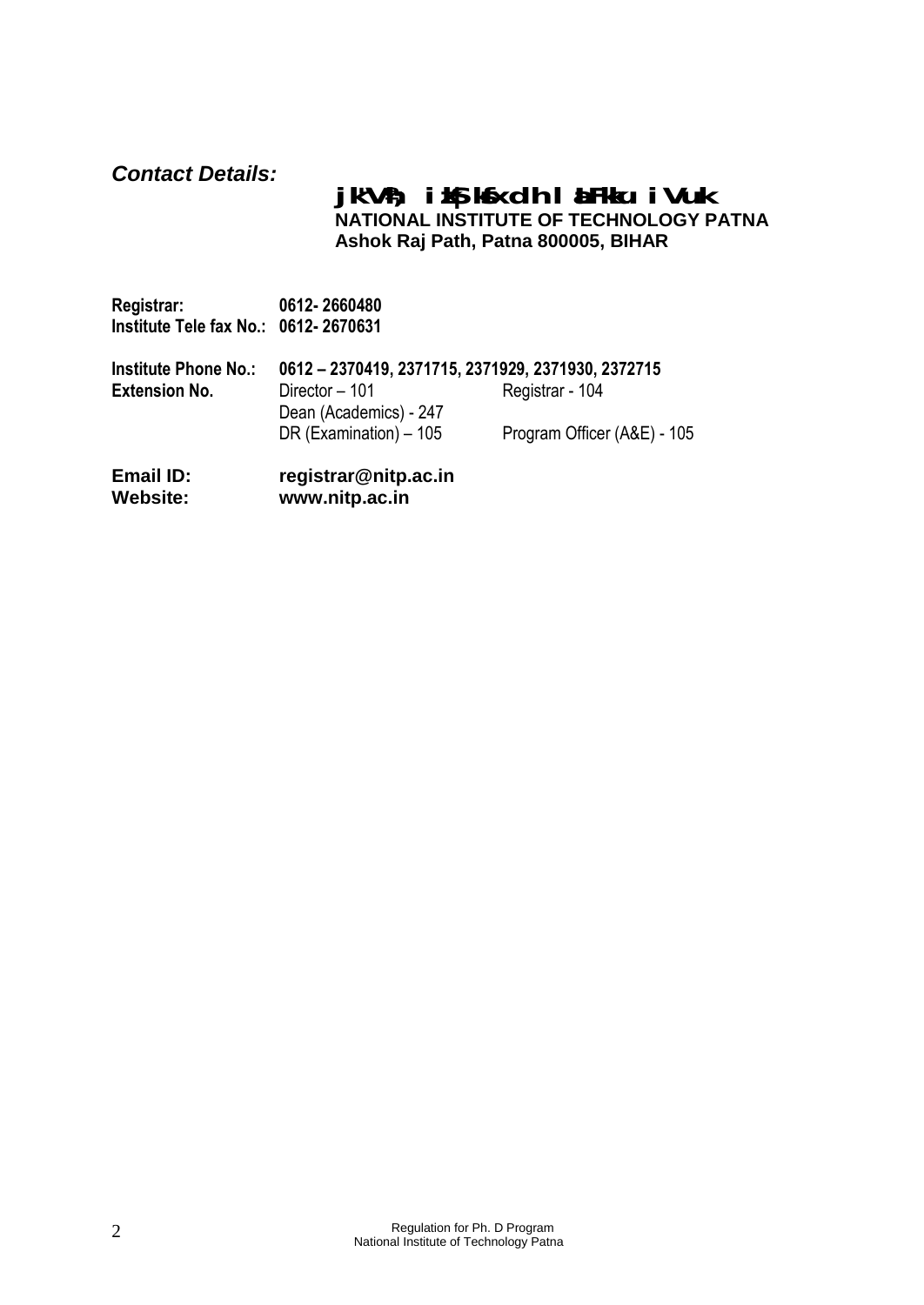***Contact Details:***

**jk"Vªh; izkS|ksfxdh laLFkku iVuk**
**NATIONAL INSTITUTE OF TECHNOLOGY PATNA**
**Ashok Raj Path, Patna 800005, BIHAR**

**Registrar:** **0612- 2660480**
**Institute Tele fax No.:** **0612- 2670631**

**Institute Phone No.:** **0612 – 2370419, 2371715, 2371929, 2371930, 2372715**

| **Extension No.** | Director – 101 | Registrar - 104 |
|---|---|---|
| | Dean (Academics) - 247 | |
| | DR (Examination) – 105 | Program Officer (A&E) - 105 |

**Email ID:** **registrar@nitp.ac.in**
**Website:** **www.nitp.ac.in**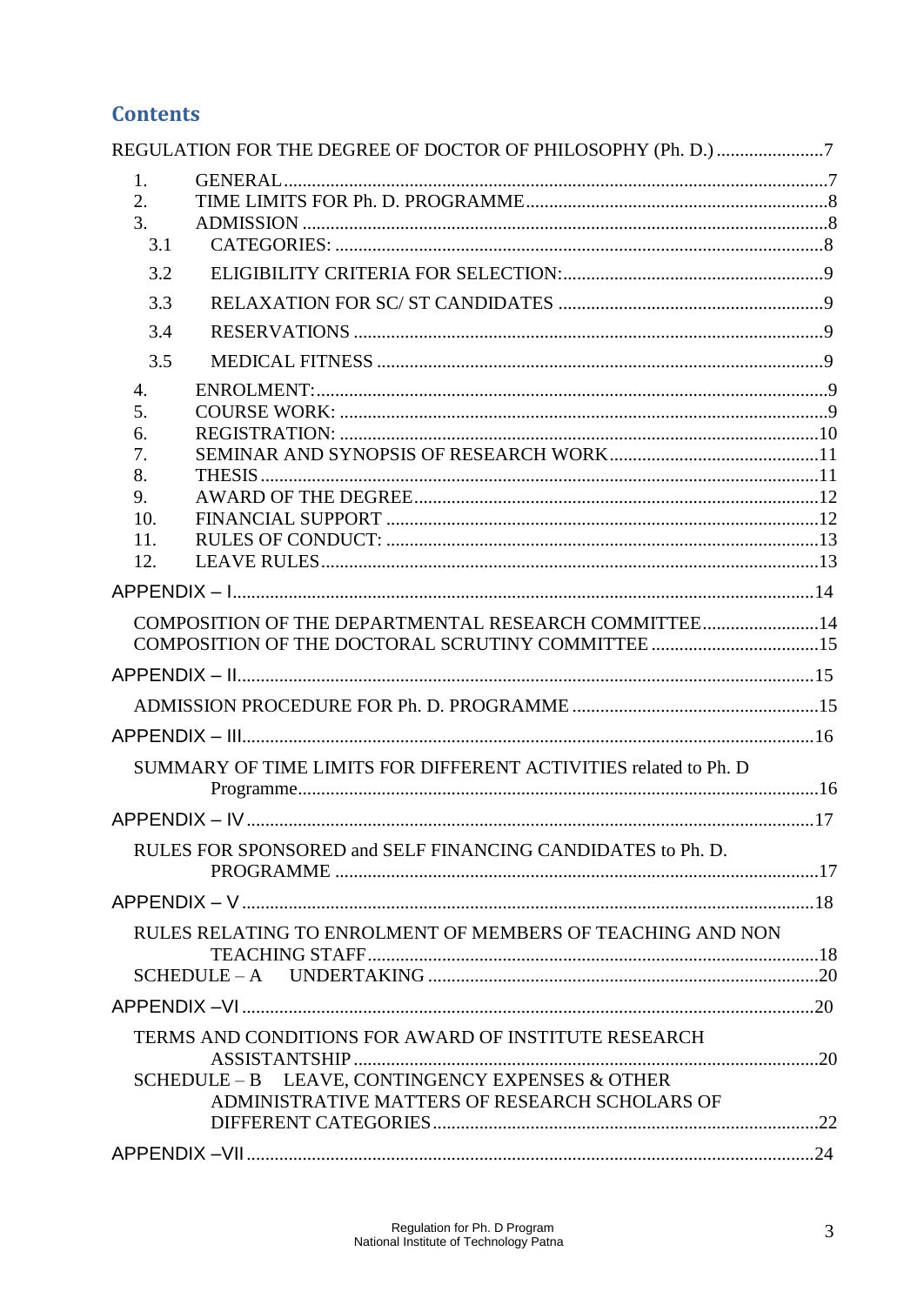# Contents

REGULATION FOR THE DEGREE OF DOCTOR OF PHILOSOPHY (Ph. D.) .......................7

1. GENERAL ...................................................................................................7
2. TIME LIMITS FOR Ph. D. PROGRAMME ...................................................8
3. ADMISSION ...............................................................................................8
   - 3.1 CATEGORIES: ......................................................................................8
   - 3.2 ELIGIBILITY CRITERIA FOR SELECTION: ........................................9
   - 3.3 RELAXATION FOR SC/ ST CANDIDATES .........................................9
   - 3.4 RESERVATIONS ...................................................................................9
   - 3.5 MEDICAL FITNESS ..............................................................................9
4. ENROLMENT: ............................................................................................9
5. COURSE WORK: .......................................................................................9
6. REGISTRATION: .......................................................................................10
7. SEMINAR AND SYNOPSIS OF RESEARCH WORK .................................11
8. THESIS .......................................................................................................11
9. AWARD OF THE DEGREE .........................................................................12
10. FINANCIAL SUPPORT ............................................................................12
11. RULES OF CONDUCT: ............................................................................13
12. LEAVE RULES ..........................................................................................13

APPENDIX – I ...............................................................................................14

- COMPOSITION OF THE DEPARTMENTAL RESEARCH COMMITTEE .........................14
- COMPOSITION OF THE DOCTORAL SCRUTINY COMMITTEE ....................................15

APPENDIX – II ..............................................................................................15

- ADMISSION PROCEDURE FOR Ph. D. PROGRAMME .....................................................15

APPENDIX – III .............................................................................................16

- SUMMARY OF TIME LIMITS FOR DIFFERENT ACTIVITIES related to Ph. D Programme ...............16

APPENDIX – IV .............................................................................................17

- RULES FOR SPONSORED and SELF FINANCING CANDIDATES to Ph. D. PROGRAMME .......................17

APPENDIX – V ..............................................................................................18

- RULES RELATING TO ENROLMENT OF MEMBERS OF TEACHING AND NON TEACHING STAFF ...................18
- SCHEDULE – A UNDERTAKING ......................................................................20

APPENDIX –VI ..............................................................................................20

- TERMS AND CONDITIONS FOR AWARD OF INSTITUTE RESEARCH ASSISTANTSHIP .......................20
- SCHEDULE – B LEAVE, CONTINGENCY EXPENSES & OTHER ADMINISTRATIVE MATTERS OF RESEARCH SCHOLARS OF DIFFERENT CATEGORIES ..........22

APPENDIX –VII .............................................................................................24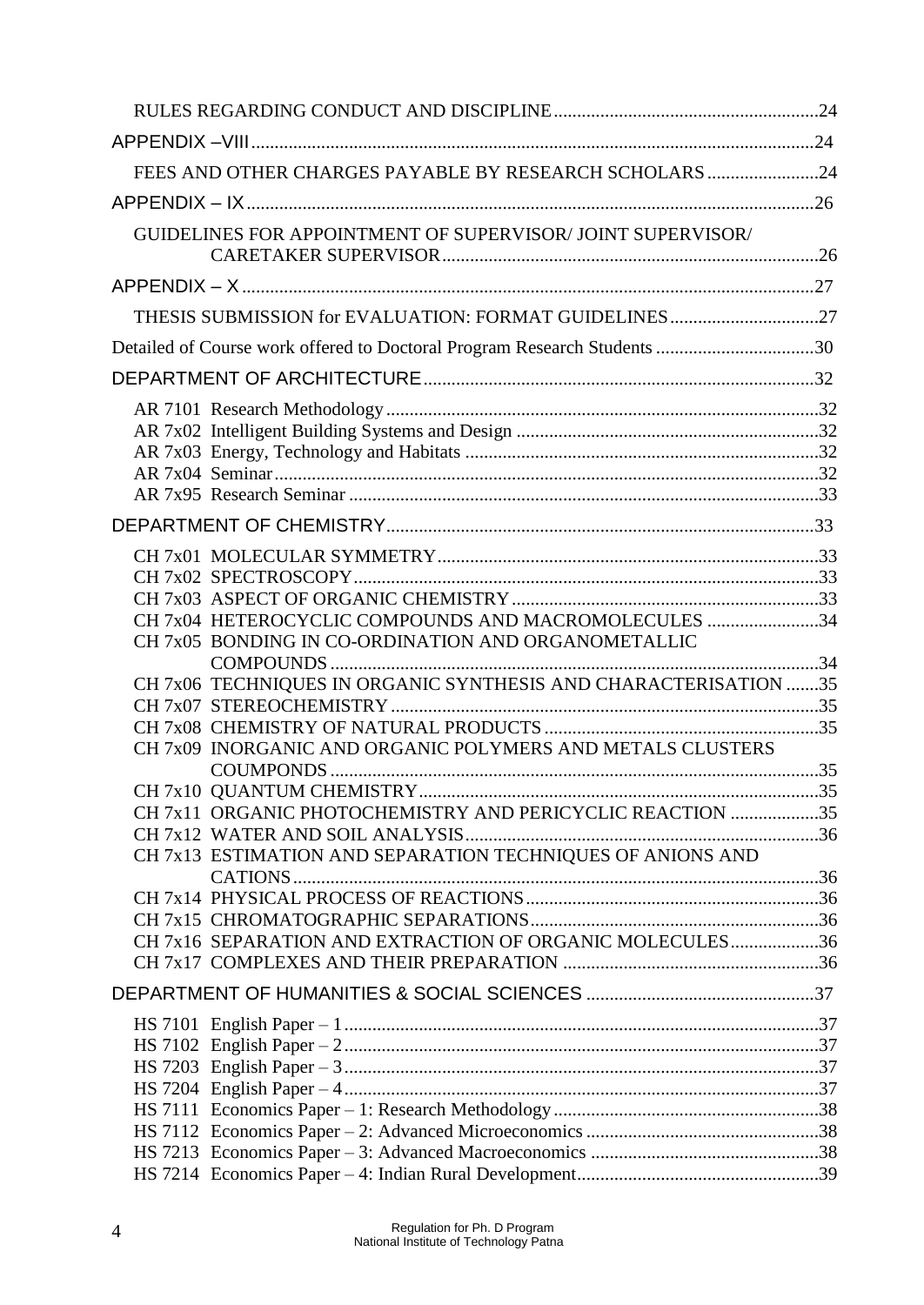RULES REGARDING CONDUCT AND DISCIPLINE .......... 24

APPENDIX –VIII .......... 24

FEES AND OTHER CHARGES PAYABLE BY RESEARCH SCHOLARS .......... 24

APPENDIX – IX .......... 26

GUIDELINES FOR APPOINTMENT OF SUPERVISOR/ JOINT SUPERVISOR/ CARETAKER SUPERVISOR .......... 26

APPENDIX – X .......... 27

THESIS SUBMISSION for EVALUATION: FORMAT GUIDELINES .......... 27

Detailed of Course work offered to Doctoral Program Research Students .......... 30

DEPARTMENT OF ARCHITECTURE .......... 32

AR 7101 Research Methodology .......... 32
AR 7x02 Intelligent Building Systems and Design .......... 32
AR 7x03 Energy, Technology and Habitats .......... 32
AR 7x04 Seminar .......... 32
AR 7x95 Research Seminar .......... 33

DEPARTMENT OF CHEMISTRY .......... 33

CH 7x01 MOLECULAR SYMMETRY .......... 33
CH 7x02 SPECTROSCOPY .......... 33
CH 7x03 ASPECT OF ORGANIC CHEMISTRY .......... 33
CH 7x04 HETEROCYCLIC COMPOUNDS AND MACROMOLECULES .......... 34
CH 7x05 BONDING IN CO-ORDINATION AND ORGANOMETALLIC COMPOUNDS .......... 34
CH 7x06 TECHNIQUES IN ORGANIC SYNTHESIS AND CHARACTERISATION .......... 35
CH 7x07 STEREOCHEMISTRY .......... 35
CH 7x08 CHEMISTRY OF NATURAL PRODUCTS .......... 35
CH 7x09 INORGANIC AND ORGANIC POLYMERS AND METALS CLUSTERS COUMPONDS .......... 35
CH 7x10 QUANTUM CHEMISTRY .......... 35
CH 7x11 ORGANIC PHOTOCHEMISTRY AND PERICYCLIC REACTION .......... 35
CH 7x12 WATER AND SOIL ANALYSIS .......... 36
CH 7x13 ESTIMATION AND SEPARATION TECHNIQUES OF ANIONS AND CATIONS .......... 36
CH 7x14 PHYSICAL PROCESS OF REACTIONS .......... 36
CH 7x15 CHROMATOGRAPHIC SEPARATIONS .......... 36
CH 7x16 SEPARATION AND EXTRACTION OF ORGANIC MOLECULES .......... 36
CH 7x17 COMPLEXES AND THEIR PREPARATION .......... 36

DEPARTMENT OF HUMANITIES & SOCIAL SCIENCES .......... 37

HS 7101 English Paper – 1 .......... 37
HS 7102 English Paper – 2 .......... 37
HS 7203 English Paper – 3 .......... 37
HS 7204 English Paper – 4 .......... 37
HS 7111 Economics Paper – 1: Research Methodology .......... 38
HS 7112 Economics Paper – 2: Advanced Microeconomics .......... 38
HS 7213 Economics Paper – 3: Advanced Macroeconomics .......... 38
HS 7214 Economics Paper – 4: Indian Rural Development .......... 39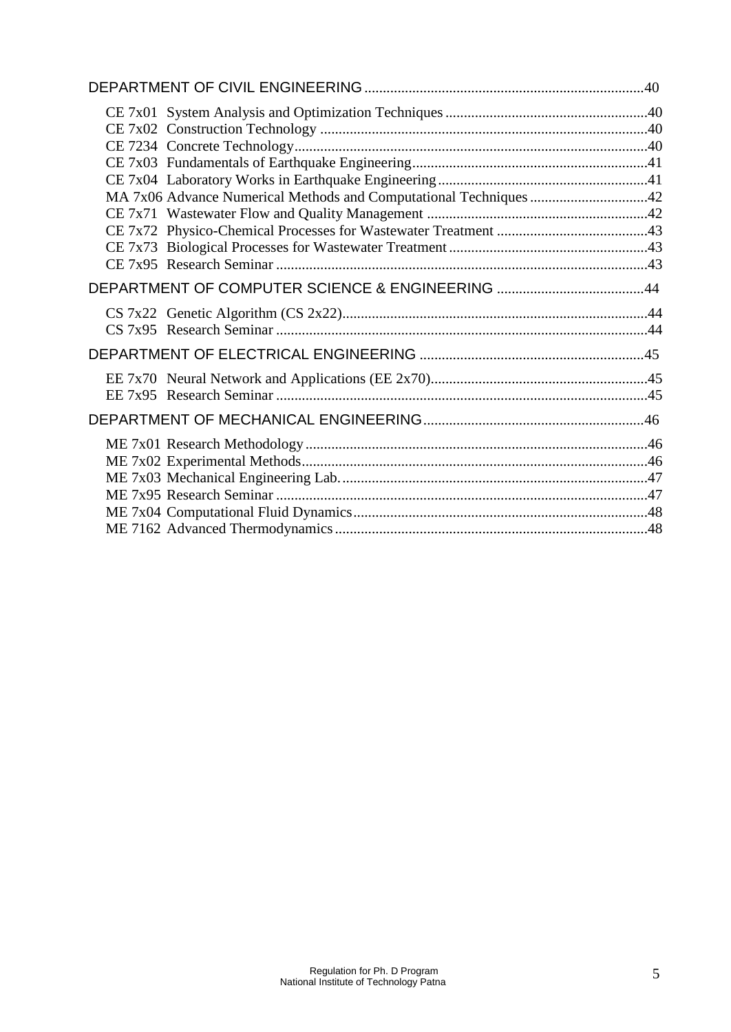DEPARTMENT OF CIVIL ENGINEERING .......................................................................40

- CE 7x01 System Analysis and Optimization Techniques .......................................................40
- CE 7x02 Construction Technology .........................................................................................40
- CE 7234 Concrete Technology.................................................................................................40
- CE 7x03 Fundamentals of Earthquake Engineering.................................................................41
- CE 7x04 Laboratory Works in Earthquake Engineering..........................................................41
- MA 7x06 Advance Numerical Methods and Computational Techniques ................................42
- CE 7x71 Wastewater Flow and Quality Management ............................................................42
- CE 7x72 Physico-Chemical Processes for Wastewater Treatment ..........................................43
- CE 7x73 Biological Processes for Wastewater Treatment.......................................................43
- CE 7x95 Research Seminar .....................................................................................................43

DEPARTMENT OF COMPUTER SCIENCE & ENGINEERING ........................................44

- CS 7x22 Genetic Algorithm (CS 2x22)...................................................................................44
- CS 7x95 Research Seminar .....................................................................................................44

DEPARTMENT OF ELECTRICAL ENGINEERING .............................................................45

- EE 7x70 Neural Network and Applications (EE 2x70)...........................................................45
- EE 7x95 Research Seminar .....................................................................................................45

DEPARTMENT OF MECHANICAL ENGINEERING............................................................46

- ME 7x01 Research Methodology.............................................................................................46
- ME 7x02 Experimental Methods..............................................................................................46
- ME 7x03 Mechanical Engineering Lab. ...................................................................................47
- ME 7x95 Research Seminar .....................................................................................................47
- ME 7x04 Computational Fluid Dynamics................................................................................48
- ME 7162 Advanced Thermodynamics.....................................................................................48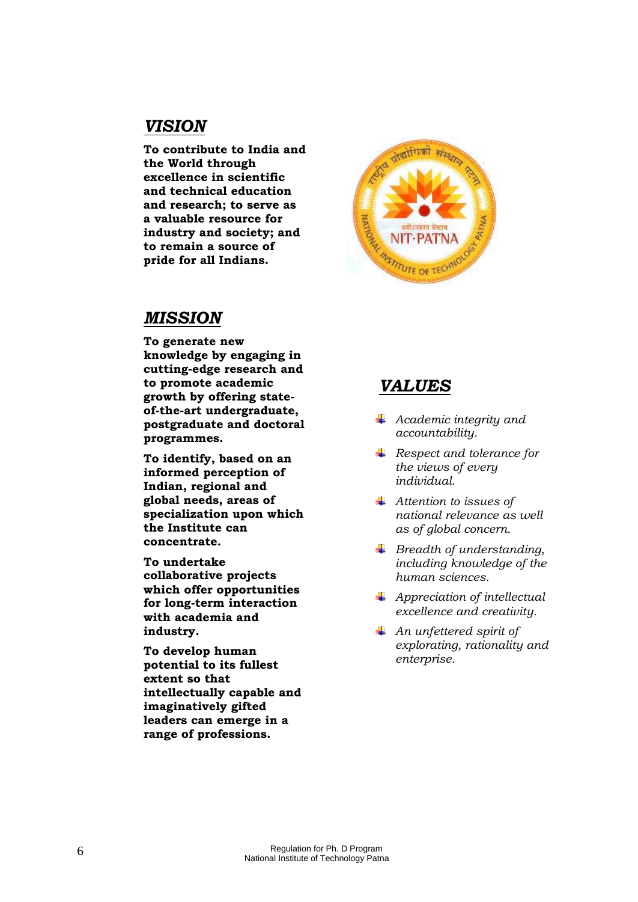## *VISION*

**To contribute to India and the World through excellence in scientific and technical education and research; to serve as a valuable resource for industry and society; and to remain a source of pride for all Indians.**

## *MISSION*

**To generate new knowledge by engaging in cutting-edge research and to promote academic growth by offering state-of-the-art undergraduate, postgraduate and doctoral programmes.**

**To identify, based on an informed perception of Indian, regional and global needs, areas of specialization upon which the Institute can concentrate.**

**To undertake collaborative projects which offer opportunities for long-term interaction with academia and industry.**

**To develop human potential to its fullest extent so that intellectually capable and imaginatively gifted leaders can emerge in a range of professions.**

## *VALUES*

- *Academic integrity and accountability.*
- *Respect and tolerance for the views of every individual.*
- *Attention to issues of national relevance as well as of global concern.*
- *Breadth of understanding, including knowledge of the human sciences.*
- *Appreciation of intellectual excellence and creativity.*
- *An unfettered spirit of exploring, rationality and enterprise.*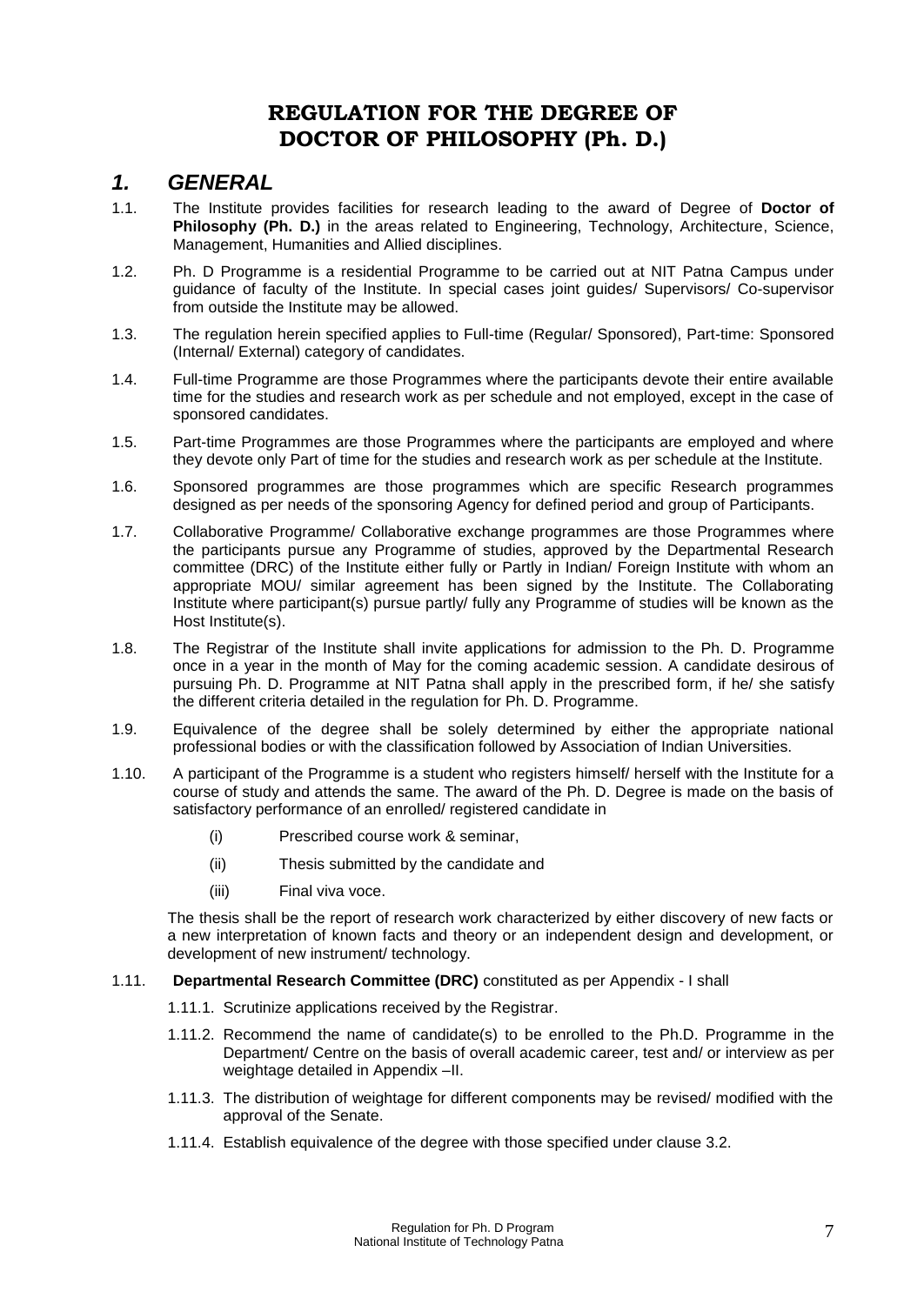# REGULATION FOR THE DEGREE OF DOCTOR OF PHILOSOPHY (Ph. D.)

## *1. GENERAL*

1.1. The Institute provides facilities for research leading to the award of Degree of **Doctor of Philosophy (Ph. D.)** in the areas related to Engineering, Technology, Architecture, Science, Management, Humanities and Allied disciplines.

1.2. Ph. D Programme is a residential Programme to be carried out at NIT Patna Campus under guidance of faculty of the Institute. In special cases joint guides/ Supervisors/ Co-supervisor from outside the Institute may be allowed.

1.3. The regulation herein specified applies to Full-time (Regular/ Sponsored), Part-time: Sponsored (Internal/ External) category of candidates.

1.4. Full-time Programme are those Programmes where the participants devote their entire available time for the studies and research work as per schedule and not employed, except in the case of sponsored candidates.

1.5. Part-time Programmes are those Programmes where the participants are employed and where they devote only Part of time for the studies and research work as per schedule at the Institute.

1.6. Sponsored programmes are those programmes which are specific Research programmes designed as per needs of the sponsoring Agency for defined period and group of Participants.

1.7. Collaborative Programme/ Collaborative exchange programmes are those Programmes where the participants pursue any Programme of studies, approved by the Departmental Research committee (DRC) of the Institute either fully or Partly in Indian/ Foreign Institute with whom an appropriate MOU/ similar agreement has been signed by the Institute. The Collaborating Institute where participant(s) pursue partly/ fully any Programme of studies will be known as the Host Institute(s).

1.8. The Registrar of the Institute shall invite applications for admission to the Ph. D. Programme once in a year in the month of May for the coming academic session. A candidate desirous of pursuing Ph. D. Programme at NIT Patna shall apply in the prescribed form, if he/ she satisfy the different criteria detailed in the regulation for Ph. D. Programme.

1.9. Equivalence of the degree shall be solely determined by either the appropriate national professional bodies or with the classification followed by Association of Indian Universities.

1.10. A participant of the Programme is a student who registers himself/ herself with the Institute for a course of study and attends the same. The award of the Ph. D. Degree is made on the basis of satisfactory performance of an enrolled/ registered candidate in

   (i) Prescribed course work & seminar,

   (ii) Thesis submitted by the candidate and

   (iii) Final viva voce.

The thesis shall be the report of research work characterized by either discovery of new facts or a new interpretation of known facts and theory or an independent design and development, or development of new instrument/ technology.

1.11. **Departmental Research Committee (DRC)** constituted as per Appendix - I shall

1.11.1. Scrutinize applications received by the Registrar.

1.11.2. Recommend the name of candidate(s) to be enrolled to the Ph.D. Programme in the Department/ Centre on the basis of overall academic career, test and/ or interview as per weightage detailed in Appendix –II.

1.11.3. The distribution of weightage for different components may be revised/ modified with the approval of the Senate.

1.11.4. Establish equivalence of the degree with those specified under clause 3.2.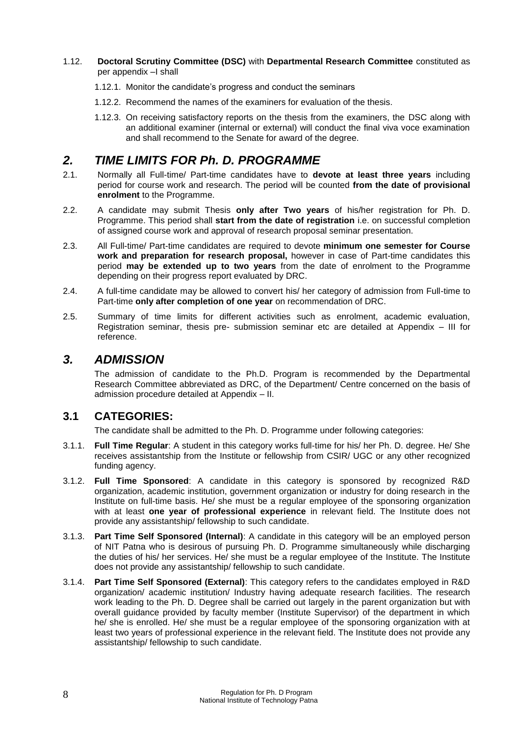1.12. **Doctoral Scrutiny Committee (DSC)** with **Departmental Research Committee** constituted as per appendix –I shall

1.12.1. Monitor the candidate's progress and conduct the seminars

1.12.2. Recommend the names of the examiners for evaluation of the thesis.

1.12.3. On receiving satisfactory reports on the thesis from the examiners, the DSC along with an additional examiner (internal or external) will conduct the final viva voce examination and shall recommend to the Senate for award of the degree.

## *2. TIME LIMITS FOR Ph. D. PROGRAMME*

2.1. Normally all Full-time/ Part-time candidates have to **devote at least three years** including period for course work and research. The period will be counted **from the date of provisional enrolment** to the Programme.

2.2. A candidate may submit Thesis **only after Two years** of his/her registration for Ph. D. Programme. This period shall **start from the date of registration** i.e. on successful completion of assigned course work and approval of research proposal seminar presentation.

2.3. All Full-time/ Part-time candidates are required to devote **minimum one semester for Course work and preparation for research proposal,** however in case of Part-time candidates this period **may be extended up to two years** from the date of enrolment to the Programme depending on their progress report evaluated by DRC.

2.4. A full-time candidate may be allowed to convert his/ her category of admission from Full-time to Part-time **only after completion of one year** on recommendation of DRC.

2.5. Summary of time limits for different activities such as enrolment, academic evaluation, Registration seminar, thesis pre- submission seminar etc are detailed at Appendix – III for reference.

## *3. ADMISSION*

The admission of candidate to the Ph.D. Program is recommended by the Departmental Research Committee abbreviated as DRC, of the Department/ Centre concerned on the basis of admission procedure detailed at Appendix – II.

### 3.1 CATEGORIES:

The candidate shall be admitted to the Ph. D. Programme under following categories:

3.1.1. **Full Time Regular**: A student in this category works full-time for his/ her Ph. D. degree. He/ She receives assistantship from the Institute or fellowship from CSIR/ UGC or any other recognized funding agency.

3.1.2. **Full Time Sponsored**: A candidate in this category is sponsored by recognized R&D organization, academic institution, government organization or industry for doing research in the Institute on full-time basis. He/ she must be a regular employee of the sponsoring organization with at least **one year of professional experience** in relevant field. The Institute does not provide any assistantship/ fellowship to such candidate.

3.1.3. **Part Time Self Sponsored (Internal)**: A candidate in this category will be an employed person of NIT Patna who is desirous of pursuing Ph. D. Programme simultaneously while discharging the duties of his/ her services. He/ she must be a regular employee of the Institute. The Institute does not provide any assistantship/ fellowship to such candidate.

3.1.4. **Part Time Self Sponsored (External)**: This category refers to the candidates employed in R&D organization/ academic institution/ Industry having adequate research facilities. The research work leading to the Ph. D. Degree shall be carried out largely in the parent organization but with overall guidance provided by faculty member (Institute Supervisor) of the department in which he/ she is enrolled. He/ she must be a regular employee of the sponsoring organization with at least two years of professional experience in the relevant field. The Institute does not provide any assistantship/ fellowship to such candidate.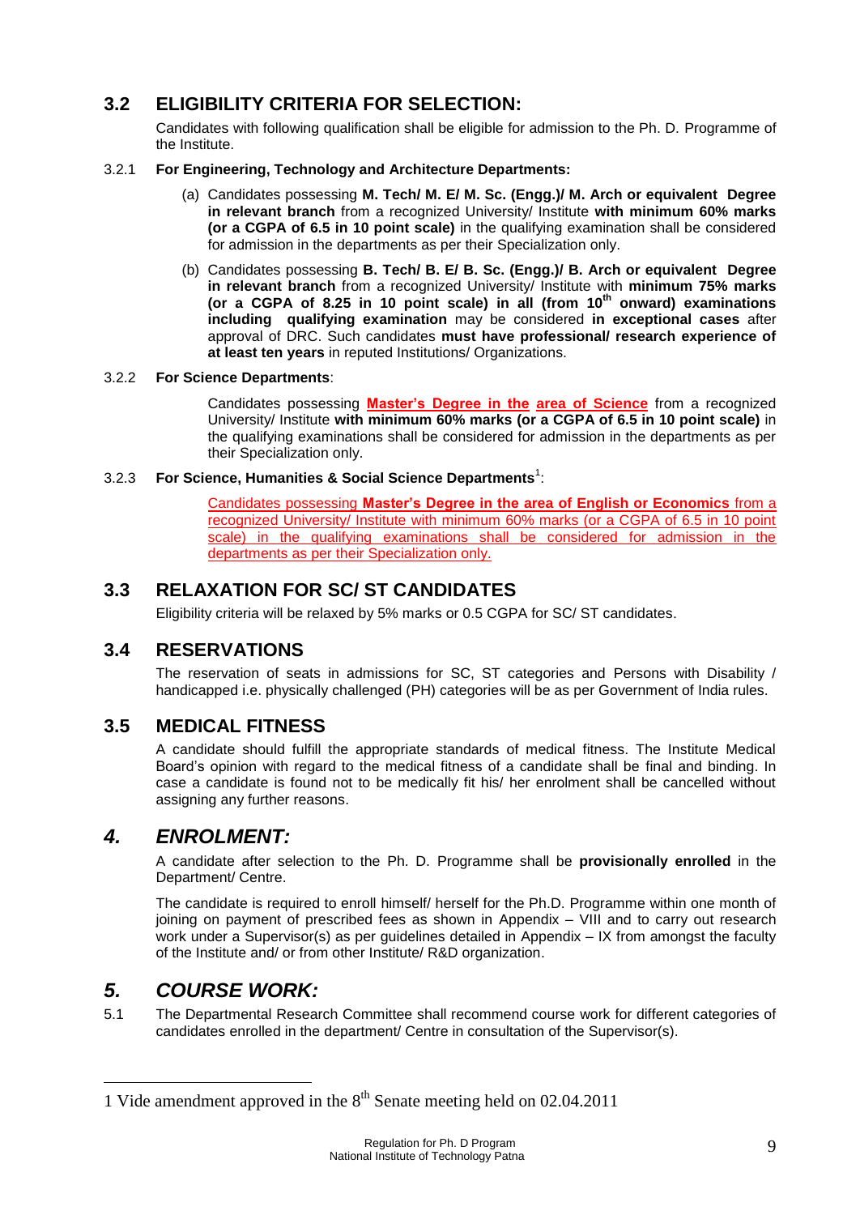## 3.2 ELIGIBILITY CRITERIA FOR SELECTION:

Candidates with following qualification shall be eligible for admission to the Ph. D. Programme of the Institute.

3.2.1 **For Engineering, Technology and Architecture Departments:**

(a) Candidates possessing **M. Tech/ M. E/ M. Sc. (Engg.)/ M. Arch or equivalent Degree in relevant branch** from a recognized University/ Institute **with minimum 60% marks (or a CGPA of 6.5 in 10 point scale)** in the qualifying examination shall be considered for admission in the departments as per their Specialization only.

(b) Candidates possessing **B. Tech/ B. E/ B. Sc. (Engg.)/ B. Arch or equivalent Degree in relevant branch** from a recognized University/ Institute with **minimum 75% marks (or a CGPA of 8.25 in 10 point scale) in all (from 10th onward) examinations including qualifying examination** may be considered **in exceptional cases** after approval of DRC. Such candidates **must have professional/ research experience of at least ten years** in reputed Institutions/ Organizations.

3.2.2 **For Science Departments**:

Candidates possessing **Master's Degree in the area of Science** from a recognized University/ Institute **with minimum 60% marks (or a CGPA of 6.5 in 10 point scale)** in the qualifying examinations shall be considered for admission in the departments as per their Specialization only.

3.2.3 **For Science, Humanities & Social Science Departments**[1]:

Candidates possessing **Master's Degree in the area of English or Economics** from a recognized University/ Institute with minimum 60% marks (or a CGPA of 6.5 in 10 point scale) in the qualifying examinations shall be considered for admission in the departments as per their Specialization only.

## 3.3 RELAXATION FOR SC/ ST CANDIDATES

Eligibility criteria will be relaxed by 5% marks or 0.5 CGPA for SC/ ST candidates.

## 3.4 RESERVATIONS

The reservation of seats in admissions for SC, ST categories and Persons with Disability / handicapped i.e. physically challenged (PH) categories will be as per Government of India rules.

## 3.5 MEDICAL FITNESS

A candidate should fulfill the appropriate standards of medical fitness. The Institute Medical Board's opinion with regard to the medical fitness of a candidate shall be final and binding. In case a candidate is found not to be medically fit his/ her enrolment shall be cancelled without assigning any further reasons.

## *4. ENROLMENT:*

A candidate after selection to the Ph. D. Programme shall be **provisionally enrolled** in the Department/ Centre.

The candidate is required to enroll himself/ herself for the Ph.D. Programme within one month of joining on payment of prescribed fees as shown in Appendix – VIII and to carry out research work under a Supervisor(s) as per guidelines detailed in Appendix – IX from amongst the faculty of the Institute and/ or from other Institute/ R&D organization.

## *5. COURSE WORK:*

5.1 The Departmental Research Committee shall recommend course work for different categories of candidates enrolled in the department/ Centre in consultation of the Supervisor(s).

---

1 Vide amendment approved in the 8th Senate meeting held on 02.04.2011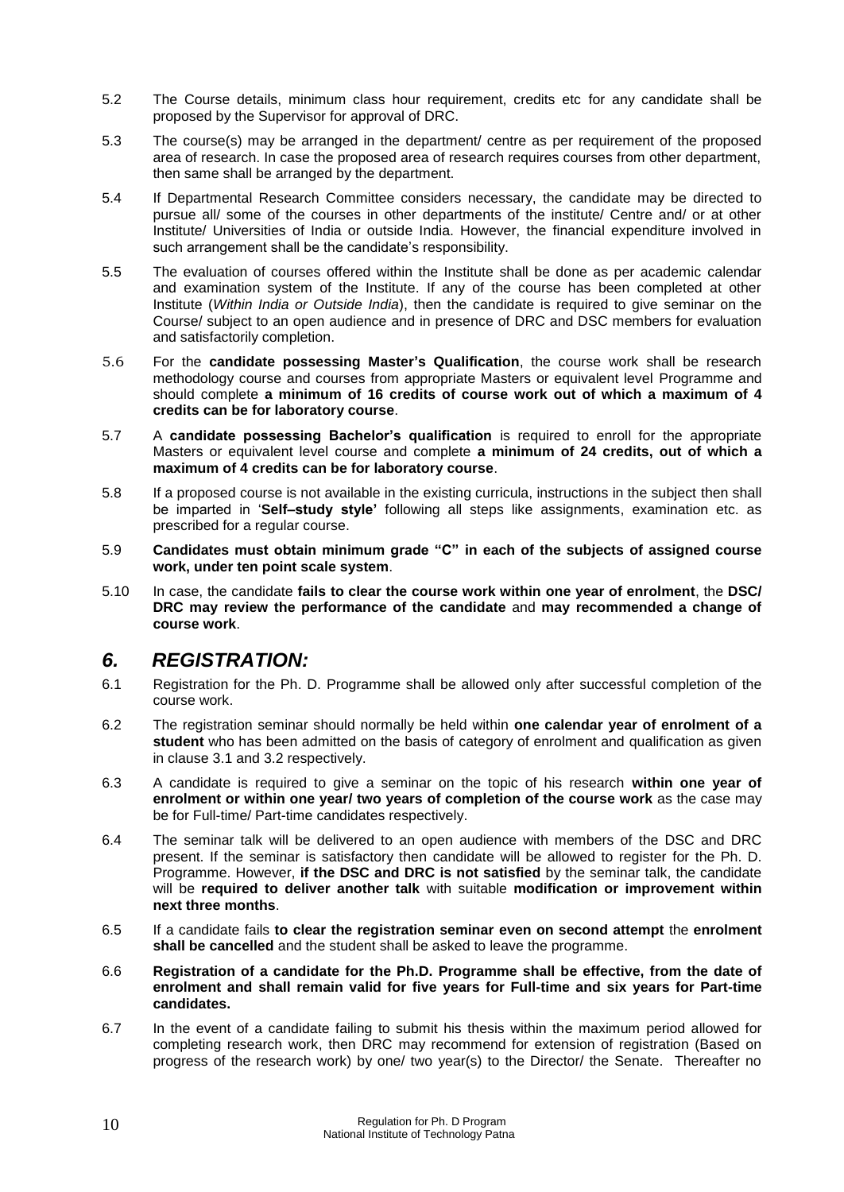5.2 The Course details, minimum class hour requirement, credits etc for any candidate shall be proposed by the Supervisor for approval of DRC.

5.3 The course(s) may be arranged in the department/ centre as per requirement of the proposed area of research. In case the proposed area of research requires courses from other department, then same shall be arranged by the department.

5.4 If Departmental Research Committee considers necessary, the candidate may be directed to pursue all/ some of the courses in other departments of the institute/ Centre and/ or at other Institute/ Universities of India or outside India. However, the financial expenditure involved in such arrangement shall be the candidate's responsibility.

5.5 The evaluation of courses offered within the Institute shall be done as per academic calendar and examination system of the Institute. If any of the course has been completed at other Institute (*Within India or Outside India*), then the candidate is required to give seminar on the Course/ subject to an open audience and in presence of DRC and DSC members for evaluation and satisfactorily completion.

5.6 For the **candidate possessing Master's Qualification**, the course work shall be research methodology course and courses from appropriate Masters or equivalent level Programme and should complete **a minimum of 16 credits of course work out of which a maximum of 4 credits can be for laboratory course**.

5.7 A **candidate possessing Bachelor's qualification** is required to enroll for the appropriate Masters or equivalent level course and complete **a minimum of 24 credits, out of which a maximum of 4 credits can be for laboratory course**.

5.8 If a proposed course is not available in the existing curricula, instructions in the subject then shall be imparted in '**Self–study style'** following all steps like assignments, examination etc. as prescribed for a regular course.

5.9 **Candidates must obtain minimum grade "C" in each of the subjects of assigned course work, under ten point scale system**.

5.10 In case, the candidate **fails to clear the course work within one year of enrolment**, the **DSC/ DRC may review the performance of the candidate** and **may recommended a change of course work**.

## *6. REGISTRATION:*

6.1 Registration for the Ph. D. Programme shall be allowed only after successful completion of the course work.

6.2 The registration seminar should normally be held within **one calendar year of enrolment of a student** who has been admitted on the basis of category of enrolment and qualification as given in clause 3.1 and 3.2 respectively.

6.3 A candidate is required to give a seminar on the topic of his research **within one year of enrolment or within one year/ two years of completion of the course work** as the case may be for Full-time/ Part-time candidates respectively.

6.4 The seminar talk will be delivered to an open audience with members of the DSC and DRC present. If the seminar is satisfactory then candidate will be allowed to register for the Ph. D. Programme. However, **if the DSC and DRC is not satisfied** by the seminar talk, the candidate will be **required to deliver another talk** with suitable **modification or improvement within next three months**.

6.5 If a candidate fails **to clear the registration seminar even on second attempt** the **enrolment shall be cancelled** and the student shall be asked to leave the programme.

6.6 **Registration of a candidate for the Ph.D. Programme shall be effective, from the date of enrolment and shall remain valid for five years for Full-time and six years for Part-time candidates.**

6.7 In the event of a candidate failing to submit his thesis within the maximum period allowed for completing research work, then DRC may recommend for extension of registration (Based on progress of the research work) by one/ two year(s) to the Director/ the Senate. Thereafter no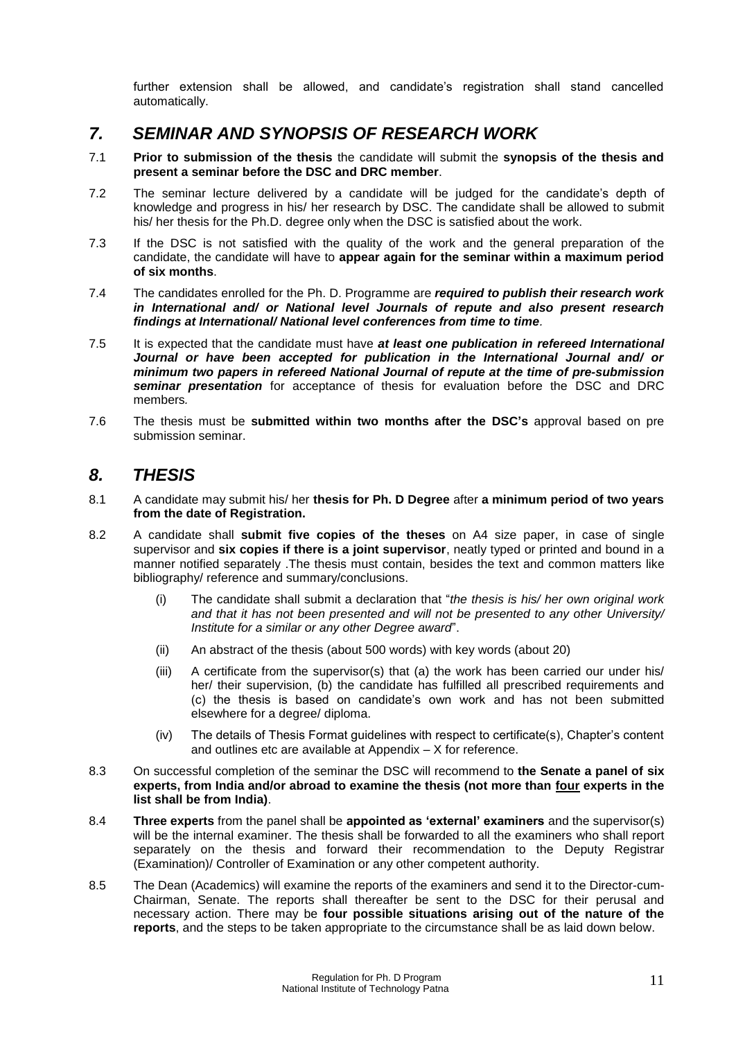further extension shall be allowed, and candidate's registration shall stand cancelled automatically.

## *7. SEMINAR AND SYNOPSIS OF RESEARCH WORK*

7.1 **Prior to submission of the thesis** the candidate will submit the **synopsis of the thesis and present a seminar before the DSC and DRC member**.

7.2 The seminar lecture delivered by a candidate will be judged for the candidate's depth of knowledge and progress in his/ her research by DSC. The candidate shall be allowed to submit his/ her thesis for the Ph.D. degree only when the DSC is satisfied about the work.

7.3 If the DSC is not satisfied with the quality of the work and the general preparation of the candidate, the candidate will have to **appear again for the seminar within a maximum period of six months**.

7.4 The candidates enrolled for the Ph. D. Programme are ***required to publish their research work in International and/ or National level Journals of repute and also present research findings at International/ National level conferences from time to time***.

7.5 It is expected that the candidate must have ***at least one publication in refereed International Journal or have been accepted for publication in the International Journal and/ or minimum two papers in refereed National Journal of repute at the time of pre-submission seminar presentation*** for acceptance of thesis for evaluation before the DSC and DRC members*.*

7.6 The thesis must be **submitted within two months after the DSC's** approval based on pre submission seminar.

## *8. THESIS*

8.1 A candidate may submit his/ her **thesis for Ph. D Degree** after **a minimum period of two years from the date of Registration.**

8.2 A candidate shall **submit five copies of the theses** on A4 size paper, in case of single supervisor and **six copies if there is a joint supervisor**, neatly typed or printed and bound in a manner notified separately .The thesis must contain, besides the text and common matters like bibliography/ reference and summary/conclusions.

(i) The candidate shall submit a declaration that "*the thesis is his/ her own original work and that it has not been presented and will not be presented to any other University/ Institute for a similar or any other Degree award*".

(ii) An abstract of the thesis (about 500 words) with key words (about 20)

(iii) A certificate from the supervisor(s) that (a) the work has been carried our under his/ her/ their supervision, (b) the candidate has fulfilled all prescribed requirements and (c) the thesis is based on candidate's own work and has not been submitted elsewhere for a degree/ diploma.

(iv) The details of Thesis Format guidelines with respect to certificate(s), Chapter's content and outlines etc are available at Appendix – X for reference.

8.3 On successful completion of the seminar the DSC will recommend to **the Senate a panel of six experts, from India and/or abroad to examine the thesis (not more than <u>four</u> experts in the list shall be from India)**.

8.4 **Three experts** from the panel shall be **appointed as 'external' examiners** and the supervisor(s) will be the internal examiner. The thesis shall be forwarded to all the examiners who shall report separately on the thesis and forward their recommendation to the Deputy Registrar (Examination)/ Controller of Examination or any other competent authority.

8.5 The Dean (Academics) will examine the reports of the examiners and send it to the Director-cum-Chairman, Senate. The reports shall thereafter be sent to the DSC for their perusal and necessary action. There may be **four possible situations arising out of the nature of the reports**, and the steps to be taken appropriate to the circumstance shall be as laid down below.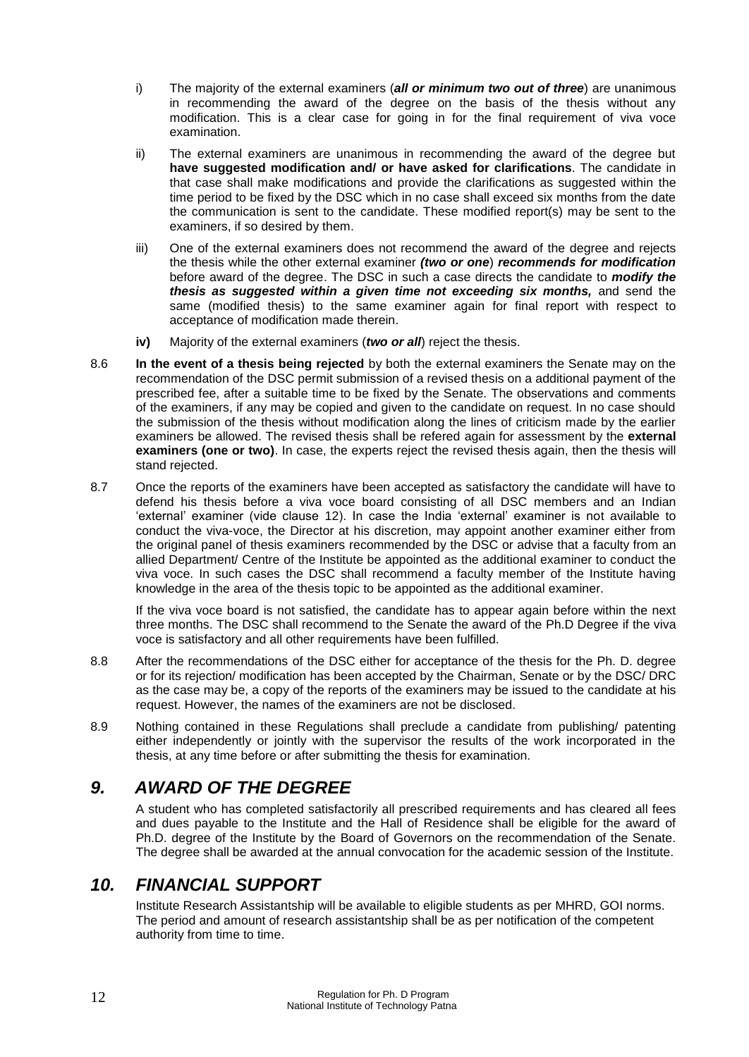i) The majority of the external examiners (***all or minimum two out of three***) are unanimous in recommending the award of the degree on the basis of the thesis without any modification. This is a clear case for going in for the final requirement of viva voce examination.

ii) The external examiners are unanimous in recommending the award of the degree but **have suggested modification and/ or have asked for clarifications**. The candidate in that case shall make modifications and provide the clarifications as suggested within the time period to be fixed by the DSC which in no case shall exceed six months from the date the communication is sent to the candidate. These modified report(s) may be sent to the examiners, if so desired by them.

iii) One of the external examiners does not recommend the award of the degree and rejects the thesis while the other external examiner ***(two or one***) ***recommends for modification*** before award of the degree. The DSC in such a case directs the candidate to ***modify the thesis as suggested within a given time not exceeding six months,*** and send the same (modified thesis) to the same examiner again for final report with respect to acceptance of modification made therein.

**iv)** Majority of the external examiners (***two or all***) reject the thesis.

8.6 **In the event of a thesis being rejected** by both the external examiners the Senate may on the recommendation of the DSC permit submission of a revised thesis on a additional payment of the prescribed fee, after a suitable time to be fixed by the Senate. The observations and comments of the examiners, if any may be copied and given to the candidate on request. In no case should the submission of the thesis without modification along the lines of criticism made by the earlier examiners be allowed. The revised thesis shall be refered again for assessment by the **external examiners (one or two)**. In case, the experts reject the revised thesis again, then the thesis will stand rejected.

8.7 Once the reports of the examiners have been accepted as satisfactory the candidate will have to defend his thesis before a viva voce board consisting of all DSC members and an Indian 'external' examiner (vide clause 12). In case the India 'external' examiner is not available to conduct the viva-voce, the Director at his discretion, may appoint another examiner either from the original panel of thesis examiners recommended by the DSC or advise that a faculty from an allied Department/ Centre of the Institute be appointed as the additional examiner to conduct the viva voce. In such cases the DSC shall recommend a faculty member of the Institute having knowledge in the area of the thesis topic to be appointed as the additional examiner.

If the viva voce board is not satisfied, the candidate has to appear again before within the next three months. The DSC shall recommend to the Senate the award of the Ph.D Degree if the viva voce is satisfactory and all other requirements have been fulfilled.

8.8 After the recommendations of the DSC either for acceptance of the thesis for the Ph. D. degree or for its rejection/ modification has been accepted by the Chairman, Senate or by the DSC/ DRC as the case may be, a copy of the reports of the examiners may be issued to the candidate at his request. However, the names of the examiners are not be disclosed.

8.9 Nothing contained in these Regulations shall preclude a candidate from publishing/ patenting either independently or jointly with the supervisor the results of the work incorporated in the thesis, at any time before or after submitting the thesis for examination.

## *9. AWARD OF THE DEGREE*

A student who has completed satisfactorily all prescribed requirements and has cleared all fees and dues payable to the Institute and the Hall of Residence shall be eligible for the award of Ph.D. degree of the Institute by the Board of Governors on the recommendation of the Senate. The degree shall be awarded at the annual convocation for the academic session of the Institute.

## *10. FINANCIAL SUPPORT*

Institute Research Assistantship will be available to eligible students as per MHRD, GOI norms. The period and amount of research assistantship shall be as per notification of the competent authority from time to time.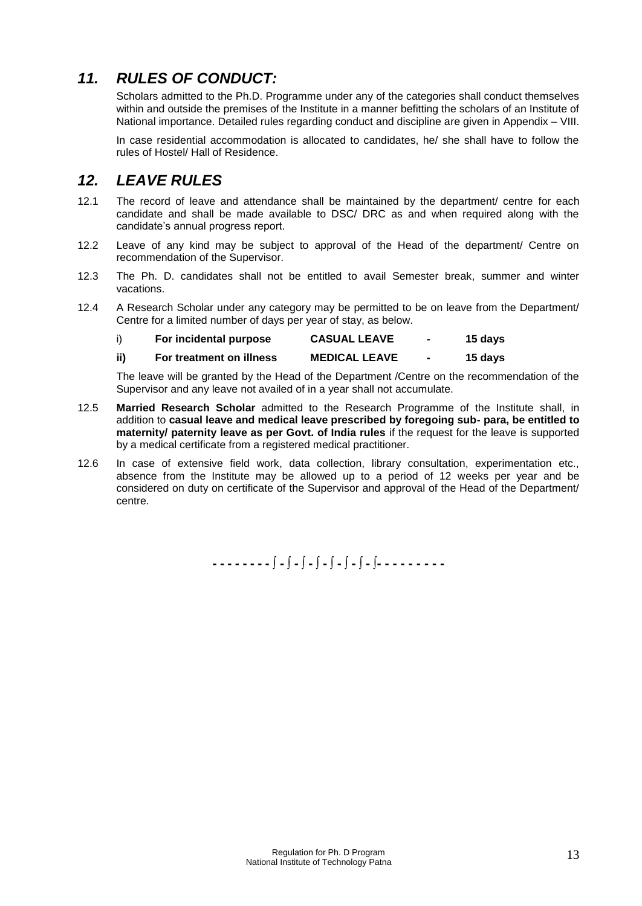## *11. RULES OF CONDUCT:*

Scholars admitted to the Ph.D. Programme under any of the categories shall conduct themselves within and outside the premises of the Institute in a manner befitting the scholars of an Institute of National importance. Detailed rules regarding conduct and discipline are given in Appendix – VIII.

In case residential accommodation is allocated to candidates, he/ she shall have to follow the rules of Hostel/ Hall of Residence.

## *12. LEAVE RULES*

12.1 The record of leave and attendance shall be maintained by the department/ centre for each candidate and shall be made available to DSC/ DRC as and when required along with the candidate's annual progress report.

12.2 Leave of any kind may be subject to approval of the Head of the department/ Centre on recommendation of the Supervisor.

12.3 The Ph. D. candidates shall not be entitled to avail Semester break, summer and winter vacations.

12.4 A Research Scholar under any category may be permitted to be on leave from the Department/ Centre for a limited number of days per year of stay, as below.

| | | | | |
|---|---|---|---|---|
| i) | **For incidental purpose** | **CASUAL LEAVE** | **-** | **15 days** |
| **ii)** | **For treatment on illness** | **MEDICAL LEAVE** | **-** | **15 days** |

The leave will be granted by the Head of the Department /Centre on the recommendation of the Supervisor and any leave not availed of in a year shall not accumulate.

12.5 **Married Research Scholar** admitted to the Research Programme of the Institute shall, in addition to **casual leave and medical leave prescribed by foregoing sub- para, be entitled to maternity/ paternity leave as per Govt. of India rules** if the request for the leave is supported by a medical certificate from a registered medical practitioner.

12.6 In case of extensive field work, data collection, library consultation, experimentation etc., absence from the Institute may be allowed up to a period of 12 weeks per year and be considered on duty on certificate of the Supervisor and approval of the Head of the Department/ centre.

- - - - - - - - ∫ - ∫ - ∫ - ∫ - ∫ - ∫ - ∫- - - - - - - - -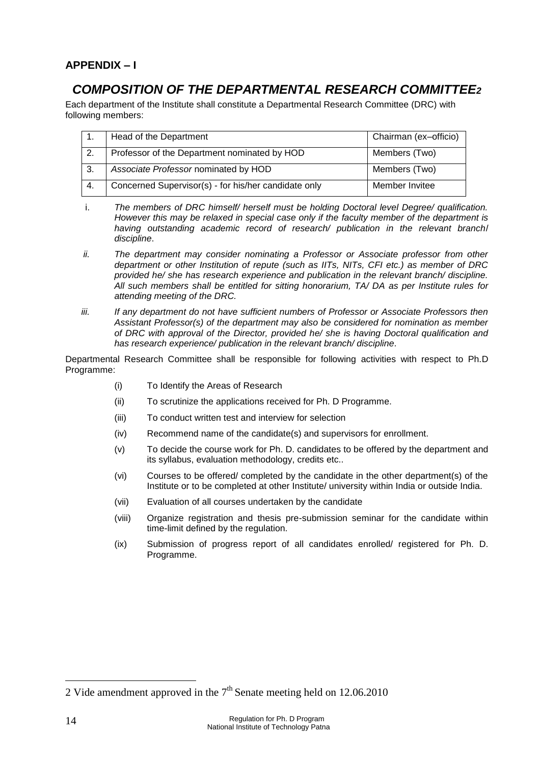**APPENDIX – I**

## ***COMPOSITION OF THE DEPARTMENTAL RESEARCH COMMITTEE[2]***

Each department of the Institute shall constitute a Departmental Research Committee (DRC) with following members:

| | | |
|---|---|---|
| 1. | Head of the Department | Chairman (ex–officio) |
| 2. | Professor of the Department nominated by HOD | Members (Two) |
| 3. | *Associate Professor* nominated by HOD | Members (Two) |
| 4. | Concerned Supervisor(s) - for his/her candidate only | Member Invitee |

i. *The members of DRC himself/ herself must be holding Doctoral level Degree/ qualification. However this may be relaxed in special case only if the faculty member of the department is having outstanding academic record of research/ publication in the relevant branch/ discipline*.

ii. *The department may consider nominating a Professor or Associate professor from other department or other Institution of repute (such as IITs, NITs, CFI etc.) as member of DRC provided he/ she has research experience and publication in the relevant branch/ discipline. All such members shall be entitled for sitting honorarium, TA/ DA as per Institute rules for attending meeting of the DRC.*

iii. *If any department do not have sufficient numbers of Professor or Associate Professors then Assistant Professor(s) of the department may also be considered for nomination as member of DRC with approval of the Director, provided he/ she is having Doctoral qualification and has research experience/ publication in the relevant branch/ discipline*.

Departmental Research Committee shall be responsible for following activities with respect to Ph.D Programme:

(i) To Identify the Areas of Research

(ii) To scrutinize the applications received for Ph. D Programme.

(iii) To conduct written test and interview for selection

(iv) Recommend name of the candidate(s) and supervisors for enrollment.

(v) To decide the course work for Ph. D. candidates to be offered by the department and its syllabus, evaluation methodology, credits etc..

(vi) Courses to be offered/ completed by the candidate in the other department(s) of the Institute or to be completed at other Institute/ university within India or outside India.

(vii) Evaluation of all courses undertaken by the candidate

(viii) Organize registration and thesis pre-submission seminar for the candidate within time-limit defined by the regulation.

(ix) Submission of progress report of all candidates enrolled/ registered for Ph. D. Programme.

---

2 Vide amendment approved in the 7th Senate meeting held on 12.06.2010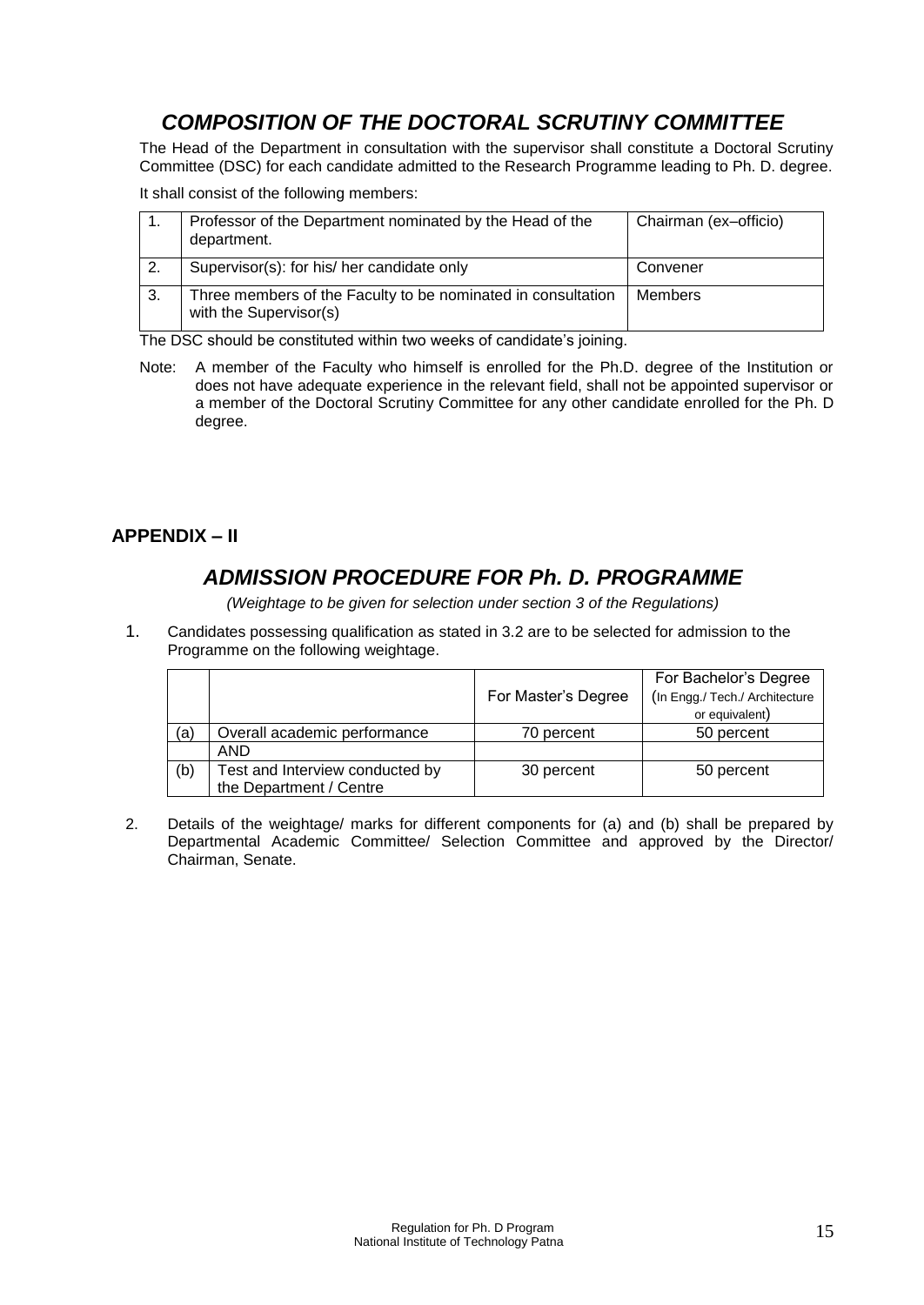## *COMPOSITION OF THE DOCTORAL SCRUTINY COMMITTEE*

The Head of the Department in consultation with the supervisor shall constitute a Doctoral Scrutiny Committee (DSC) for each candidate admitted to the Research Programme leading to Ph. D. degree.

It shall consist of the following members:

| | | |
|---|---|---|
| 1. | Professor of the Department nominated by the Head of the department. | Chairman (ex–officio) |
| 2. | Supervisor(s): for his/ her candidate only | Convener |
| 3. | Three members of the Faculty to be nominated in consultation with the Supervisor(s) | Members |

The DSC should be constituted within two weeks of candidate's joining.

Note: A member of the Faculty who himself is enrolled for the Ph.D. degree of the Institution or does not have adequate experience in the relevant field, shall not be appointed supervisor or a member of the Doctoral Scrutiny Committee for any other candidate enrolled for the Ph. D degree.

### APPENDIX – II

## *ADMISSION PROCEDURE FOR Ph. D. PROGRAMME*

*(Weightage to be given for selection under section 3 of the Regulations)*

1. Candidates possessing qualification as stated in 3.2 are to be selected for admission to the Programme on the following weightage.

| | | For Master's Degree | For Bachelor's Degree (In Engg./ Tech./ Architecture or equivalent) |
|---|---|---|---|
| (a) | Overall academic performance | 70 percent | 50 percent |
| | AND | | |
| (b) | Test and Interview conducted by the Department / Centre | 30 percent | 50 percent |

2. Details of the weightage/ marks for different components for (a) and (b) shall be prepared by Departmental Academic Committee/ Selection Committee and approved by the Director/ Chairman, Senate.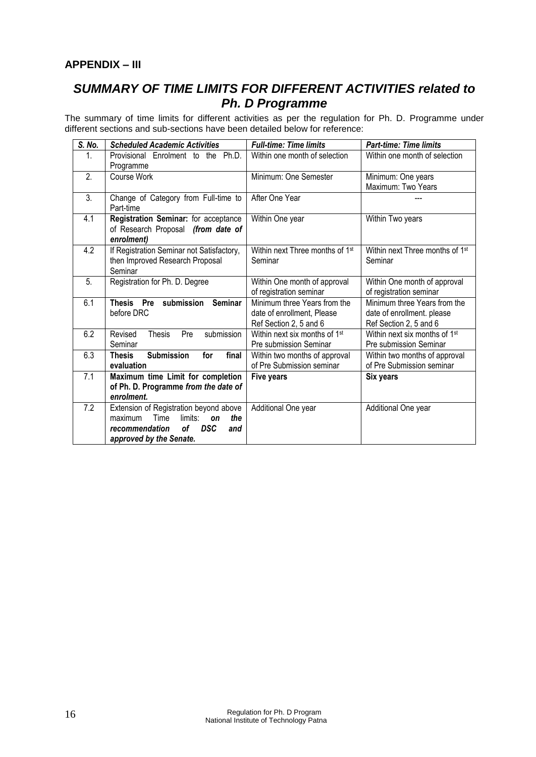**APPENDIX – III**

## *SUMMARY OF TIME LIMITS FOR DIFFERENT ACTIVITIES related to Ph. D Programme*

The summary of time limits for different activities as per the regulation for Ph. D. Programme under different sections and sub-sections have been detailed below for reference:

| *S. No.* | *Scheduled Academic Activities* | *Full-time: Time limits* | *Part-time: Time limits* |
|---|---|---|---|
| 1. | Provisional Enrolment to the Ph.D. Programme | Within one month of selection | Within one month of selection |
| 2. | Course Work | Minimum: One Semester | Minimum: One years<br>Maximum: Two Years |
| 3. | Change of Category from Full-time to Part-time | After One Year | --- |
| 4.1 | **Registration Seminar:** for acceptance of Research Proposal ***(from date of enrolment)*** | Within One year | Within Two years |
| 4.2 | If Registration Seminar not Satisfactory, then Improved Research Proposal Seminar | Within next Three months of 1st Seminar | Within next Three months of 1st Seminar |
| 5. | Registration for Ph. D. Degree | Within One month of approval of registration seminar | Within One month of approval of registration seminar |
| 6.1 | **Thesis Pre submission Seminar** before DRC | Minimum three Years from the date of enrollment, Please Ref Section 2, 5 and 6 | Minimum three Years from the date of enrollment. please Ref Section 2, 5 and 6 |
| 6.2 | Revised Thesis Pre submission Seminar | Within next six months of 1st Pre submission Seminar | Within next six months of 1st Pre submission Seminar |
| 6.3 | **Thesis Submission for final evaluation** | Within two months of approval of Pre Submission seminar | Within two months of approval of Pre Submission seminar |
| 7.1 | **Maximum time Limit for completion of Ph. D. Programme *from the date of enrolment.*** | **Five years** | **Six years** |
| 7.2 | Extension of Registration beyond above maximum Time limits: ***on the recommendation of DSC and approved by the Senate.*** | Additional One year | Additional One year |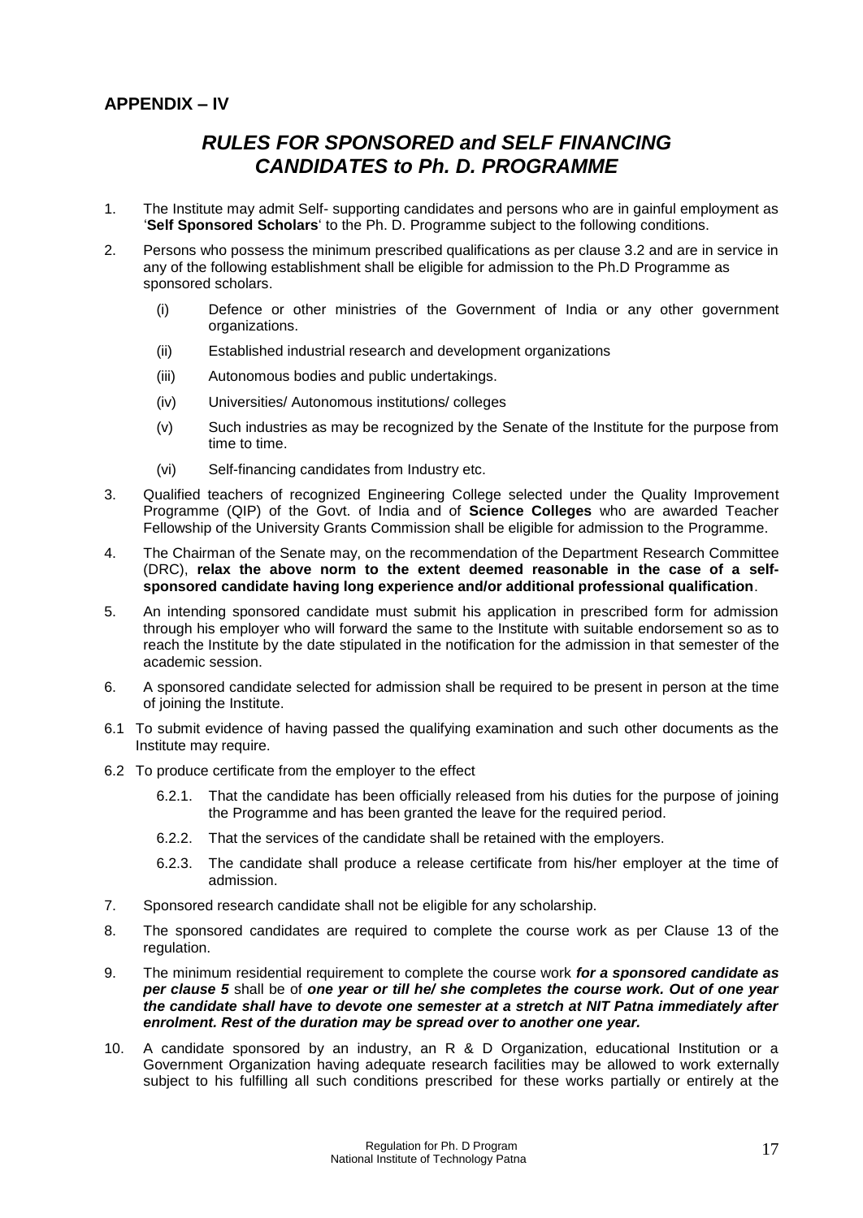## APPENDIX – IV

# *RULES FOR SPONSORED and SELF FINANCING CANDIDATES to Ph. D. PROGRAMME*

1. The Institute may admit Self- supporting candidates and persons who are in gainful employment as '**Self Sponsored Scholars**' to the Ph. D. Programme subject to the following conditions.

2. Persons who possess the minimum prescribed qualifications as per clause 3.2 and are in service in any of the following establishment shall be eligible for admission to the Ph.D Programme as sponsored scholars.

   (i) Defence or other ministries of the Government of India or any other government organizations.

   (ii) Established industrial research and development organizations

   (iii) Autonomous bodies and public undertakings.

   (iv) Universities/ Autonomous institutions/ colleges

   (v) Such industries as may be recognized by the Senate of the Institute for the purpose from time to time.

   (vi) Self-financing candidates from Industry etc.

3. Qualified teachers of recognized Engineering College selected under the Quality Improvement Programme (QIP) of the Govt. of India and of **Science Colleges** who are awarded Teacher Fellowship of the University Grants Commission shall be eligible for admission to the Programme.

4. The Chairman of the Senate may, on the recommendation of the Department Research Committee (DRC), **relax the above norm to the extent deemed reasonable in the case of a self-sponsored candidate having long experience and/or additional professional qualification**.

5. An intending sponsored candidate must submit his application in prescribed form for admission through his employer who will forward the same to the Institute with suitable endorsement so as to reach the Institute by the date stipulated in the notification for the admission in that semester of the academic session.

6. A sponsored candidate selected for admission shall be required to be present in person at the time of joining the Institute.

6.1 To submit evidence of having passed the qualifying examination and such other documents as the Institute may require.

6.2 To produce certificate from the employer to the effect

   6.2.1. That the candidate has been officially released from his duties for the purpose of joining the Programme and has been granted the leave for the required period.

   6.2.2. That the services of the candidate shall be retained with the employers.

   6.2.3. The candidate shall produce a release certificate from his/her employer at the time of admission.

7. Sponsored research candidate shall not be eligible for any scholarship.

8. The sponsored candidates are required to complete the course work as per Clause 13 of the regulation.

9. The minimum residential requirement to complete the course work ***for a sponsored candidate as per clause 5*** shall be of ***one year or till he/ she completes the course work. Out of one year the candidate shall have to devote one semester at a stretch at NIT Patna immediately after enrolment. Rest of the duration may be spread over to another one year.***

10. A candidate sponsored by an industry, an R & D Organization, educational Institution or a Government Organization having adequate research facilities may be allowed to work externally subject to his fulfilling all such conditions prescribed for these works partially or entirely at the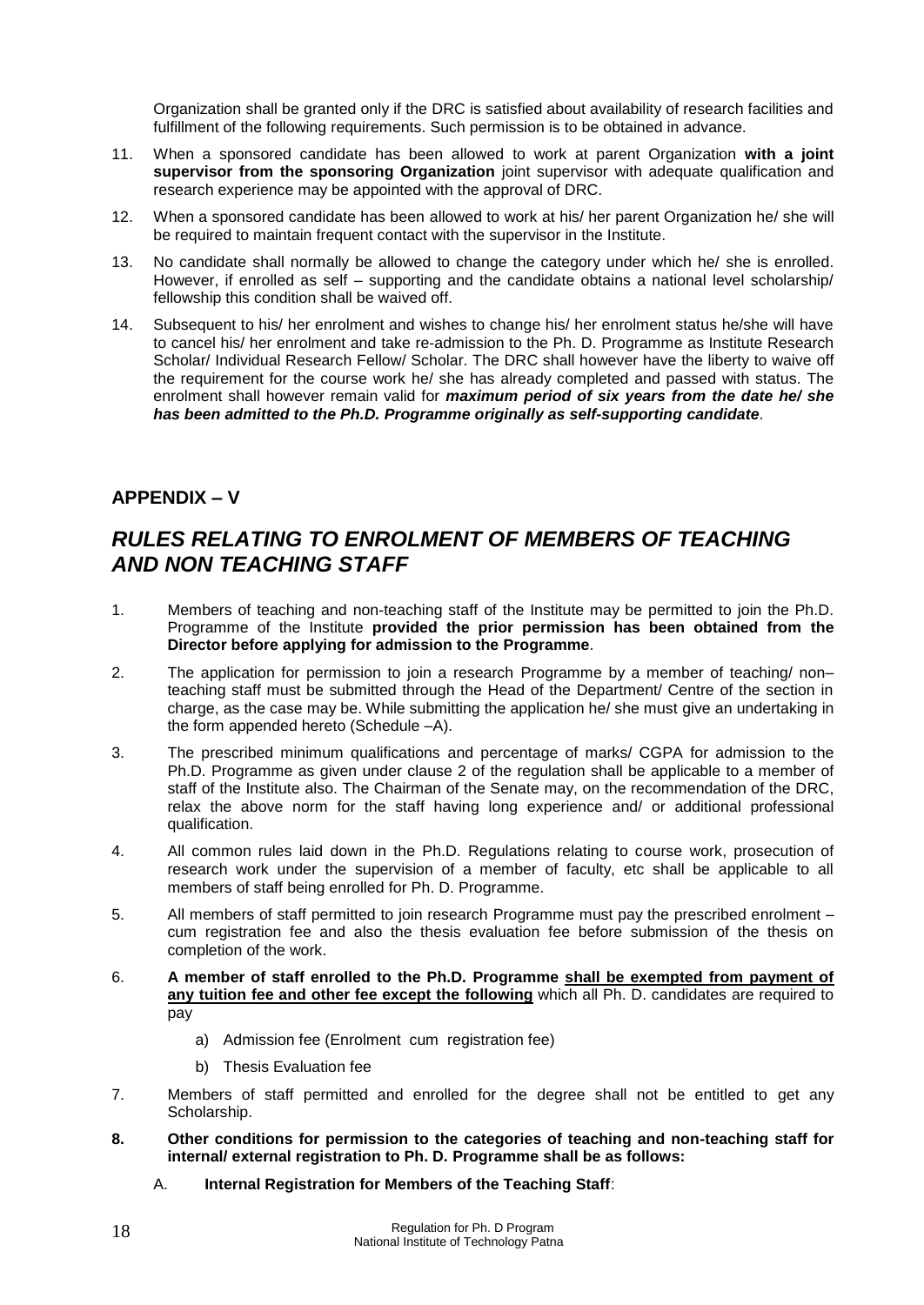Organization shall be granted only if the DRC is satisfied about availability of research facilities and fulfillment of the following requirements. Such permission is to be obtained in advance.

11. When a sponsored candidate has been allowed to work at parent Organization **with a joint supervisor from the sponsoring Organization** joint supervisor with adequate qualification and research experience may be appointed with the approval of DRC.

12. When a sponsored candidate has been allowed to work at his/ her parent Organization he/ she will be required to maintain frequent contact with the supervisor in the Institute.

13. No candidate shall normally be allowed to change the category under which he/ she is enrolled. However, if enrolled as self – supporting and the candidate obtains a national level scholarship/ fellowship this condition shall be waived off.

14. Subsequent to his/ her enrolment and wishes to change his/ her enrolment status he/she will have to cancel his/ her enrolment and take re-admission to the Ph. D. Programme as Institute Research Scholar/ Individual Research Fellow/ Scholar. The DRC shall however have the liberty to waive off the requirement for the course work he/ she has already completed and passed with status. The enrolment shall however remain valid for ***maximum period of six years from the date he/ she has been admitted to the Ph.D. Programme originally as self-supporting candidate***.

## APPENDIX – V

# *RULES RELATING TO ENROLMENT OF MEMBERS OF TEACHING AND NON TEACHING STAFF*

1. Members of teaching and non-teaching staff of the Institute may be permitted to join the Ph.D. Programme of the Institute **provided the prior permission has been obtained from the Director before applying for admission to the Programme**.

2. The application for permission to join a research Programme by a member of teaching/ non–teaching staff must be submitted through the Head of the Department/ Centre of the section in charge, as the case may be. While submitting the application he/ she must give an undertaking in the form appended hereto (Schedule –A).

3. The prescribed minimum qualifications and percentage of marks/ CGPA for admission to the Ph.D. Programme as given under clause 2 of the regulation shall be applicable to a member of staff of the Institute also. The Chairman of the Senate may, on the recommendation of the DRC, relax the above norm for the staff having long experience and/ or additional professional qualification.

4. All common rules laid down in the Ph.D. Regulations relating to course work, prosecution of research work under the supervision of a member of faculty, etc shall be applicable to all members of staff being enrolled for Ph. D. Programme.

5. All members of staff permitted to join research Programme must pay the prescribed enrolment – cum registration fee and also the thesis evaluation fee before submission of the thesis on completion of the work.

6. **A member of staff enrolled to the Ph.D. Programme shall be exempted from payment of any tuition fee and other fee except the following** which all Ph. D. candidates are required to pay
   a) Admission fee (Enrolment cum registration fee)
   b) Thesis Evaluation fee

7. Members of staff permitted and enrolled for the degree shall not be entitled to get any Scholarship.

8. **Other conditions for permission to the categories of teaching and non-teaching staff for internal/ external registration to Ph. D. Programme shall be as follows:**

   A. **Internal Registration for Members of the Teaching Staff**: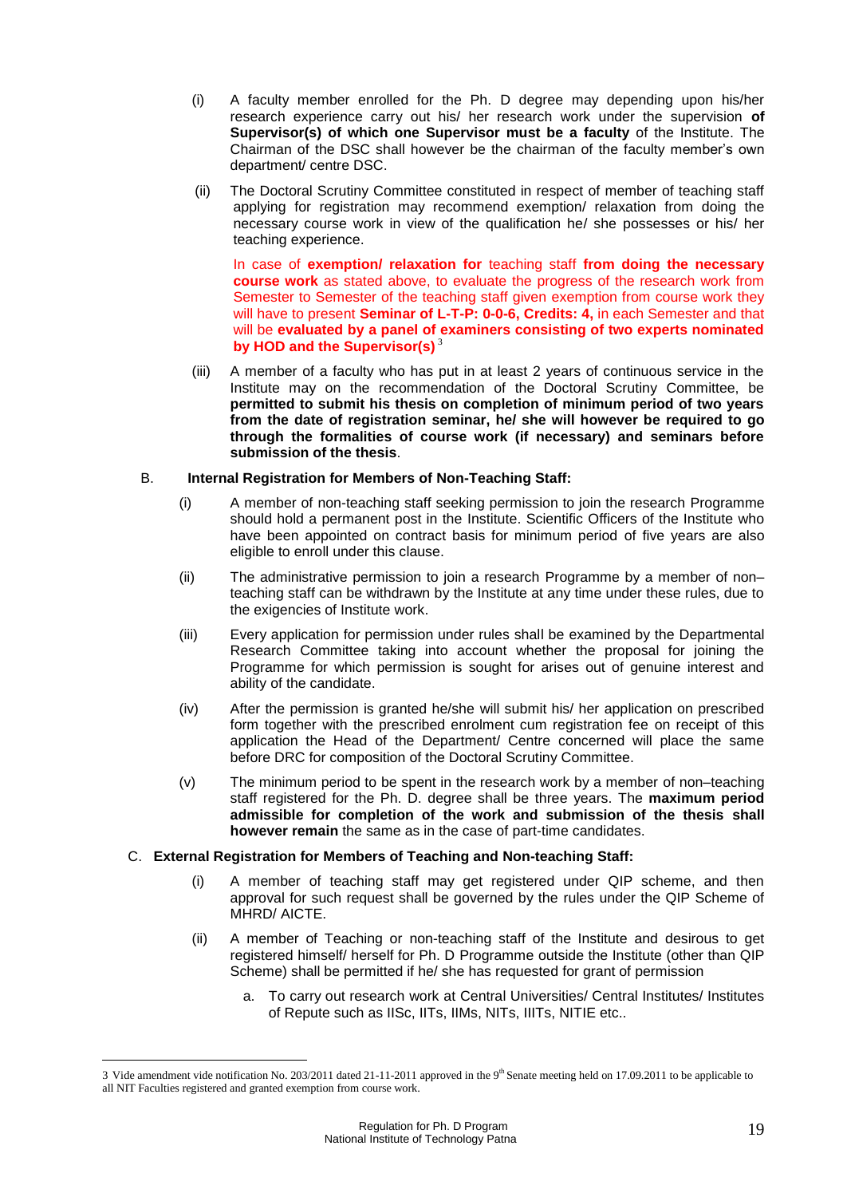(i) A faculty member enrolled for the Ph. D degree may depending upon his/her research experience carry out his/ her research work under the supervision **of Supervisor(s) of which one Supervisor must be a faculty** of the Institute. The Chairman of the DSC shall however be the chairman of the faculty member's own department/ centre DSC.

(ii) The Doctoral Scrutiny Committee constituted in respect of member of teaching staff applying for registration may recommend exemption/ relaxation from doing the necessary course work in view of the qualification he/ she possesses or his/ her teaching experience.

In case of **exemption/ relaxation for** teaching staff **from doing the necessary course work** as stated above, to evaluate the progress of the research work from Semester to Semester of the teaching staff given exemption from course work they will have to present **Seminar of L-T-P: 0-0-6, Credits: 4,** in each Semester and that will be **evaluated by a panel of examiners consisting of two experts nominated by HOD and the Supervisor(s)** [3]

(iii) A member of a faculty who has put in at least 2 years of continuous service in the Institute may on the recommendation of the Doctoral Scrutiny Committee, be **permitted to submit his thesis on completion of minimum period of two years from the date of registration seminar, he/ she will however be required to go through the formalities of course work (if necessary) and seminars before submission of the thesis**.

B. **Internal Registration for Members of Non-Teaching Staff:**

(i) A member of non-teaching staff seeking permission to join the research Programme should hold a permanent post in the Institute. Scientific Officers of the Institute who have been appointed on contract basis for minimum period of five years are also eligible to enroll under this clause.

(ii) The administrative permission to join a research Programme by a member of non–teaching staff can be withdrawn by the Institute at any time under these rules, due to the exigencies of Institute work.

(iii) Every application for permission under rules shall be examined by the Departmental Research Committee taking into account whether the proposal for joining the Programme for which permission is sought for arises out of genuine interest and ability of the candidate.

(iv) After the permission is granted he/she will submit his/ her application on prescribed form together with the prescribed enrolment cum registration fee on receipt of this application the Head of the Department/ Centre concerned will place the same before DRC for composition of the Doctoral Scrutiny Committee.

(v) The minimum period to be spent in the research work by a member of non–teaching staff registered for the Ph. D. degree shall be three years. The **maximum period admissible for completion of the work and submission of the thesis shall however remain** the same as in the case of part-time candidates.

C. **External Registration for Members of Teaching and Non-teaching Staff:**

(i) A member of teaching staff may get registered under QIP scheme, and then approval for such request shall be governed by the rules under the QIP Scheme of MHRD/ AICTE.

(ii) A member of Teaching or non-teaching staff of the Institute and desirous to get registered himself/ herself for Ph. D Programme outside the Institute (other than QIP Scheme) shall be permitted if he/ she has requested for grant of permission

a. To carry out research work at Central Universities/ Central Institutes/ Institutes of Repute such as IISc, IITs, IIMs, NITs, IIITs, NITIE etc..

---

3 Vide amendment vide notification No. 203/2011 dated 21-11-2011 approved in the 9th Senate meeting held on 17.09.2011 to be applicable to all NIT Faculties registered and granted exemption from course work.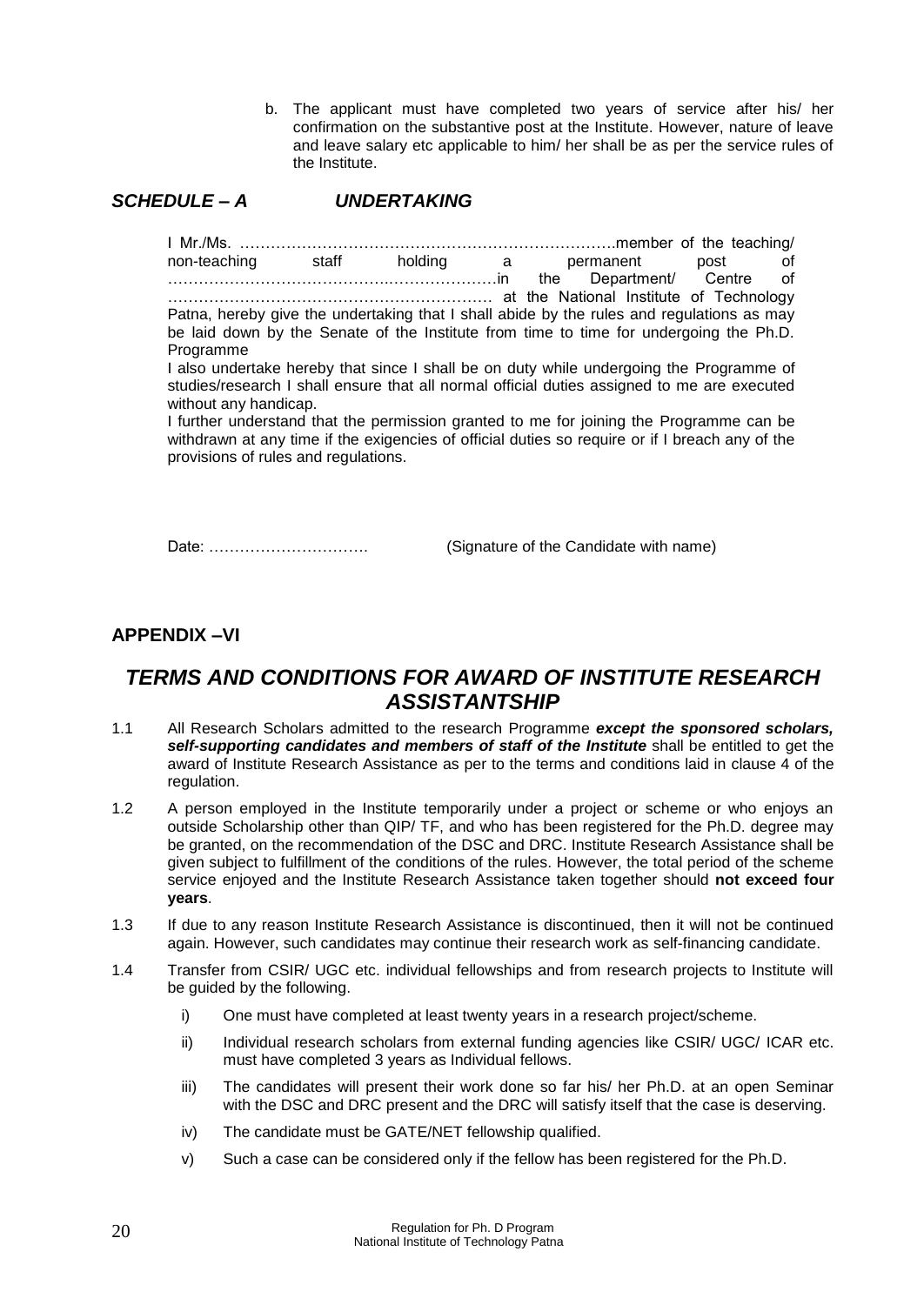b. The applicant must have completed two years of service after his/ her confirmation on the substantive post at the Institute. However, nature of leave and leave salary etc applicable to him/ her shall be as per the service rules of the Institute.

### *SCHEDULE – A UNDERTAKING*

I Mr./Ms. ……………………………………………………………….member of the teaching/ non-teaching staff holding a permanent post of ………………………………….…………………in the Department/ Centre of ……………………………………………………… at the National Institute of Technology Patna, hereby give the undertaking that I shall abide by the rules and regulations as may be laid down by the Senate of the Institute from time to time for undergoing the Ph.D. Programme

I also undertake hereby that since I shall be on duty while undergoing the Programme of studies/research I shall ensure that all normal official duties assigned to me are executed without any handicap.

I further understand that the permission granted to me for joining the Programme can be withdrawn at any time if the exigencies of official duties so require or if I breach any of the provisions of rules and regulations.

Date: …………………………. (Signature of the Candidate with name)

## APPENDIX –VI

## *TERMS AND CONDITIONS FOR AWARD OF INSTITUTE RESEARCH ASSISTANTSHIP*

1.1 All Research Scholars admitted to the research Programme ***except the sponsored scholars, self-supporting candidates and members of staff of the Institute*** shall be entitled to get the award of Institute Research Assistance as per to the terms and conditions laid in clause 4 of the regulation.

1.2 A person employed in the Institute temporarily under a project or scheme or who enjoys an outside Scholarship other than QIP/ TF, and who has been registered for the Ph.D. degree may be granted, on the recommendation of the DSC and DRC. Institute Research Assistance shall be given subject to fulfillment of the conditions of the rules. However, the total period of the scheme service enjoyed and the Institute Research Assistance taken together should **not exceed four years**.

1.3 If due to any reason Institute Research Assistance is discontinued, then it will not be continued again. However, such candidates may continue their research work as self-financing candidate.

1.4 Transfer from CSIR/ UGC etc. individual fellowships and from research projects to Institute will be guided by the following.

i) One must have completed at least twenty years in a research project/scheme.

ii) Individual research scholars from external funding agencies like CSIR/ UGC/ ICAR etc. must have completed 3 years as Individual fellows.

iii) The candidates will present their work done so far his/ her Ph.D. at an open Seminar with the DSC and DRC present and the DRC will satisfy itself that the case is deserving.

iv) The candidate must be GATE/NET fellowship qualified.

v) Such a case can be considered only if the fellow has been registered for the Ph.D.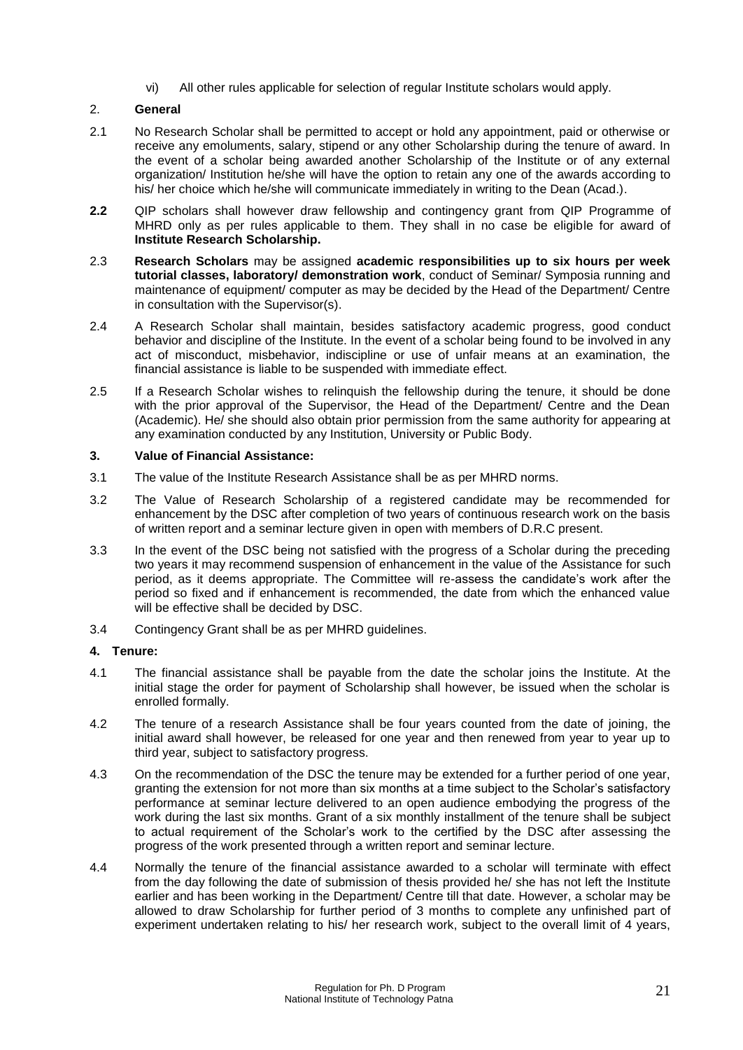vi) All other rules applicable for selection of regular Institute scholars would apply.

## 2. General

2.1 No Research Scholar shall be permitted to accept or hold any appointment, paid or otherwise or receive any emoluments, salary, stipend or any other Scholarship during the tenure of award. In the event of a scholar being awarded another Scholarship of the Institute or of any external organization/ Institution he/she will have the option to retain any one of the awards according to his/ her choice which he/she will communicate immediately in writing to the Dean (Acad.).

**2.2** QIP scholars shall however draw fellowship and contingency grant from QIP Programme of MHRD only as per rules applicable to them. They shall in no case be eligible for award of **Institute Research Scholarship.**

2.3 **Research Scholars** may be assigned **academic responsibilities up to six hours per week tutorial classes, laboratory/ demonstration work**, conduct of Seminar/ Symposia running and maintenance of equipment/ computer as may be decided by the Head of the Department/ Centre in consultation with the Supervisor(s).

2.4 A Research Scholar shall maintain, besides satisfactory academic progress, good conduct behavior and discipline of the Institute. In the event of a scholar being found to be involved in any act of misconduct, misbehavior, indiscipline or use of unfair means at an examination, the financial assistance is liable to be suspended with immediate effect.

2.5 If a Research Scholar wishes to relinquish the fellowship during the tenure, it should be done with the prior approval of the Supervisor, the Head of the Department/ Centre and the Dean (Academic). He/ she should also obtain prior permission from the same authority for appearing at any examination conducted by any Institution, University or Public Body.

## 3. Value of Financial Assistance:

3.1 The value of the Institute Research Assistance shall be as per MHRD norms.

3.2 The Value of Research Scholarship of a registered candidate may be recommended for enhancement by the DSC after completion of two years of continuous research work on the basis of written report and a seminar lecture given in open with members of D.R.C present.

3.3 In the event of the DSC being not satisfied with the progress of a Scholar during the preceding two years it may recommend suspension of enhancement in the value of the Assistance for such period, as it deems appropriate. The Committee will re-assess the candidate's work after the period so fixed and if enhancement is recommended, the date from which the enhanced value will be effective shall be decided by DSC.

3.4 Contingency Grant shall be as per MHRD guidelines.

## 4. Tenure:

4.1 The financial assistance shall be payable from the date the scholar joins the Institute. At the initial stage the order for payment of Scholarship shall however, be issued when the scholar is enrolled formally.

4.2 The tenure of a research Assistance shall be four years counted from the date of joining, the initial award shall however, be released for one year and then renewed from year to year up to third year, subject to satisfactory progress.

4.3 On the recommendation of the DSC the tenure may be extended for a further period of one year, granting the extension for not more than six months at a time subject to the Scholar's satisfactory performance at seminar lecture delivered to an open audience embodying the progress of the work during the last six months. Grant of a six monthly installment of the tenure shall be subject to actual requirement of the Scholar's work to the certified by the DSC after assessing the progress of the work presented through a written report and seminar lecture.

4.4 Normally the tenure of the financial assistance awarded to a scholar will terminate with effect from the day following the date of submission of thesis provided he/ she has not left the Institute earlier and has been working in the Department/ Centre till that date. However, a scholar may be allowed to draw Scholarship for further period of 3 months to complete any unfinished part of experiment undertaken relating to his/ her research work, subject to the overall limit of 4 years,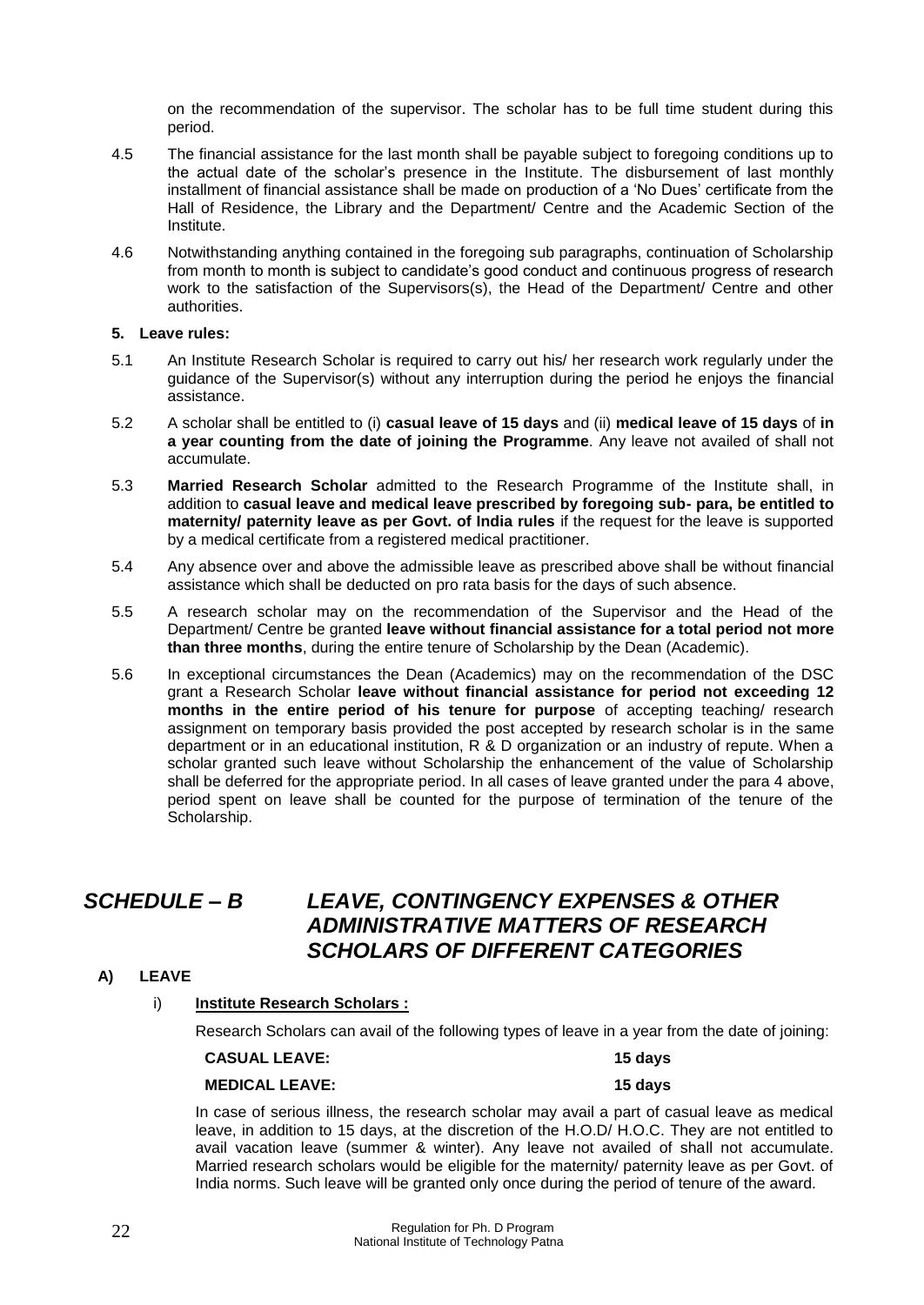on the recommendation of the supervisor. The scholar has to be full time student during this period.

4.5 The financial assistance for the last month shall be payable subject to foregoing conditions up to the actual date of the scholar's presence in the Institute. The disbursement of last monthly installment of financial assistance shall be made on production of a 'No Dues' certificate from the Hall of Residence, the Library and the Department/ Centre and the Academic Section of the Institute.

4.6 Notwithstanding anything contained in the foregoing sub paragraphs, continuation of Scholarship from month to month is subject to candidate's good conduct and continuous progress of research work to the satisfaction of the Supervisors(s), the Head of the Department/ Centre and other authorities.

**5. Leave rules:**

5.1 An Institute Research Scholar is required to carry out his/ her research work regularly under the guidance of the Supervisor(s) without any interruption during the period he enjoys the financial assistance.

5.2 A scholar shall be entitled to (i) **casual leave of 15 days** and (ii) **medical leave of 15 days** of **in a year counting from the date of joining the Programme**. Any leave not availed of shall not accumulate.

5.3 **Married Research Scholar** admitted to the Research Programme of the Institute shall, in addition to **casual leave and medical leave prescribed by foregoing sub- para, be entitled to maternity/ paternity leave as per Govt. of India rules** if the request for the leave is supported by a medical certificate from a registered medical practitioner.

5.4 Any absence over and above the admissible leave as prescribed above shall be without financial assistance which shall be deducted on pro rata basis for the days of such absence.

5.5 A research scholar may on the recommendation of the Supervisor and the Head of the Department/ Centre be granted **leave without financial assistance for a total period not more than three months**, during the entire tenure of Scholarship by the Dean (Academic).

5.6 In exceptional circumstances the Dean (Academics) may on the recommendation of the DSC grant a Research Scholar **leave without financial assistance for period not exceeding 12 months in the entire period of his tenure for purpose** of accepting teaching/ research assignment on temporary basis provided the post accepted by research scholar is in the same department or in an educational institution, R & D organization or an industry of repute. When a scholar granted such leave without Scholarship the enhancement of the value of Scholarship shall be deferred for the appropriate period. In all cases of leave granted under the para 4 above, period spent on leave shall be counted for the purpose of termination of the tenure of the Scholarship.

# *SCHEDULE – B LEAVE, CONTINGENCY EXPENSES & OTHER ADMINISTRATIVE MATTERS OF RESEARCH SCHOLARS OF DIFFERENT CATEGORIES*

**A) LEAVE**

i) **Institute Research Scholars :**

Research Scholars can avail of the following types of leave in a year from the date of joining:

| | |
|---|---|
| **CASUAL LEAVE:** | **15 days** |
| **MEDICAL LEAVE:** | **15 days** |

In case of serious illness, the research scholar may avail a part of casual leave as medical leave, in addition to 15 days, at the discretion of the H.O.D/ H.O.C. They are not entitled to avail vacation leave (summer & winter). Any leave not availed of shall not accumulate. Married research scholars would be eligible for the maternity/ paternity leave as per Govt. of India norms. Such leave will be granted only once during the period of tenure of the award.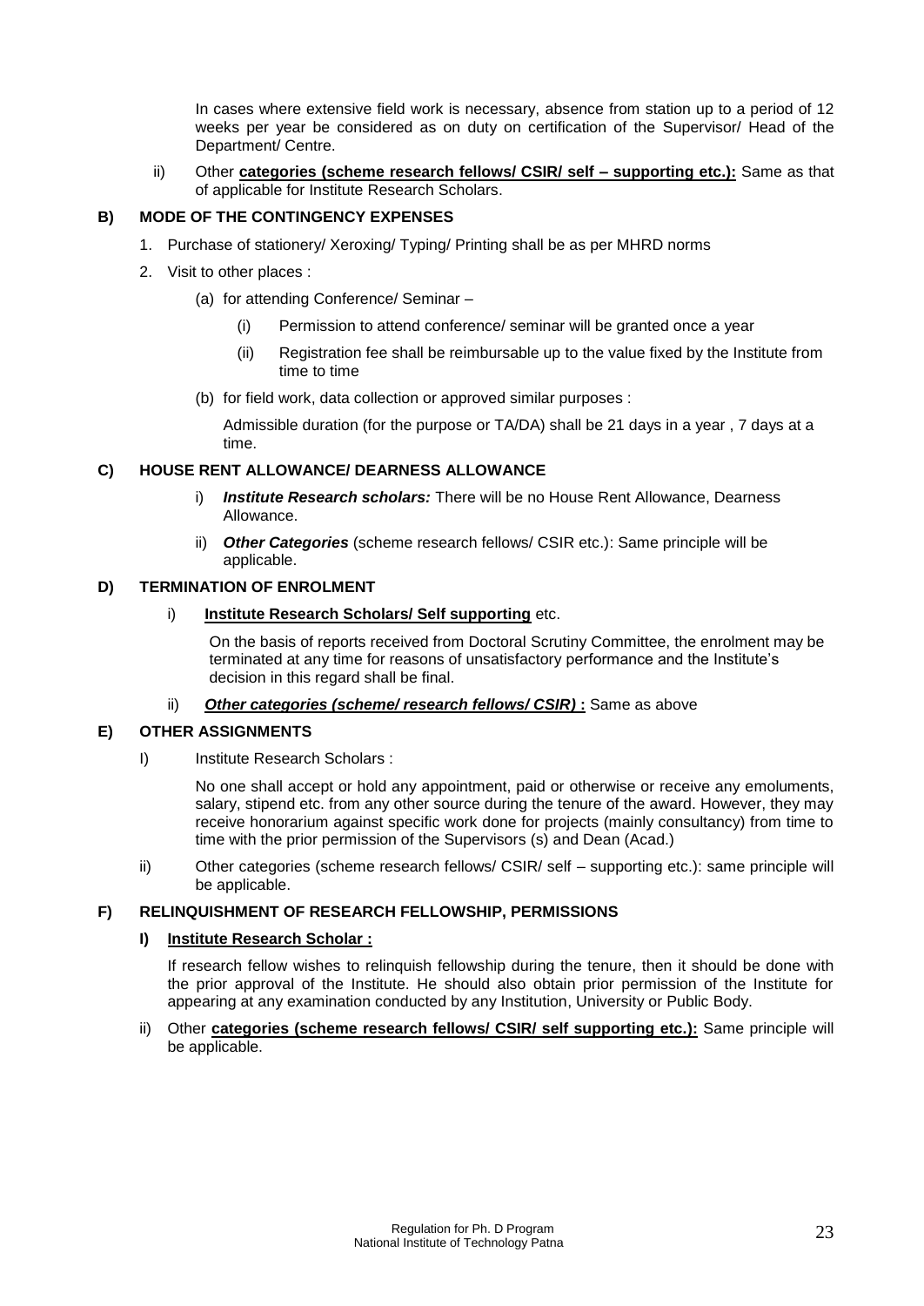In cases where extensive field work is necessary, absence from station up to a period of 12 weeks per year be considered as on duty on certification of the Supervisor/ Head of the Department/ Centre.

ii) Other **categories (scheme research fellows/ CSIR/ self – supporting etc.):** Same as that of applicable for Institute Research Scholars.

### B) MODE OF THE CONTINGENCY EXPENSES

1. Purchase of stationery/ Xeroxing/ Typing/ Printing shall be as per MHRD norms
2. Visit to other places :
   - (a) for attending Conference/ Seminar –
     - (i) Permission to attend conference/ seminar will be granted once a year
     - (ii) Registration fee shall be reimbursable up to the value fixed by the Institute from time to time
   - (b) for field work, data collection or approved similar purposes :

     Admissible duration (for the purpose or TA/DA) shall be 21 days in a year , 7 days at a time.

### C) HOUSE RENT ALLOWANCE/ DEARNESS ALLOWANCE

i) ***Institute Research scholars:*** There will be no House Rent Allowance, Dearness Allowance.

ii) ***Other Categories*** (scheme research fellows/ CSIR etc.): Same principle will be applicable.

### D) TERMINATION OF ENROLMENT

i) **Institute Research Scholars/ Self supporting** etc.

On the basis of reports received from Doctoral Scrutiny Committee, the enrolment may be terminated at any time for reasons of unsatisfactory performance and the Institute's decision in this regard shall be final.

ii) ***Other categories (scheme/ research fellows/ CSIR)*** **:** Same as above

### E) OTHER ASSIGNMENTS

I) Institute Research Scholars :

No one shall accept or hold any appointment, paid or otherwise or receive any emoluments, salary, stipend etc. from any other source during the tenure of the award. However, they may receive honorarium against specific work done for projects (mainly consultancy) from time to time with the prior permission of the Supervisors (s) and Dean (Acad.)

ii) Other categories (scheme research fellows/ CSIR/ self – supporting etc.): same principle will be applicable.

### F) RELINQUISHMENT OF RESEARCH FELLOWSHIP, PERMISSIONS

**I) Institute Research Scholar :**

If research fellow wishes to relinquish fellowship during the tenure, then it should be done with the prior approval of the Institute. He should also obtain prior permission of the Institute for appearing at any examination conducted by any Institution, University or Public Body.

ii) Other **categories (scheme research fellows/ CSIR/ self supporting etc.):** Same principle will be applicable.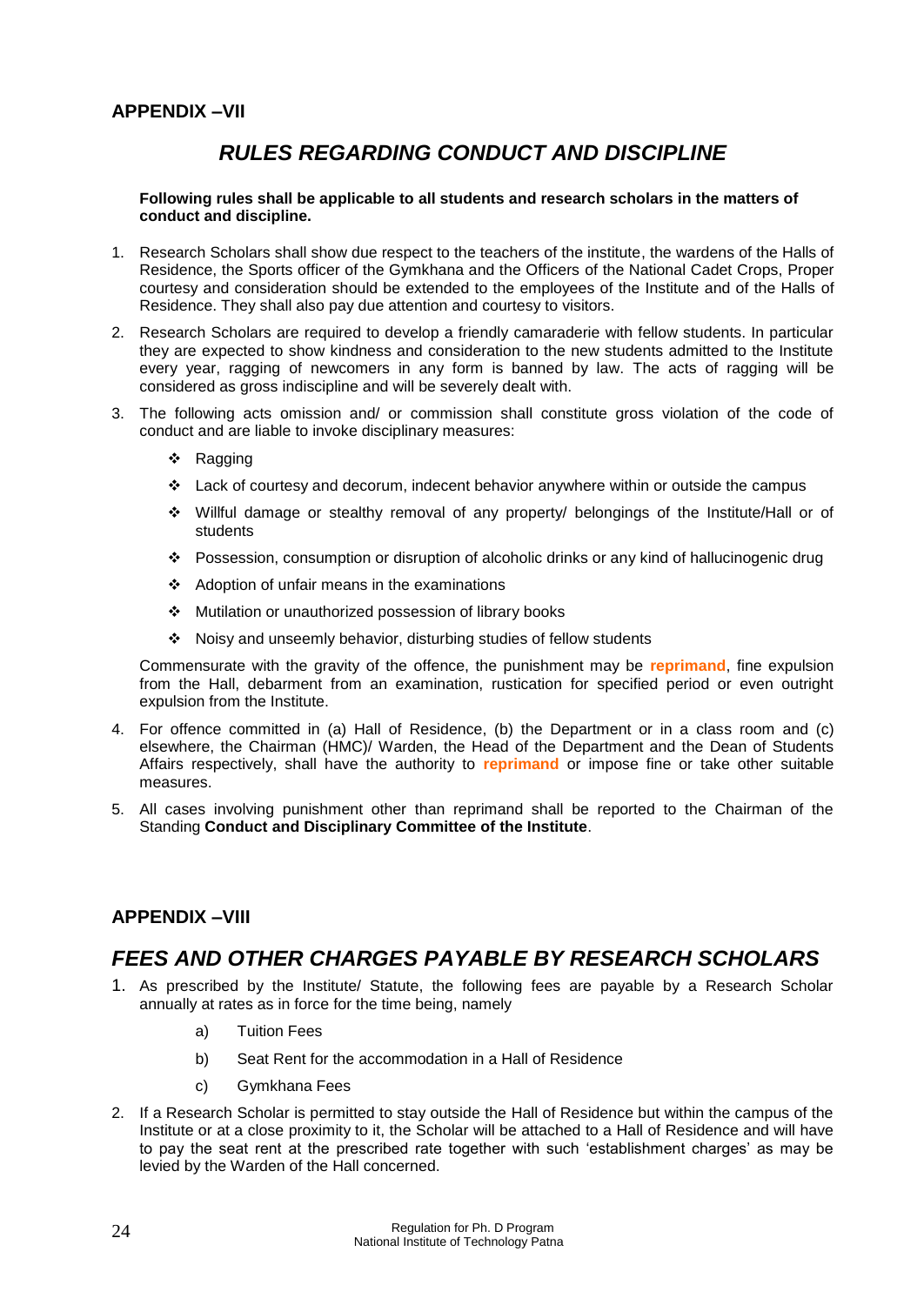## APPENDIX –VII

# *RULES REGARDING CONDUCT AND DISCIPLINE*

**Following rules shall be applicable to all students and research scholars in the matters of conduct and discipline.**

1. Research Scholars shall show due respect to the teachers of the institute, the wardens of the Halls of Residence, the Sports officer of the Gymkhana and the Officers of the National Cadet Crops, Proper courtesy and consideration should be extended to the employees of the Institute and of the Halls of Residence. They shall also pay due attention and courtesy to visitors.

2. Research Scholars are required to develop a friendly camaraderie with fellow students. In particular they are expected to show kindness and consideration to the new students admitted to the Institute every year, ragging of newcomers in any form is banned by law. The acts of ragging will be considered as gross indiscipline and will be severely dealt with.

3. The following acts omission and/ or commission shall constitute gross violation of the code of conduct and are liable to invoke disciplinary measures:

   - Ragging
   - Lack of courtesy and decorum, indecent behavior anywhere within or outside the campus
   - Willful damage or stealthy removal of any property/ belongings of the Institute/Hall or of students
   - Possession, consumption or disruption of alcoholic drinks or any kind of hallucinogenic drug
   - Adoption of unfair means in the examinations
   - Mutilation or unauthorized possession of library books
   - Noisy and unseemly behavior, disturbing studies of fellow students

   Commensurate with the gravity of the offence, the punishment may be **reprimand**, fine expulsion from the Hall, debarment from an examination, rustication for specified period or even outright expulsion from the Institute.

4. For offence committed in (a) Hall of Residence, (b) the Department or in a class room and (c) elsewhere, the Chairman (HMC)/ Warden, the Head of the Department and the Dean of Students Affairs respectively, shall have the authority to **reprimand** or impose fine or take other suitable measures.

5. All cases involving punishment other than reprimand shall be reported to the Chairman of the Standing **Conduct and Disciplinary Committee of the Institute**.

## APPENDIX –VIII

# *FEES AND OTHER CHARGES PAYABLE BY RESEARCH SCHOLARS*

1. As prescribed by the Institute/ Statute, the following fees are payable by a Research Scholar annually at rates as in force for the time being, namely

   a) Tuition Fees

   b) Seat Rent for the accommodation in a Hall of Residence

   c) Gymkhana Fees

2. If a Research Scholar is permitted to stay outside the Hall of Residence but within the campus of the Institute or at a close proximity to it, the Scholar will be attached to a Hall of Residence and will have to pay the seat rent at the prescribed rate together with such 'establishment charges' as may be levied by the Warden of the Hall concerned.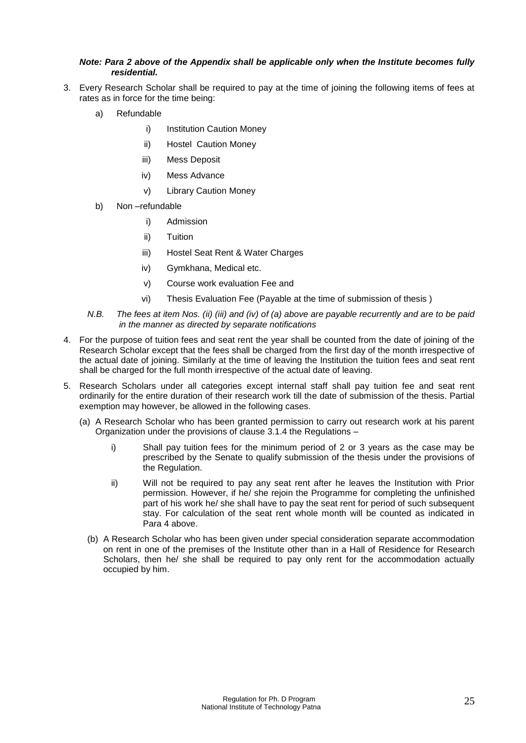***Note: Para 2 above of the Appendix shall be applicable only when the Institute becomes fully residential.***

3. Every Research Scholar shall be required to pay at the time of joining the following items of fees at rates as in force for the time being:

   a) Refundable

      i) Institution Caution Money

      ii) Hostel Caution Money

      iii) Mess Deposit

      iv) Mess Advance

      v) Library Caution Money

   b) Non –refundable

      i) Admission

      ii) Tuition

      iii) Hostel Seat Rent & Water Charges

      iv) Gymkhana, Medical etc.

      v) Course work evaluation Fee and

      vi) Thesis Evaluation Fee (Payable at the time of submission of thesis )

   *N.B. The fees at item Nos. (ii) (iii) and (iv) of (a) above are payable recurrently and are to be paid in the manner as directed by separate notifications*

4. For the purpose of tuition fees and seat rent the year shall be counted from the date of joining of the Research Scholar except that the fees shall be charged from the first day of the month irrespective of the actual date of joining. Similarly at the time of leaving the Institution the tuition fees and seat rent shall be charged for the full month irrespective of the actual date of leaving.

5. Research Scholars under all categories except internal staff shall pay tuition fee and seat rent ordinarily for the entire duration of their research work till the date of submission of the thesis. Partial exemption may however, be allowed in the following cases.

   (a) A Research Scholar who has been granted permission to carry out research work at his parent Organization under the provisions of clause 3.1.4 the Regulations –

      i) Shall pay tuition fees for the minimum period of 2 or 3 years as the case may be prescribed by the Senate to qualify submission of the thesis under the provisions of the Regulation.

      ii) Will not be required to pay any seat rent after he leaves the Institution with Prior permission. However, if he/ she rejoin the Programme for completing the unfinished part of his work he/ she shall have to pay the seat rent for period of such subsequent stay. For calculation of the seat rent whole month will be counted as indicated in Para 4 above.

   (b) A Research Scholar who has been given under special consideration separate accommodation on rent in one of the premises of the Institute other than in a Hall of Residence for Research Scholars, then he/ she shall be required to pay only rent for the accommodation actually occupied by him.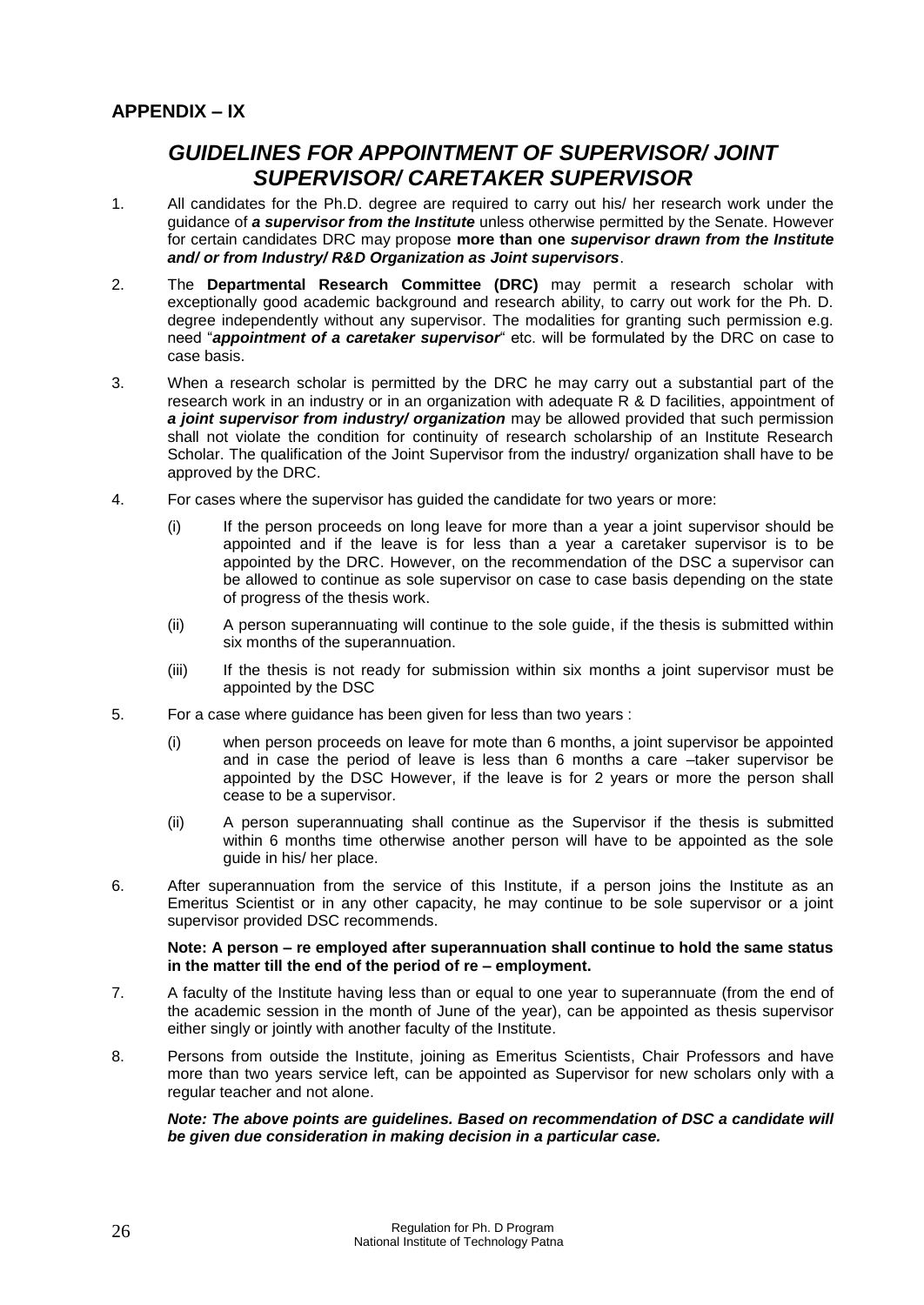## APPENDIX – IX

# *GUIDELINES FOR APPOINTMENT OF SUPERVISOR/ JOINT SUPERVISOR/ CARETAKER SUPERVISOR*

1. All candidates for the Ph.D. degree are required to carry out his/ her research work under the guidance of ***a supervisor from the Institute*** unless otherwise permitted by the Senate. However for certain candidates DRC may propose **more than one *supervisor drawn from the Institute and/ or from Industry/ R&D Organization as Joint supervisors***.

2. The **Departmental Research Committee (DRC)** may permit a research scholar with exceptionally good academic background and research ability, to carry out work for the Ph. D. degree independently without any supervisor. The modalities for granting such permission e.g. need "***appointment of a caretaker supervisor***" etc. will be formulated by the DRC on case to case basis.

3. When a research scholar is permitted by the DRC he may carry out a substantial part of the research work in an industry or in an organization with adequate R & D facilities, appointment of ***a joint supervisor from industry/ organization*** may be allowed provided that such permission shall not violate the condition for continuity of research scholarship of an Institute Research Scholar. The qualification of the Joint Supervisor from the industry/ organization shall have to be approved by the DRC.

4. For cases where the supervisor has guided the candidate for two years or more:

   (i) If the person proceeds on long leave for more than a year a joint supervisor should be appointed and if the leave is for less than a year a caretaker supervisor is to be appointed by the DRC. However, on the recommendation of the DSC a supervisor can be allowed to continue as sole supervisor on case to case basis depending on the state of progress of the thesis work.

   (ii) A person superannuating will continue to the sole guide, if the thesis is submitted within six months of the superannuation.

   (iii) If the thesis is not ready for submission within six months a joint supervisor must be appointed by the DSC

5. For a case where guidance has been given for less than two years :

   (i) when person proceeds on leave for mote than 6 months, a joint supervisor be appointed and in case the period of leave is less than 6 months a care –taker supervisor be appointed by the DSC However, if the leave is for 2 years or more the person shall cease to be a supervisor.

   (ii) A person superannuating shall continue as the Supervisor if the thesis is submitted within 6 months time otherwise another person will have to be appointed as the sole guide in his/ her place.

6. After superannuation from the service of this Institute, if a person joins the Institute as an Emeritus Scientist or in any other capacity, he may continue to be sole supervisor or a joint supervisor provided DSC recommends.

   **Note: A person – re employed after superannuation shall continue to hold the same status in the matter till the end of the period of re – employment.**

7. A faculty of the Institute having less than or equal to one year to superannuate (from the end of the academic session in the month of June of the year), can be appointed as thesis supervisor either singly or jointly with another faculty of the Institute.

8. Persons from outside the Institute, joining as Emeritus Scientists, Chair Professors and have more than two years service left, can be appointed as Supervisor for new scholars only with a regular teacher and not alone.

   ***Note: The above points are guidelines. Based on recommendation of DSC a candidate will be given due consideration in making decision in a particular case.***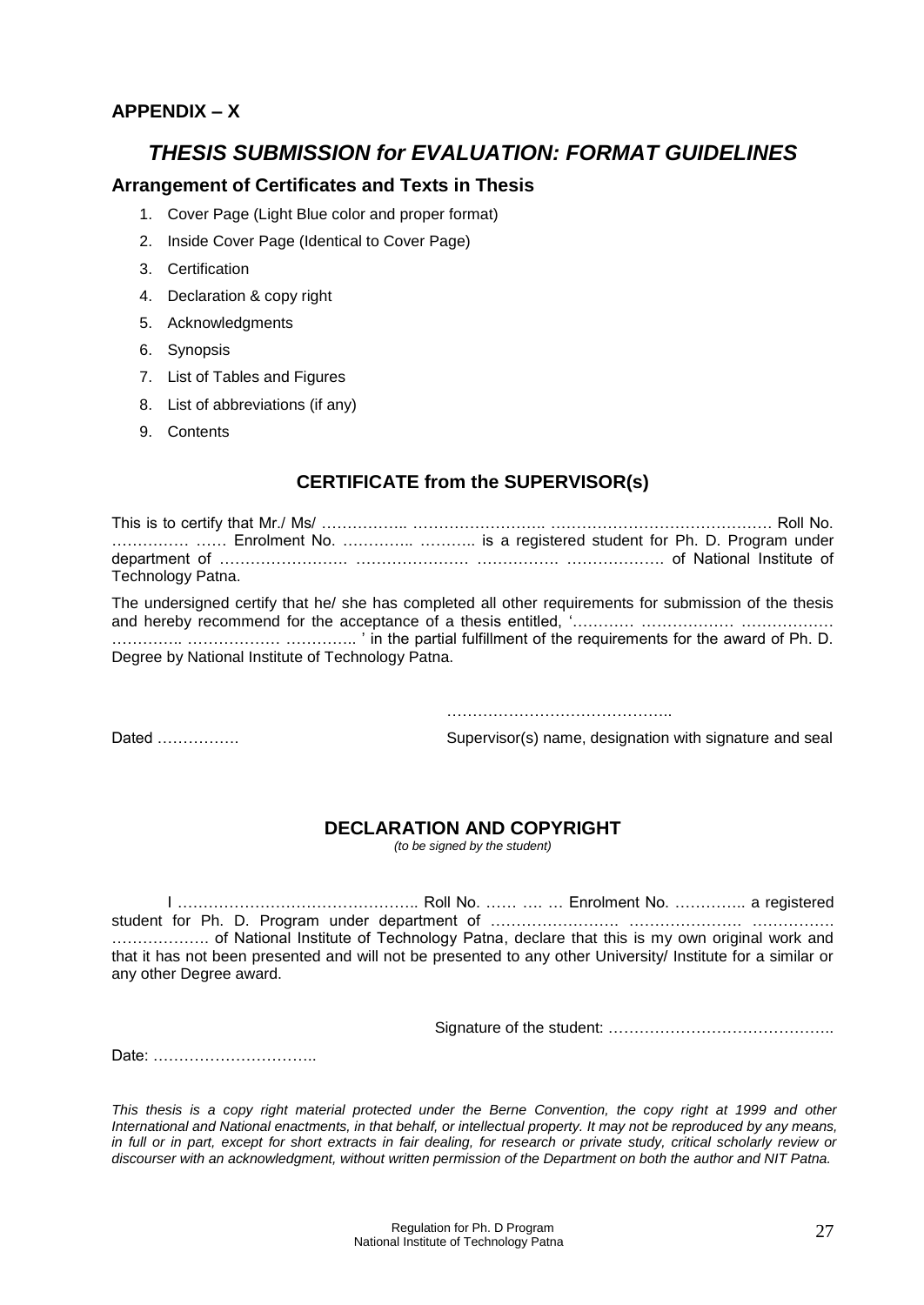**APPENDIX – X**

# *THESIS SUBMISSION for EVALUATION: FORMAT GUIDELINES*

### Arrangement of Certificates and Texts in Thesis

1. Cover Page (Light Blue color and proper format)
2. Inside Cover Page (Identical to Cover Page)
3. Certification
4. Declaration & copy right
5. Acknowledgments
6. Synopsis
7. List of Tables and Figures
8. List of abbreviations (if any)
9. Contents

## CERTIFICATE from the SUPERVISOR(s)

This is to certify that Mr./ Ms/ …………….. …………………….. …………………………………… Roll No. …………… …… Enrolment No. ………….. ……….. is a registered student for Ph. D. Program under department of ……………………. …………………. ……………. ………………. of National Institute of Technology Patna.

The undersigned certify that he/ she has completed all other requirements for submission of the thesis and hereby recommend for the acceptance of a thesis entitled, '………… ……………… ……………… ………….. ……………… ………….. ' in the partial fulfillment of the requirements for the award of Ph. D. Degree by National Institute of Technology Patna.

……………………………………..

Dated …………….                Supervisor(s) name, designation with signature and seal

## DECLARATION AND COPYRIGHT

*(to be signed by the student)*

I ……………………………………….. Roll No. …… …. … Enrolment No. ………….. a registered student for Ph. D. Program under department of ……………………. …………………. ……………. ………………. of National Institute of Technology Patna, declare that this is my own original work and that it has not been presented and will not be presented to any other University/ Institute for a similar or any other Degree award.

Signature of the student: ……………………………………..

Date: …………………………..

*This thesis is a copy right material protected under the Berne Convention, the copy right at 1999 and other International and National enactments, in that behalf, or intellectual property. It may not be reproduced by any means, in full or in part, except for short extracts in fair dealing, for research or private study, critical scholarly review or discourser with an acknowledgment, without written permission of the Department on both the author and NIT Patna.*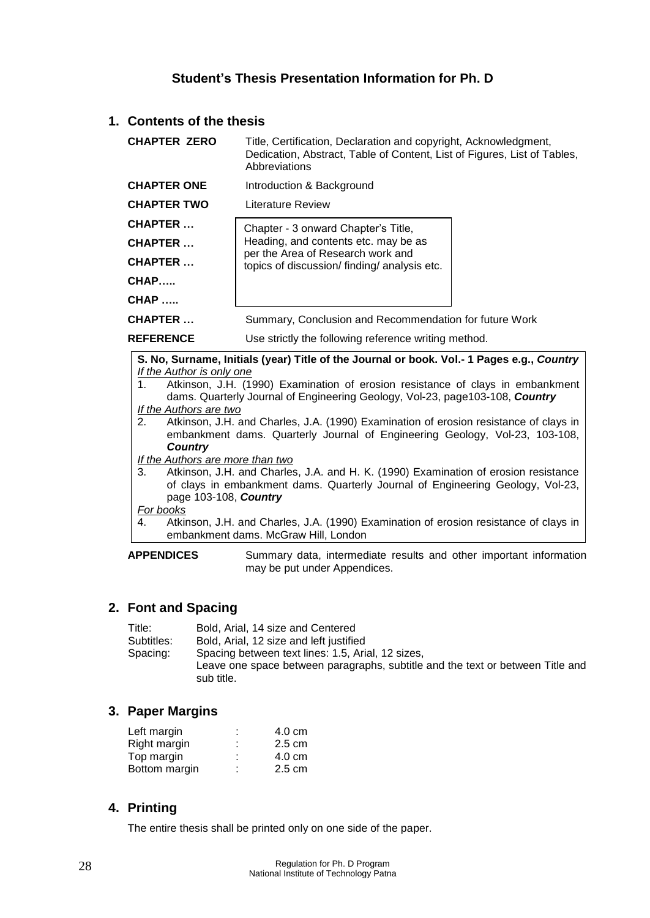## Student's Thesis Presentation Information for Ph. D

### 1. Contents of the thesis

| | |
|---|---|
| **CHAPTER ZERO** | Title, Certification, Declaration and copyright, Acknowledgment, Dedication, Abstract, Table of Content, List of Figures, List of Tables, Abbreviations |
| **CHAPTER ONE** | Introduction & Background |
| **CHAPTER TWO** | Literature Review |
| **CHAPTER …** | Chapter - 3 onward Chapter's Title, Heading, and contents etc. may be as per the Area of Research work and topics of discussion/ finding/ analysis etc. |
| **CHAPTER …** | |
| **CHAPTER …** | |
| **CHAP…..** | |
| **CHAP …..** | |
| **CHAPTER …** | Summary, Conclusion and Recommendation for future Work |
| **REFERENCE** | Use strictly the following reference writing method. |

**S. No, Surname, Initials (year) Title of the Journal or book. Vol.- 1 Pages e.g., *Country***

*If the Author is only one*

1. Atkinson, J.H. (1990) Examination of erosion resistance of clays in embankment dams. Quarterly Journal of Engineering Geology, Vol-23, page103-108, ***Country***

*If the Authors are two*

2. Atkinson, J.H. and Charles, J.A. (1990) Examination of erosion resistance of clays in embankment dams. Quarterly Journal of Engineering Geology, Vol-23, 103-108, ***Country***

*If the Authors are more than two*

3. Atkinson, J.H. and Charles, J.A. and H. K. (1990) Examination of erosion resistance of clays in embankment dams. Quarterly Journal of Engineering Geology, Vol-23, page 103-108, ***Country***

*For books*

4. Atkinson, J.H. and Charles, J.A. (1990) Examination of erosion resistance of clays in embankment dams. McGraw Hill, London

**APPENDICES** Summary data, intermediate results and other important information may be put under Appendices.

### 2. Font and Spacing

| | |
|---|---|
| Title: | Bold, Arial, 14 size and Centered |
| Subtitles: | Bold, Arial, 12 size and left justified |
| Spacing: | Spacing between text lines: 1.5, Arial, 12 sizes, Leave one space between paragraphs, subtitle and the text or between Title and sub title. |

### 3. Paper Margins

| | | |
|---|---|---|
| Left margin | : | 4.0 cm |
| Right margin | : | 2.5 cm |
| Top margin | : | 4.0 cm |
| Bottom margin | : | 2.5 cm |

### 4. Printing

The entire thesis shall be printed only on one side of the paper.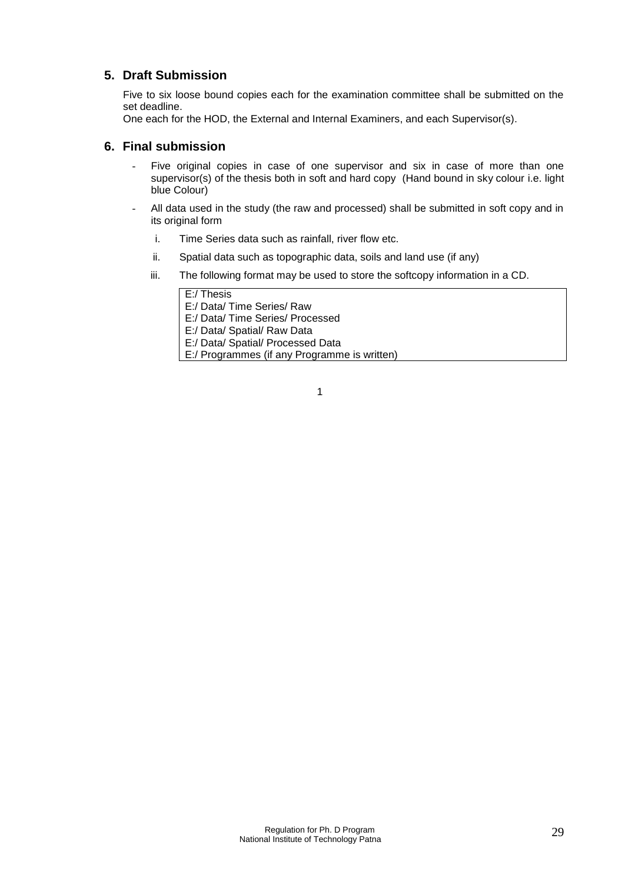## 5. Draft Submission

Five to six loose bound copies each for the examination committee shall be submitted on the set deadline.
One each for the HOD, the External and Internal Examiners, and each Supervisor(s).

## 6. Final submission

- Five original copies in case of one supervisor and six in case of more than one supervisor(s) of the thesis both in soft and hard copy (Hand bound in sky colour i.e. light blue Colour)
- All data used in the study (the raw and processed) shall be submitted in soft copy and in its original form
  - i. Time Series data such as rainfall, river flow etc.
  - ii. Spatial data such as topographic data, soils and land use (if any)
  - iii. The following format may be used to store the softcopy information in a CD.

```
E:/ Thesis
E:/ Data/ Time Series/ Raw
E:/ Data/ Time Series/ Processed
E:/ Data/ Spatial/ Raw Data
E:/ Data/ Spatial/ Processed Data
E:/ Programmes (if any Programme is written)
```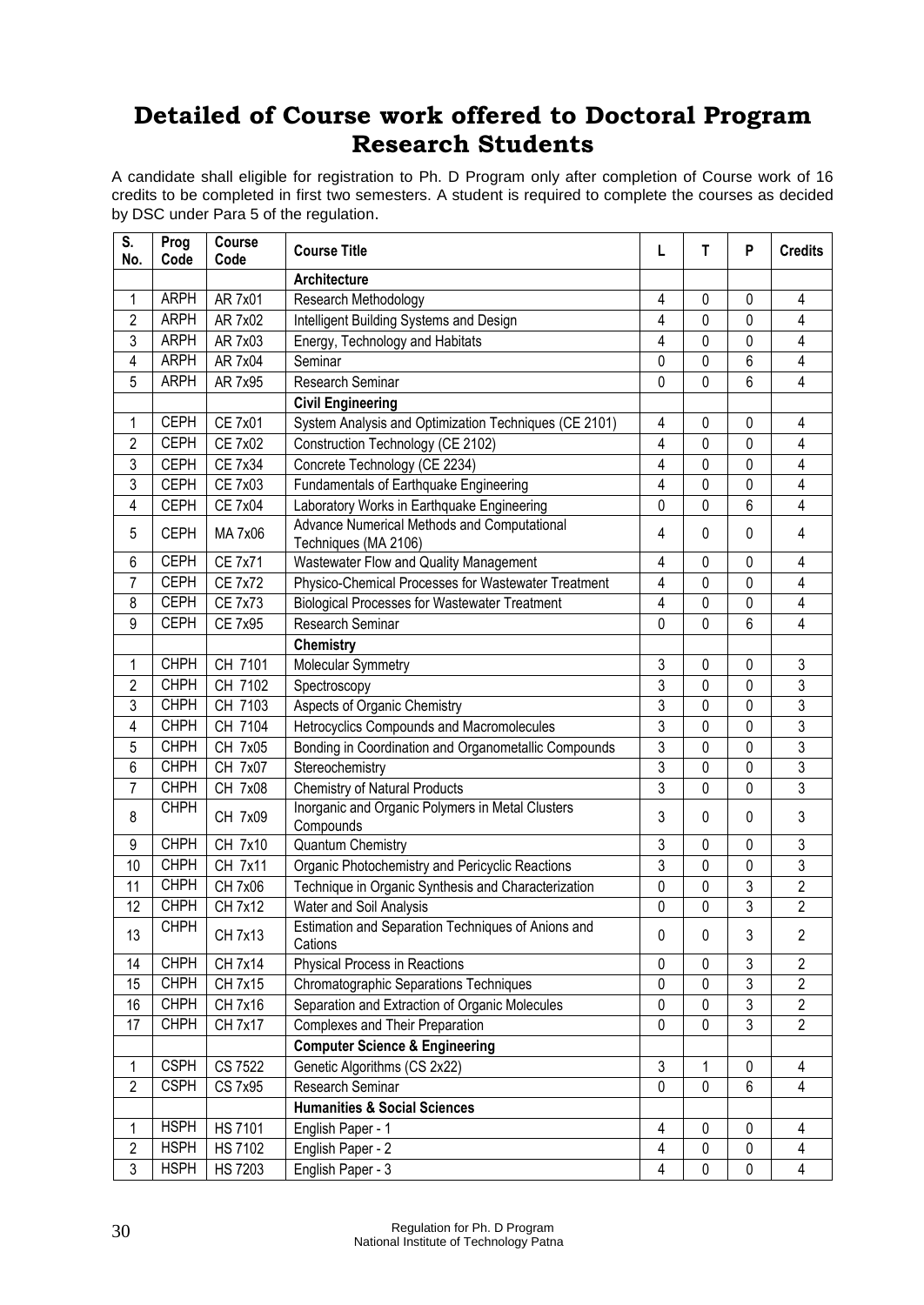# Detailed of Course work offered to Doctoral Program Research Students

A candidate shall eligible for registration to Ph. D Program only after completion of Course work of 16 credits to be completed in first two semesters. A student is required to complete the courses as decided by DSC under Para 5 of the regulation.

| S. No. | Prog Code | Course Code | Course Title | L | T | P | Credits |
|---|---|---|---|---|---|---|---|
| | | | **Architecture** | | | | |
| 1 | ARPH | AR 7x01 | Research Methodology | 4 | 0 | 0 | 4 |
| 2 | ARPH | AR 7x02 | Intelligent Building Systems and Design | 4 | 0 | 0 | 4 |
| 3 | ARPH | AR 7x03 | Energy, Technology and Habitats | 4 | 0 | 0 | 4 |
| 4 | ARPH | AR 7x04 | Seminar | 0 | 0 | 6 | 4 |
| 5 | ARPH | AR 7x95 | Research Seminar | 0 | 0 | 6 | 4 |
| | | | **Civil Engineering** | | | | |
| 1 | CEPH | CE 7x01 | System Analysis and Optimization Techniques (CE 2101) | 4 | 0 | 0 | 4 |
| 2 | CEPH | CE 7x02 | Construction Technology (CE 2102) | 4 | 0 | 0 | 4 |
| 3 | CEPH | CE 7x34 | Concrete Technology (CE 2234) | 4 | 0 | 0 | 4 |
| 3 | CEPH | CE 7x03 | Fundamentals of Earthquake Engineering | 4 | 0 | 0 | 4 |
| 4 | CEPH | CE 7x04 | Laboratory Works in Earthquake Engineering | 0 | 0 | 6 | 4 |
| 5 | CEPH | MA 7x06 | Advance Numerical Methods and Computational Techniques (MA 2106) | 4 | 0 | 0 | 4 |
| 6 | CEPH | CE 7x71 | Wastewater Flow and Quality Management | 4 | 0 | 0 | 4 |
| 7 | CEPH | CE 7x72 | Physico-Chemical Processes for Wastewater Treatment | 4 | 0 | 0 | 4 |
| 8 | CEPH | CE 7x73 | Biological Processes for Wastewater Treatment | 4 | 0 | 0 | 4 |
| 9 | CEPH | CE 7x95 | Research Seminar | 0 | 0 | 6 | 4 |
| | | | **Chemistry** | | | | |
| 1 | CHPH | CH 7101 | Molecular Symmetry | 3 | 0 | 0 | 3 |
| 2 | CHPH | CH 7102 | Spectroscopy | 3 | 0 | 0 | 3 |
| 3 | CHPH | CH 7103 | Aspects of Organic Chemistry | 3 | 0 | 0 | 3 |
| 4 | CHPH | CH 7104 | Hetrocyclics Compounds and Macromolecules | 3 | 0 | 0 | 3 |
| 5 | CHPH | CH 7x05 | Bonding in Coordination and Organometallic Compounds | 3 | 0 | 0 | 3 |
| 6 | CHPH | CH 7x07 | Stereochemistry | 3 | 0 | 0 | 3 |
| 7 | CHPH | CH 7x08 | Chemistry of Natural Products | 3 | 0 | 0 | 3 |
| 8 | CHPH | CH 7x09 | Inorganic and Organic Polymers in Metal Clusters Compounds | 3 | 0 | 0 | 3 |
| 9 | CHPH | CH 7x10 | Quantum Chemistry | 3 | 0 | 0 | 3 |
| 10 | CHPH | CH 7x11 | Organic Photochemistry and Pericyclic Reactions | 3 | 0 | 0 | 3 |
| 11 | CHPH | CH 7x06 | Technique in Organic Synthesis and Characterization | 0 | 0 | 3 | 2 |
| 12 | CHPH | CH 7x12 | Water and Soil Analysis | 0 | 0 | 3 | 2 |
| 13 | CHPH | CH 7x13 | Estimation and Separation Techniques of Anions and Cations | 0 | 0 | 3 | 2 |
| 14 | CHPH | CH 7x14 | Physical Process in Reactions | 0 | 0 | 3 | 2 |
| 15 | CHPH | CH 7x15 | Chromatographic Separations Techniques | 0 | 0 | 3 | 2 |
| 16 | CHPH | CH 7x16 | Separation and Extraction of Organic Molecules | 0 | 0 | 3 | 2 |
| 17 | CHPH | CH 7x17 | Complexes and Their Preparation | 0 | 0 | 3 | 2 |
| | | | **Computer Science & Engineering** | | | | |
| 1 | CSPH | CS 7522 | Genetic Algorithms (CS 2x22) | 3 | 1 | 0 | 4 |
| 2 | CSPH | CS 7x95 | Research Seminar | 0 | 0 | 6 | 4 |
| | | | **Humanities & Social Sciences** | | | | |
| 1 | HSPH | HS 7101 | English Paper - 1 | 4 | 0 | 0 | 4 |
| 2 | HSPH | HS 7102 | English Paper - 2 | 4 | 0 | 0 | 4 |
| 3 | HSPH | HS 7203 | English Paper - 3 | 4 | 0 | 0 | 4 |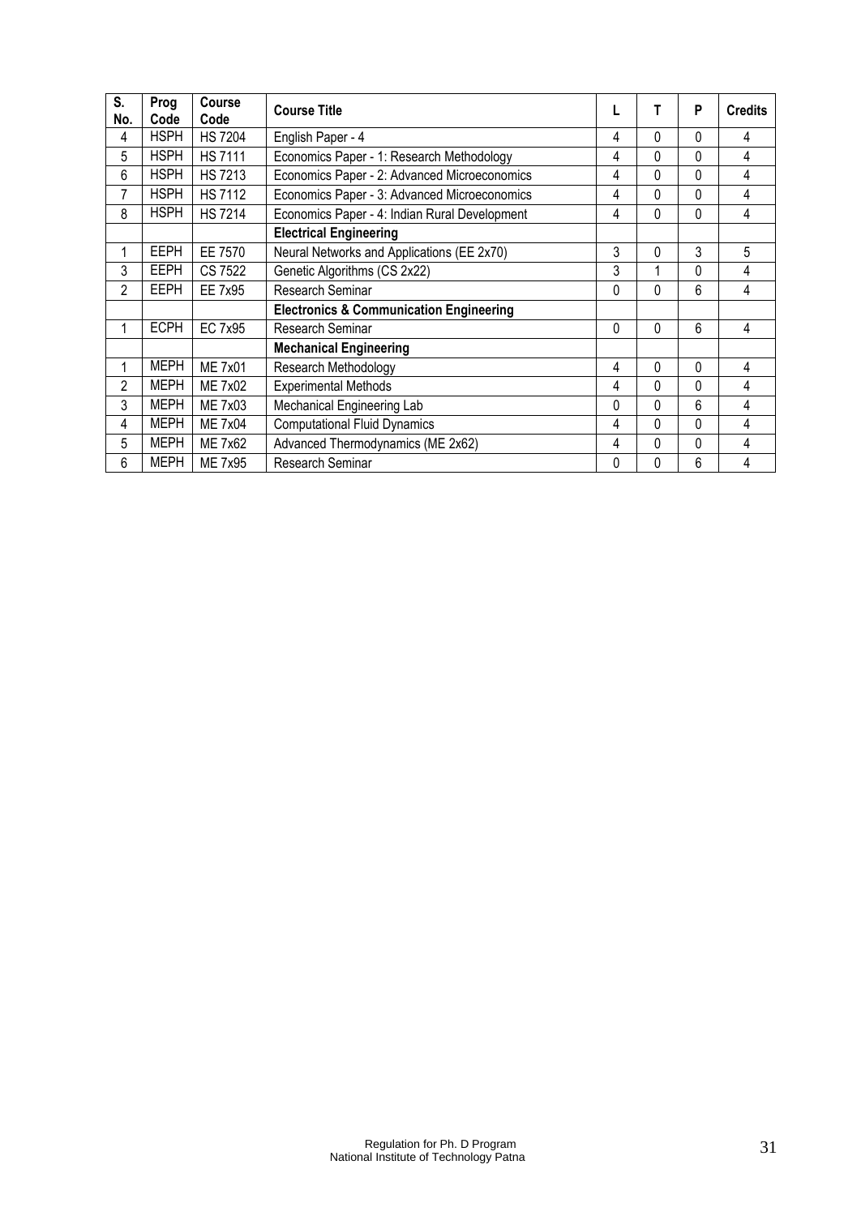| S. No. | Prog Code | Course Code | Course Title | L | T | P | Credits |
|---|---|---|---|---|---|---|---|
| 4 | HSPH | HS 7204 | English Paper - 4 | 4 | 0 | 0 | 4 |
| 5 | HSPH | HS 7111 | Economics Paper - 1: Research Methodology | 4 | 0 | 0 | 4 |
| 6 | HSPH | HS 7213 | Economics Paper - 2: Advanced Microeconomics | 4 | 0 | 0 | 4 |
| 7 | HSPH | HS 7112 | Economics Paper - 3: Advanced Microeconomics | 4 | 0 | 0 | 4 |
| 8 | HSPH | HS 7214 | Economics Paper - 4: Indian Rural Development | 4 | 0 | 0 | 4 |
| | | | **Electrical Engineering** | | | | |
| 1 | EEPH | EE 7570 | Neural Networks and Applications (EE 2x70) | 3 | 0 | 3 | 5 |
| 3 | EEPH | CS 7522 | Genetic Algorithms (CS 2x22) | 3 | 1 | 0 | 4 |
| 2 | EEPH | EE 7x95 | Research Seminar | 0 | 0 | 6 | 4 |
| | | | **Electronics & Communication Engineering** | | | | |
| 1 | ECPH | EC 7x95 | Research Seminar | 0 | 0 | 6 | 4 |
| | | | **Mechanical Engineering** | | | | |
| 1 | MEPH | ME 7x01 | Research Methodology | 4 | 0 | 0 | 4 |
| 2 | MEPH | ME 7x02 | Experimental Methods | 4 | 0 | 0 | 4 |
| 3 | MEPH | ME 7x03 | Mechanical Engineering Lab | 0 | 0 | 6 | 4 |
| 4 | MEPH | ME 7x04 | Computational Fluid Dynamics | 4 | 0 | 0 | 4 |
| 5 | MEPH | ME 7x62 | Advanced Thermodynamics (ME 2x62) | 4 | 0 | 0 | 4 |
| 6 | MEPH | ME 7x95 | Research Seminar | 0 | 0 | 6 | 4 |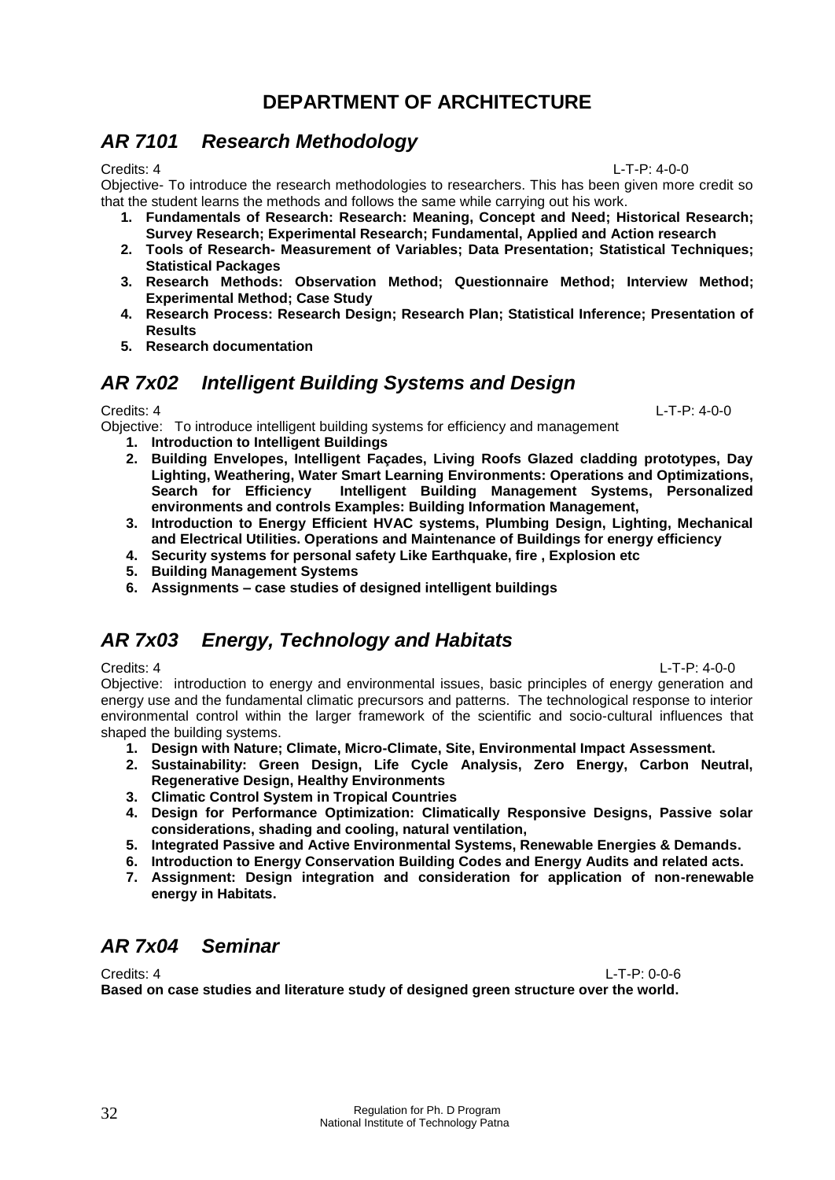# DEPARTMENT OF ARCHITECTURE

## *AR 7101 Research Methodology*

Credits: 4 L-T-P: 4-0-0

Objective- To introduce the research methodologies to researchers. This has been given more credit so that the student learns the methods and follows the same while carrying out his work.

1. **Fundamentals of Research: Research: Meaning, Concept and Need; Historical Research; Survey Research; Experimental Research; Fundamental, Applied and Action research**
2. **Tools of Research- Measurement of Variables; Data Presentation; Statistical Techniques; Statistical Packages**
3. **Research Methods: Observation Method; Questionnaire Method; Interview Method; Experimental Method; Case Study**
4. **Research Process: Research Design; Research Plan; Statistical Inference; Presentation of Results**
5. **Research documentation**

## *AR 7x02 Intelligent Building Systems and Design*

Credits: 4 L-T-P: 4-0-0

Objective: To introduce intelligent building systems for efficiency and management

1. **Introduction to Intelligent Buildings**
2. **Building Envelopes, Intelligent Façades, Living Roofs Glazed cladding prototypes, Day Lighting, Weathering, Water Smart Learning Environments: Operations and Optimizations, Search for Efficiency Intelligent Building Management Systems, Personalized environments and controls Examples: Building Information Management,**
3. **Introduction to Energy Efficient HVAC systems, Plumbing Design, Lighting, Mechanical and Electrical Utilities. Operations and Maintenance of Buildings for energy efficiency**
4. **Security systems for personal safety Like Earthquake, fire , Explosion etc**
5. **Building Management Systems**
6. **Assignments – case studies of designed intelligent buildings**

## *AR 7x03 Energy, Technology and Habitats*

Credits: 4 L-T-P: 4-0-0

Objective: introduction to energy and environmental issues, basic principles of energy generation and energy use and the fundamental climatic precursors and patterns. The technological response to interior environmental control within the larger framework of the scientific and socio-cultural influences that shaped the building systems.

1. **Design with Nature; Climate, Micro-Climate, Site, Environmental Impact Assessment.**
2. **Sustainability: Green Design, Life Cycle Analysis, Zero Energy, Carbon Neutral, Regenerative Design, Healthy Environments**
3. **Climatic Control System in Tropical Countries**
4. **Design for Performance Optimization: Climatically Responsive Designs, Passive solar considerations, shading and cooling, natural ventilation,**
5. **Integrated Passive and Active Environmental Systems, Renewable Energies & Demands.**
6. **Introduction to Energy Conservation Building Codes and Energy Audits and related acts.**
7. **Assignment: Design integration and consideration for application of non-renewable energy in Habitats.**

## *AR 7x04 Seminar*

Credits: 4 L-T-P: 0-0-6

**Based on case studies and literature study of designed green structure over the world.**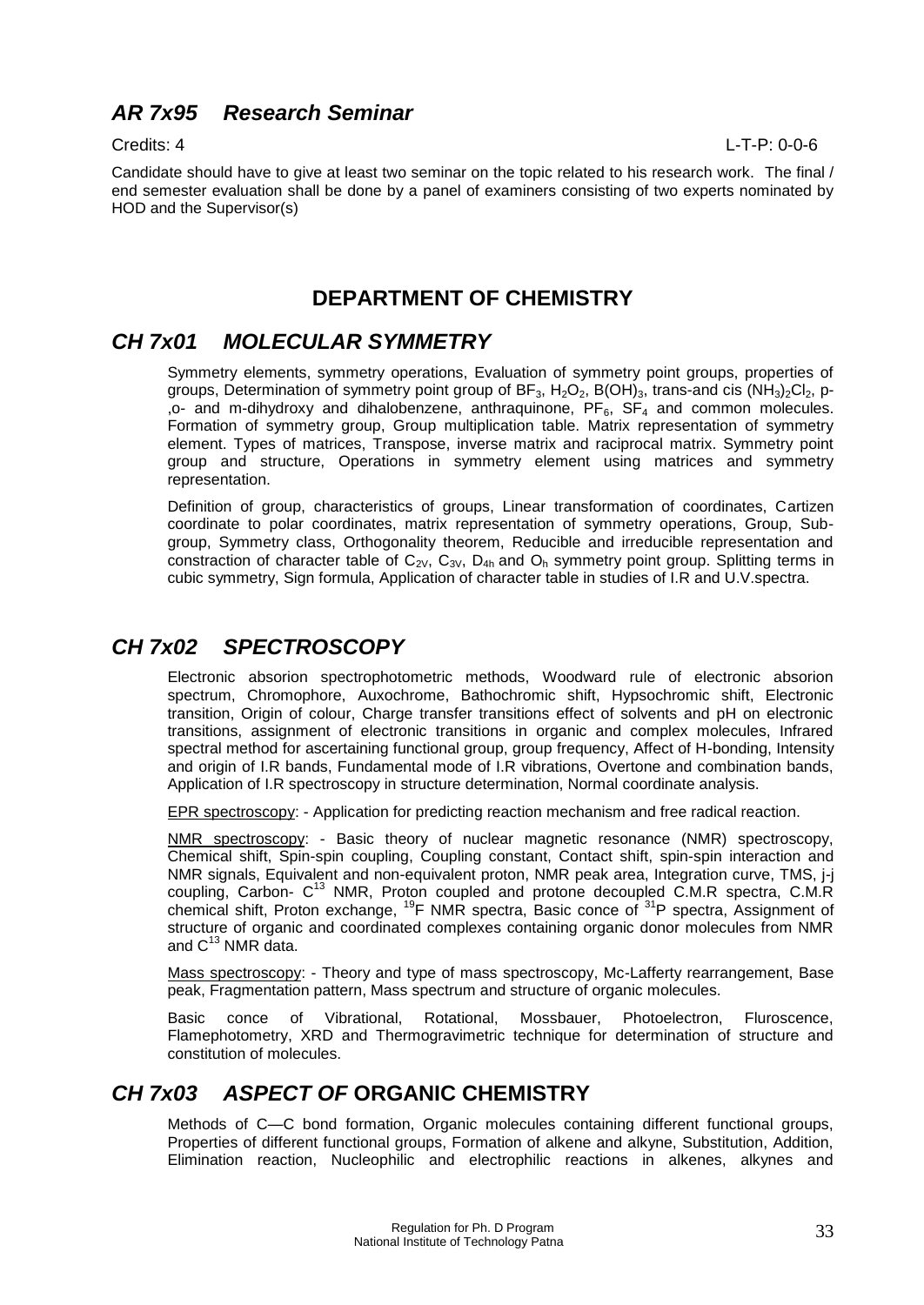## *AR 7x95 Research Seminar*

Credits: 4 L-T-P: 0-0-6

Candidate should have to give at least two seminar on the topic related to his research work. The final / end semester evaluation shall be done by a panel of examiners consisting of two experts nominated by HOD and the Supervisor(s)

# DEPARTMENT OF CHEMISTRY

## *CH 7x01 MOLECULAR SYMMETRY*

Symmetry elements, symmetry operations, Evaluation of symmetry point groups, properties of groups, Determination of symmetry point group of $BF_3$, $H_2O_2$, $B(OH)_3$, trans-and cis $(NH_3)_2Cl_2$, p-,o- and m-dihydroxy and dihalobenzene, anthraquinone, $PF_6$, $SF_4$ and common molecules. Formation of symmetry group, Group multiplication table. Matrix representation of symmetry element. Types of matrices, Transpose, inverse matrix and raciprocal matrix. Symmetry point group and structure, Operations in symmetry element using matrices and symmetry representation.

Definition of group, characteristics of groups, Linear transformation of coordinates, Cartizen coordinate to polar coordinates, matrix representation of symmetry operations, Group, Sub-group, Symmetry class, Orthogonality theorem, Reducible and irreducible representation and constraction of character table of $C_{2V}$, $C_{3V}$, $D_{4h}$ and $O_h$ symmetry point group. Splitting terms in cubic symmetry, Sign formula, Application of character table in studies of I.R and U.V.spectra.

## *CH 7x02 SPECTROSCOPY*

Electronic absorion spectrophotometric methods, Woodward rule of electronic absorion spectrum, Chromophore, Auxochrome, Bathochromic shift, Hypsochromic shift, Electronic transition, Origin of colour, Charge transfer transitions effect of solvents and pH on electronic transitions, assignment of electronic transitions in organic and complex molecules, Infrared spectral method for ascertaining functional group, group frequency, Affect of H-bonding, Intensity and origin of I.R bands, Fundamental mode of I.R vibrations, Overtone and combination bands, Application of I.R spectroscopy in structure determination, Normal coordinate analysis.

EPR spectroscopy: - Application for predicting reaction mechanism and free radical reaction.

NMR spectroscopy: - Basic theory of nuclear magnetic resonance (NMR) spectroscopy, Chemical shift, Spin-spin coupling, Coupling constant, Contact shift, spin-spin interaction and NMR signals, Equivalent and non-equivalent proton, NMR peak area, Integration curve, TMS, j-j coupling, Carbon- $C^{13}$ NMR, Proton coupled and protone decoupled C.M.R spectra, C.M.R chemical shift, Proton exchange, $^{19}F$ NMR spectra, Basic conce of $^{31}P$ spectra, Assignment of structure of organic and coordinated complexes containing organic donor molecules from NMR and $C^{13}$ NMR data.

Mass spectroscopy: - Theory and type of mass spectroscopy, Mc-Lafferty rearrangement, Base peak, Fragmentation pattern, Mass spectrum and structure of organic molecules.

Basic conce of Vibrational, Rotational, Mossbauer, Photoelectron, Fluroscence, Flamephotometry, XRD and Thermogravimetric technique for determination of structure and constitution of molecules.

## *CH 7x03 ASPECT OF* ORGANIC CHEMISTRY

Methods of C—C bond formation, Organic molecules containing different functional groups, Properties of different functional groups, Formation of alkene and alkyne, Substitution, Addition, Elimination reaction, Nucleophilic and electrophilic reactions in alkenes, alkynes and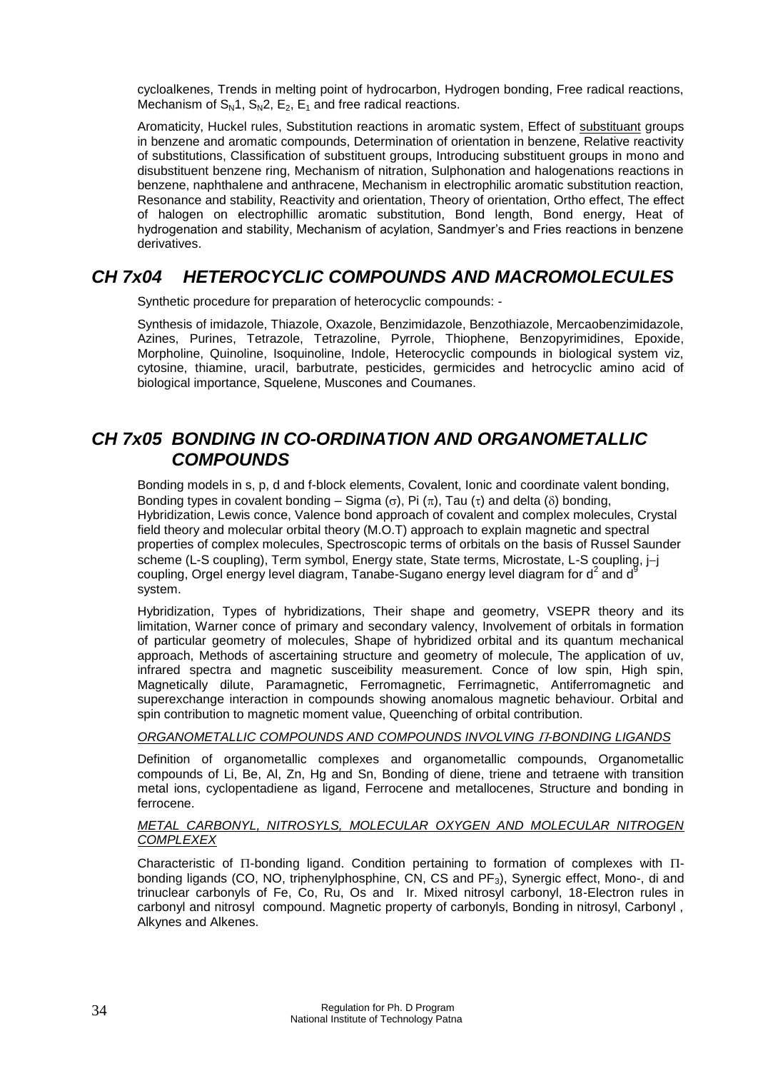cycloalkenes, Trends in melting point of hydrocarbon, Hydrogen bonding, Free radical reactions, Mechanism of $S_N1$, $S_N2$, $E_2$, $E_1$ and free radical reactions.

Aromaticity, Huckel rules, Substitution reactions in aromatic system, Effect of substituant groups in benzene and aromatic compounds, Determination of orientation in benzene, Relative reactivity of substitutions, Classification of substituent groups, Introducing substituent groups in mono and disubstituent benzene ring, Mechanism of nitration, Sulphonation and halogenations reactions in benzene, naphthalene and anthracene, Mechanism in electrophilic aromatic substitution reaction, Resonance and stability, Reactivity and orientation, Theory of orientation, Ortho effect, The effect of halogen on electrophillic aromatic substitution, Bond length, Bond energy, Heat of hydrogenation and stability, Mechanism of acylation, Sandmyer's and Fries reactions in benzene derivatives.

## *CH 7x04 HETEROCYCLIC COMPOUNDS AND MACROMOLECULES*

Synthetic procedure for preparation of heterocyclic compounds: -

Synthesis of imidazole, Thiazole, Oxazole, Benzimidazole, Benzothiazole, Mercaobenzimidazole, Azines, Purines, Tetrazole, Tetrazoline, Pyrrole, Thiophene, Benzopyrimidines, Epoxide, Morpholine, Quinoline, Isoquinoline, Indole, Heterocyclic compounds in biological system viz, cytosine, thiamine, uracil, barbutrate, pesticides, germicides and hetrocyclic amino acid of biological importance, Squelene, Muscones and Coumanes.

## *CH 7x05 BONDING IN CO-ORDINATION AND ORGANOMETALLIC COMPOUNDS*

Bonding models in s, p, d and f-block elements, Covalent, Ionic and coordinate valent bonding, Bonding types in covalent bonding – Sigma ($\sigma$), Pi ($\pi$), Tau ($\tau$) and delta ($\delta$) bonding, Hybridization, Lewis conce, Valence bond approach of covalent and complex molecules, Crystal field theory and molecular orbital theory (M.O.T) approach to explain magnetic and spectral properties of complex molecules, Spectroscopic terms of orbitals on the basis of Russel Saunder scheme (L-S coupling), Term symbol, Energy state, State terms, Microstate, L-S coupling, j–j coupling, Orgel energy level diagram, Tanabe-Sugano energy level diagram for $d^2$ and $d^9$ system.

Hybridization, Types of hybridizations, Their shape and geometry, VSEPR theory and its limitation, Warner conce of primary and secondary valency, Involvement of orbitals in formation of particular geometry of molecules, Shape of hybridized orbital and its quantum mechanical approach, Methods of ascertaining structure and geometry of molecule, The application of uv, infrared spectra and magnetic susceibility measurement. Conce of low spin, High spin, Magnetically dilute, Paramagnetic, Ferromagnetic, Ferrimagnetic, Antiferromagnetic and superexchange interaction in compounds showing anomalous magnetic behaviour. Orbital and spin contribution to magnetic moment value, Queenching of orbital contribution.

*ORGANOMETALLIC COMPOUNDS AND COMPOUNDS INVOLVING $\Pi$-BONDING LIGANDS*

Definition of organometallic complexes and organometallic compounds, Organometallic compounds of Li, Be, Al, Zn, Hg and Sn, Bonding of diene, triene and tetraene with transition metal ions, cyclopentadiene as ligand, Ferrocene and metallocenes, Structure and bonding in ferrocene.

*METAL CARBONYL, NITROSYLS, MOLECULAR OXYGEN AND MOLECULAR NITROGEN COMPLEXEX*

Characteristic of $\Pi$-bonding ligand. Condition pertaining to formation of complexes with $\Pi$-bonding ligands (CO, NO, triphenylphosphine, CN, CS and $PF_3$), Synergic effect, Mono-, di and trinuclear carbonyls of Fe, Co, Ru, Os and Ir. Mixed nitrosyl carbonyl, 18-Electron rules in carbonyl and nitrosyl compound. Magnetic property of carbonyls, Bonding in nitrosyl, Carbonyl , Alkynes and Alkenes.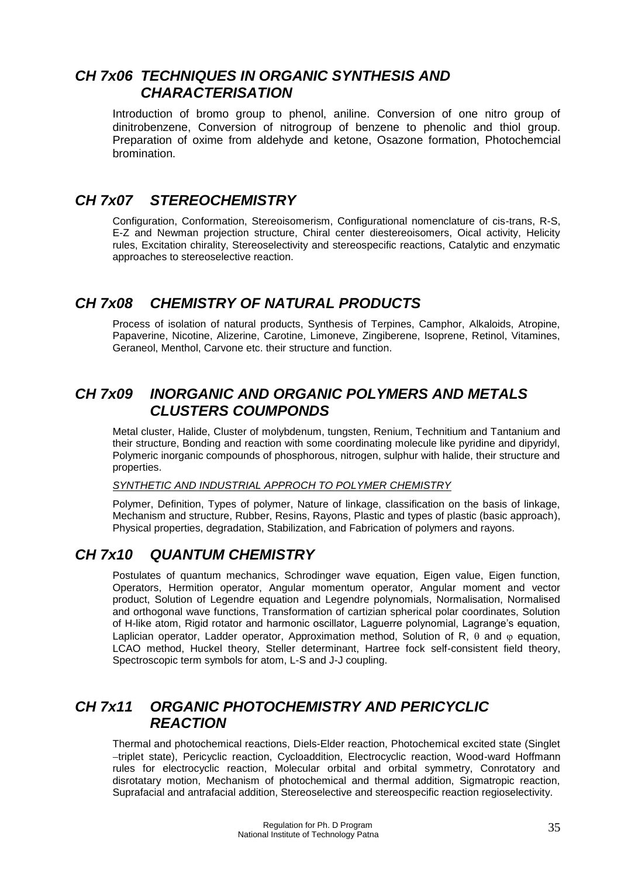## *CH 7x06 TECHNIQUES IN ORGANIC SYNTHESIS AND CHARACTERISATION*

Introduction of bromo group to phenol, aniline. Conversion of one nitro group of dinitrobenzene, Conversion of nitrogroup of benzene to phenolic and thiol group. Preparation of oxime from aldehyde and ketone, Osazone formation, Photochemcial bromination.

## *CH 7x07 STEREOCHEMISTRY*

Configuration, Conformation, Stereoisomerism, Configurational nomenclature of cis-trans, R-S, E-Z and Newman projection structure, Chiral center diestereoisomers, Oical activity, Helicity rules, Excitation chirality, Stereoselectivity and stereospecific reactions, Catalytic and enzymatic approaches to stereoselective reaction.

## *CH 7x08 CHEMISTRY OF NATURAL PRODUCTS*

Process of isolation of natural products, Synthesis of Terpines, Camphor, Alkaloids, Atropine, Papaverine, Nicotine, Alizerine, Carotine, Limoneve, Zingiberene, Isoprene, Retinol, Vitamines, Geraneol, Menthol, Carvone etc. their structure and function.

## *CH 7x09 INORGANIC AND ORGANIC POLYMERS AND METALS CLUSTERS COUMPONDS*

Metal cluster, Halide, Cluster of molybdenum, tungsten, Renium, Technitium and Tantanium and their structure, Bonding and reaction with some coordinating molecule like pyridine and dipyridyl, Polymeric inorganic compounds of phosphorous, nitrogen, sulphur with halide, their structure and properties.

*SYNTHETIC AND INDUSTRIAL APPROCH TO POLYMER CHEMISTRY*

Polymer, Definition, Types of polymer, Nature of linkage, classification on the basis of linkage, Mechanism and structure, Rubber, Resins, Rayons, Plastic and types of plastic (basic approach), Physical properties, degradation, Stabilization, and Fabrication of polymers and rayons.

## *CH 7x10 QUANTUM CHEMISTRY*

Postulates of quantum mechanics, Schrodinger wave equation, Eigen value, Eigen function, Operators, Hermition operator, Angular momentum operator, Angular moment and vector product, Solution of Legendre equation and Legendre polynomials, Normalisation, Normalised and orthogonal wave functions, Transformation of cartizian spherical polar coordinates, Solution of H-like atom, Rigid rotator and harmonic oscillator, Laguerre polynomial, Lagrange's equation, Laplician operator, Ladder operator, Approximation method, Solution of R, $\theta$ and $\varphi$ equation, LCAO method, Huckel theory, Steller determinant, Hartree fock self-consistent field theory, Spectroscopic term symbols for atom, L-S and J-J coupling.

## *CH 7x11 ORGANIC PHOTOCHEMISTRY AND PERICYCLIC REACTION*

Thermal and photochemical reactions, Diels-Elder reaction, Photochemical excited state (Singlet –triplet state), Pericyclic reaction, Cycloaddition, Electrocyclic reaction, Wood-ward Hoffmann rules for electrocyclic reaction, Molecular orbital and orbital symmetry, Conrotatory and disrotatary motion, Mechanism of photochemical and thermal addition, Sigmatropic reaction, Suprafacial and antrafacial addition, Stereoselective and stereospecific reaction regioselectivity.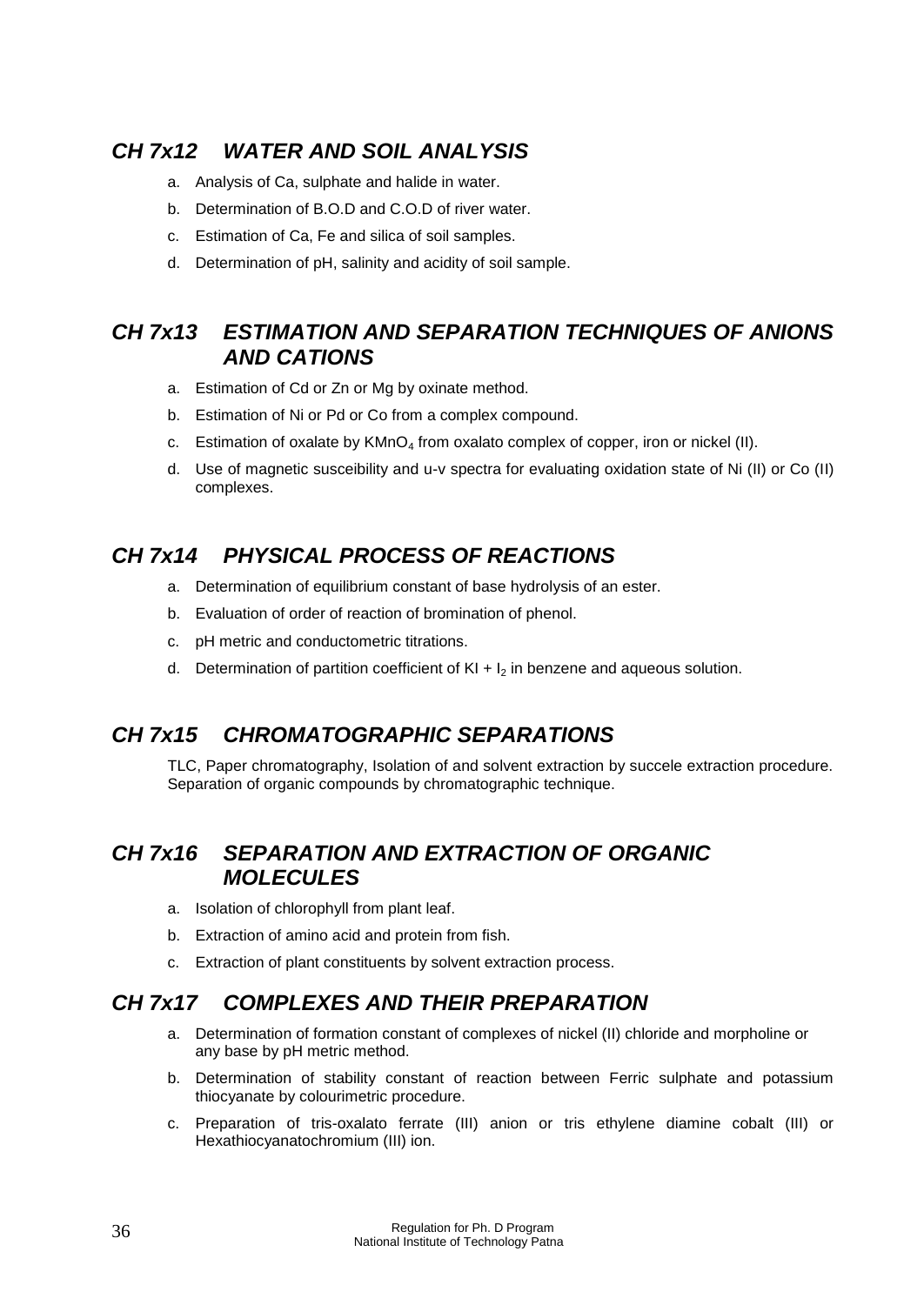## *CH 7x12 WATER AND SOIL ANALYSIS*

a. Analysis of Ca, sulphate and halide in water.

b. Determination of B.O.D and C.O.D of river water.

c. Estimation of Ca, Fe and silica of soil samples.

d. Determination of pH, salinity and acidity of soil sample.

## *CH 7x13 ESTIMATION AND SEPARATION TECHNIQUES OF ANIONS AND CATIONS*

a. Estimation of Cd or Zn or Mg by oxinate method.

b. Estimation of Ni or Pd or Co from a complex compound.

c. Estimation of oxalate by $KMnO_4$ from oxalato complex of copper, iron or nickel (II).

d. Use of magnetic susceibility and u-v spectra for evaluating oxidation state of Ni (II) or Co (II) complexes.

## *CH 7x14 PHYSICAL PROCESS OF REACTIONS*

a. Determination of equilibrium constant of base hydrolysis of an ester.

b. Evaluation of order of reaction of bromination of phenol.

c. pH metric and conductometric titrations.

d. Determination of partition coefficient of $KI + I_2$ in benzene and aqueous solution.

## *CH 7x15 CHROMATOGRAPHIC SEPARATIONS*

TLC, Paper chromatography, Isolation of and solvent extraction by succele extraction procedure. Separation of organic compounds by chromatographic technique.

## *CH 7x16 SEPARATION AND EXTRACTION OF ORGANIC MOLECULES*

a. Isolation of chlorophyll from plant leaf.

b. Extraction of amino acid and protein from fish.

c. Extraction of plant constituents by solvent extraction process.

## *CH 7x17 COMPLEXES AND THEIR PREPARATION*

a. Determination of formation constant of complexes of nickel (II) chloride and morpholine or any base by pH metric method.

b. Determination of stability constant of reaction between Ferric sulphate and potassium thiocyanate by colourimetric procedure.

c. Preparation of tris-oxalato ferrate (III) anion or tris ethylene diamine cobalt (III) or Hexathiocyanatochromium (III) ion.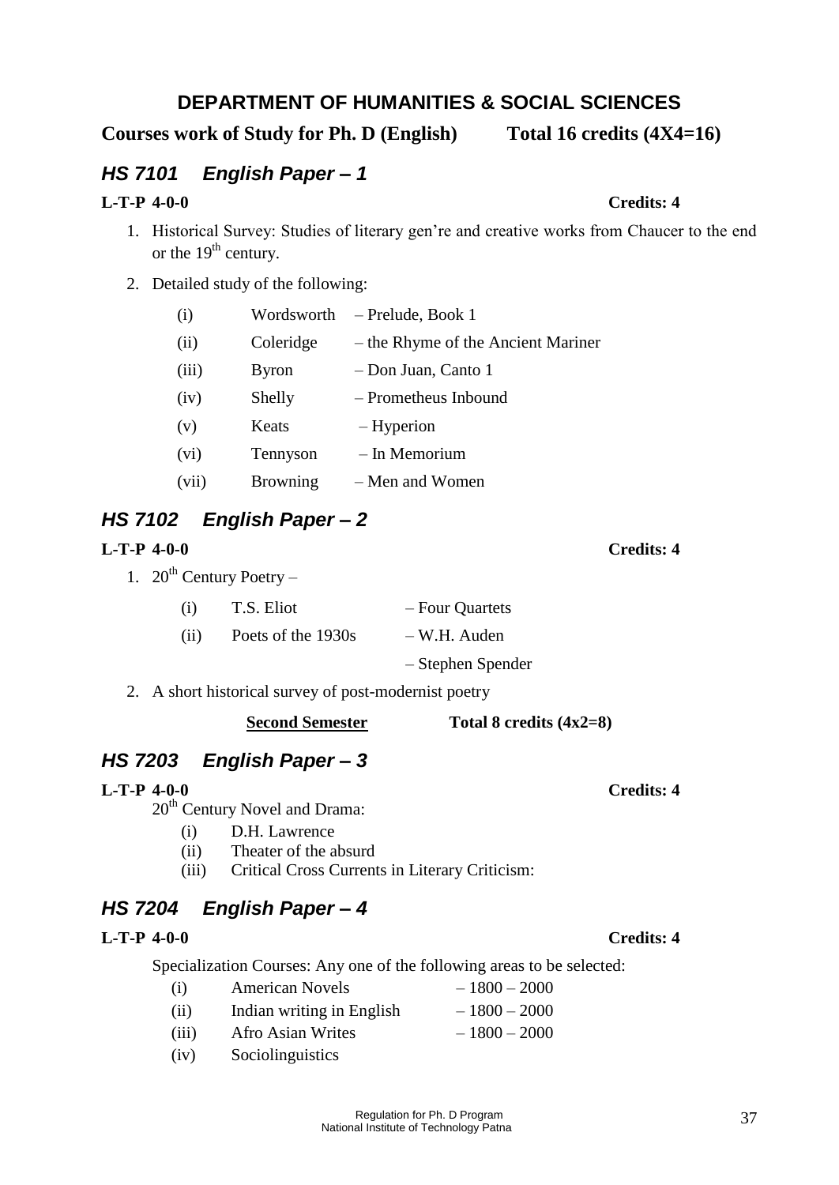## DEPARTMENT OF HUMANITIES & SOCIAL SCIENCES

**Courses work of Study for Ph. D (English) Total 16 credits (4X4=16)**

### *HS 7101 English Paper – 1*

**L-T-P 4-0-0 Credits: 4**

1. Historical Survey: Studies of literary gen're and creative works from Chaucer to the end or the 19th century.
2. Detailed study of the following:

   (i) Wordsworth – Prelude, Book 1
   (ii) Coleridge – the Rhyme of the Ancient Mariner
   (iii) Byron – Don Juan, Canto 1
   (iv) Shelly – Prometheus Inbound
   (v) Keats – Hyperion
   (vi) Tennyson – In Memorium
   (vii) Browning – Men and Women

### *HS 7102 English Paper – 2*

**L-T-P 4-0-0 Credits: 4**

1. 20th Century Poetry –

   (i) T.S. Eliot – Four Quartets
   (ii) Poets of the 1930s – W.H. Auden
   – Stephen Spender

2. A short historical survey of post-modernist poetry

**<u>Second Semester</u> Total 8 credits (4x2=8)**

### *HS 7203 English Paper – 3*

**L-T-P 4-0-0 Credits: 4**

20th Century Novel and Drama:

(i) D.H. Lawrence
(ii) Theater of the absurd
(iii) Critical Cross Currents in Literary Criticism:

### *HS 7204 English Paper – 4*

**L-T-P 4-0-0 Credits: 4**

Specialization Courses: Any one of the following areas to be selected:

(i) American Novels – 1800 – 2000
(ii) Indian writing in English – 1800 – 2000
(iii) Afro Asian Writes – 1800 – 2000
(iv) Sociolinguistics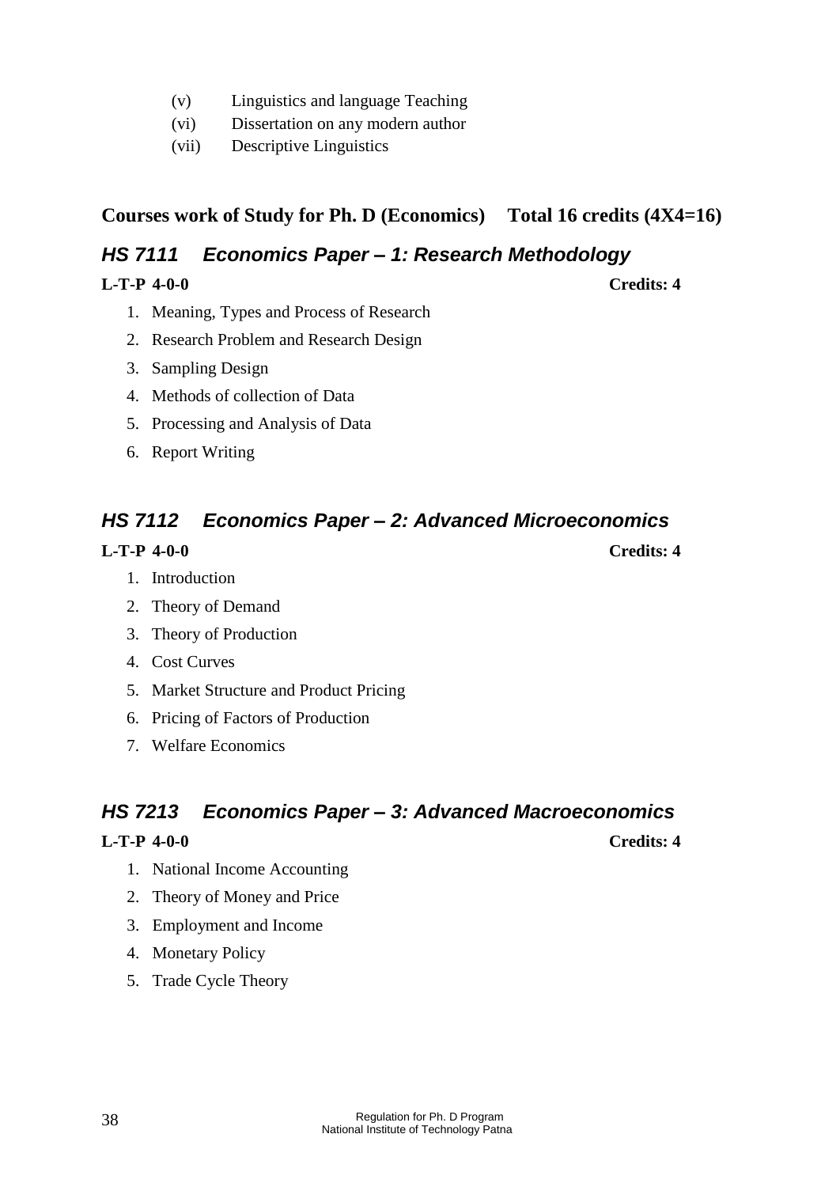(v) Linguistics and language Teaching
(vi) Dissertation on any modern author
(vii) Descriptive Linguistics

**Courses work of Study for Ph. D (Economics) Total 16 credits (4X4=16)**

## *HS 7111 Economics Paper – 1: Research Methodology*

**L-T-P 4-0-0** **Credits: 4**

1. Meaning, Types and Process of Research
2. Research Problem and Research Design
3. Sampling Design
4. Methods of collection of Data
5. Processing and Analysis of Data
6. Report Writing

## *HS 7112 Economics Paper – 2: Advanced Microeconomics*

**L-T-P 4-0-0** **Credits: 4**

1. Introduction
2. Theory of Demand
3. Theory of Production
4. Cost Curves
5. Market Structure and Product Pricing
6. Pricing of Factors of Production
7. Welfare Economics

## *HS 7213 Economics Paper – 3: Advanced Macroeconomics*

**L-T-P 4-0-0** **Credits: 4**

1. National Income Accounting
2. Theory of Money and Price
3. Employment and Income
4. Monetary Policy
5. Trade Cycle Theory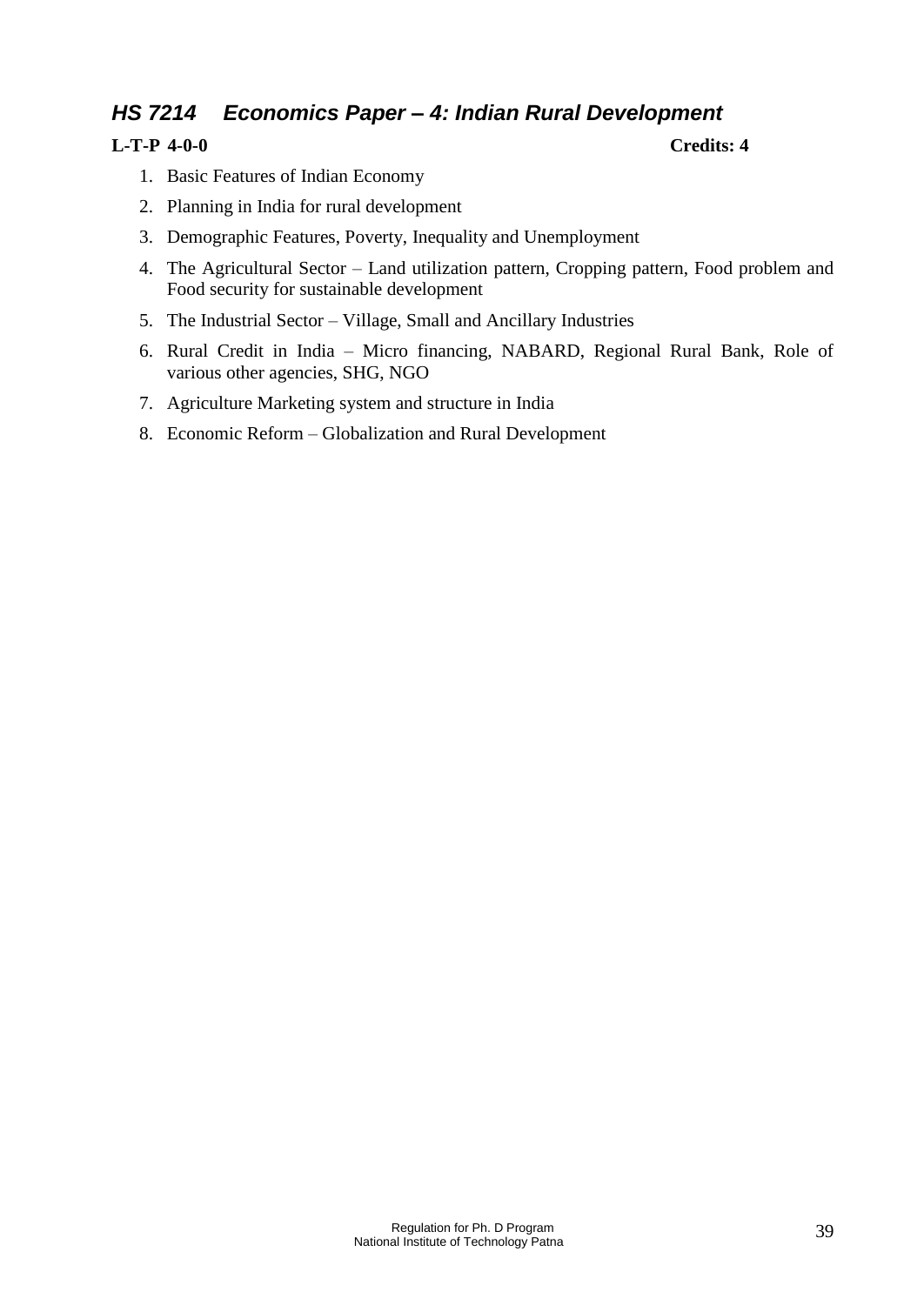### *HS 7214 Economics Paper – 4: Indian Rural Development*

**L-T-P 4-0-0** **Credits: 4**

1. Basic Features of Indian Economy
2. Planning in India for rural development
3. Demographic Features, Poverty, Inequality and Unemployment
4. The Agricultural Sector – Land utilization pattern, Cropping pattern, Food problem and Food security for sustainable development
5. The Industrial Sector – Village, Small and Ancillary Industries
6. Rural Credit in India – Micro financing, NABARD, Regional Rural Bank, Role of various other agencies, SHG, NGO
7. Agriculture Marketing system and structure in India
8. Economic Reform – Globalization and Rural Development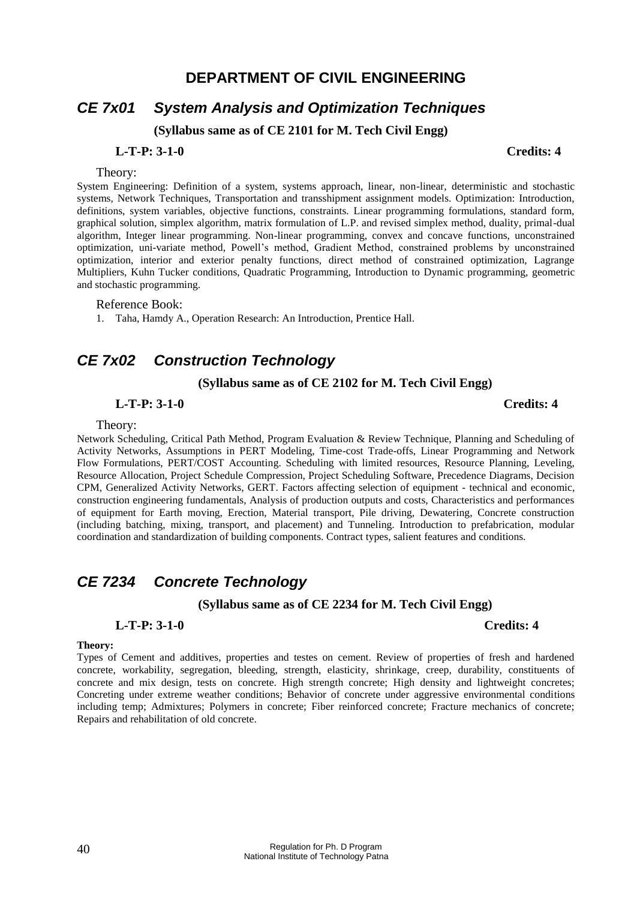# DEPARTMENT OF CIVIL ENGINEERING

## *CE 7x01 System Analysis and Optimization Techniques*

**(Syllabus same as of CE 2101 for M. Tech Civil Engg)**

**L-T-P: 3-1-0** **Credits: 4**

Theory:

System Engineering: Definition of a system, systems approach, linear, non-linear, deterministic and stochastic systems, Network Techniques, Transportation and transshipment assignment models. Optimization: Introduction, definitions, system variables, objective functions, constraints. Linear programming formulations, standard form, graphical solution, simplex algorithm, matrix formulation of L.P. and revised simplex method, duality, primal-dual algorithm, Integer linear programming. Non-linear programming, convex and concave functions, unconstrained optimization, uni-variate method, Powell's method, Gradient Method, constrained problems by unconstrained optimization, interior and exterior penalty functions, direct method of constrained optimization, Lagrange Multipliers, Kuhn Tucker conditions, Quadratic Programming, Introduction to Dynamic programming, geometric and stochastic programming.

Reference Book:

1. Taha, Hamdy A., Operation Research: An Introduction, Prentice Hall.

## *CE 7x02 Construction Technology*

**(Syllabus same as of CE 2102 for M. Tech Civil Engg)**

**L-T-P: 3-1-0** **Credits: 4**

Theory:

Network Scheduling, Critical Path Method, Program Evaluation & Review Technique, Planning and Scheduling of Activity Networks, Assumptions in PERT Modeling, Time-cost Trade-offs, Linear Programming and Network Flow Formulations, PERT/COST Accounting. Scheduling with limited resources, Resource Planning, Leveling, Resource Allocation, Project Schedule Compression, Project Scheduling Software, Precedence Diagrams, Decision CPM, Generalized Activity Networks, GERT. Factors affecting selection of equipment - technical and economic, construction engineering fundamentals, Analysis of production outputs and costs, Characteristics and performances of equipment for Earth moving, Erection, Material transport, Pile driving, Dewatering, Concrete construction (including batching, mixing, transport, and placement) and Tunneling. Introduction to prefabrication, modular coordination and standardization of building components. Contract types, salient features and conditions.

## *CE 7234 Concrete Technology*

**(Syllabus same as of CE 2234 for M. Tech Civil Engg)**

**L-T-P: 3-1-0** **Credits: 4**

**Theory:**

Types of Cement and additives, properties and testes on cement. Review of properties of fresh and hardened concrete, workability, segregation, bleeding, strength, elasticity, shrinkage, creep, durability, constituents of concrete and mix design, tests on concrete. High strength concrete; High density and lightweight concretes; Concreting under extreme weather conditions; Behavior of concrete under aggressive environmental conditions including temp; Admixtures; Polymers in concrete; Fiber reinforced concrete; Fracture mechanics of concrete; Repairs and rehabilitation of old concrete.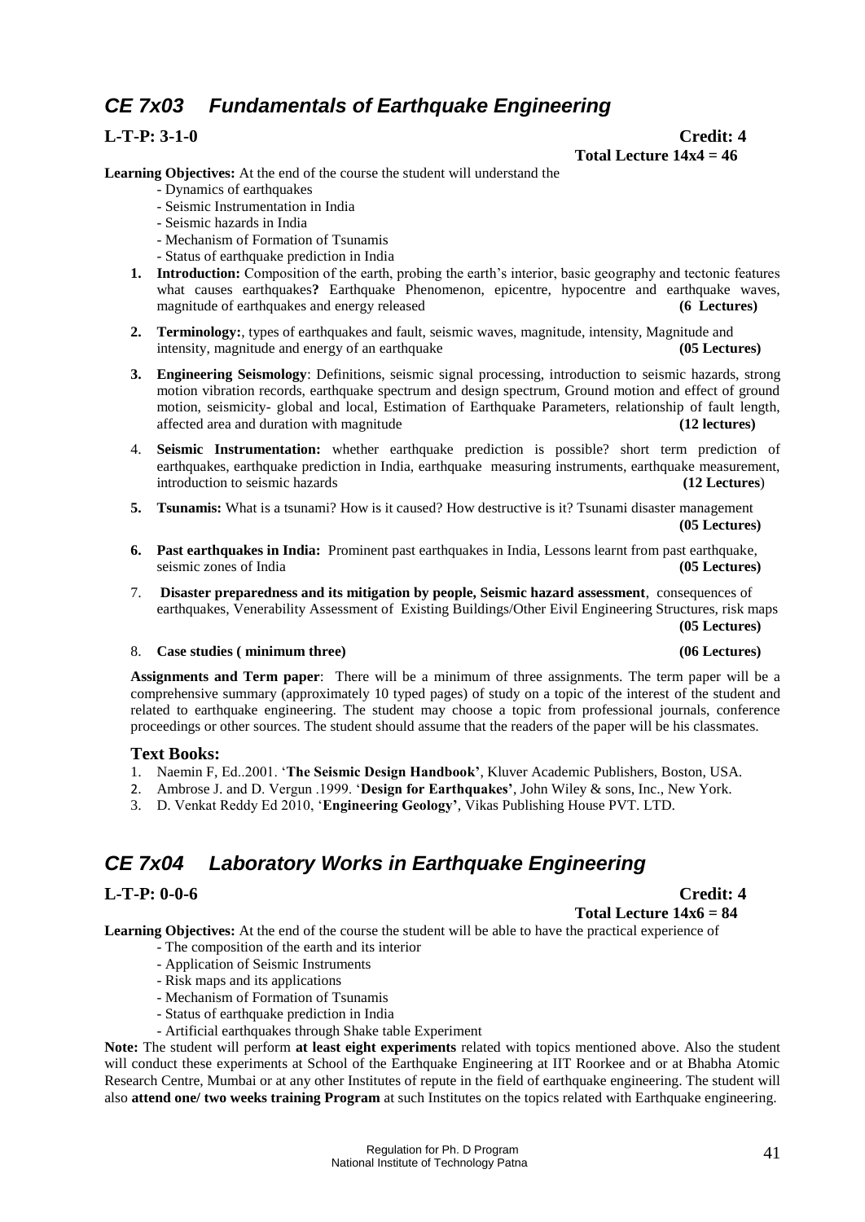## *CE 7x03 Fundamentals of Earthquake Engineering*

**L-T-P: 3-1-0** **Credit: 4**

**Total Lecture 14x4 = 46**

**Learning Objectives:** At the end of the course the student will understand the

- Dynamics of earthquakes
- Seismic Instrumentation in India
- Seismic hazards in India
- Mechanism of Formation of Tsunamis
- Status of earthquake prediction in India

1. **Introduction:** Composition of the earth, probing the earth's interior, basic geography and tectonic features what causes earthquakes**?** Earthquake Phenomenon, epicentre, hypocentre and earthquake waves, magnitude of earthquakes and energy released **(6 Lectures)**
2. **Terminology:**, types of earthquakes and fault, seismic waves, magnitude, intensity, Magnitude and intensity, magnitude and energy of an earthquake **(05 Lectures)**
3. **Engineering Seismology**: Definitions, seismic signal processing, introduction to seismic hazards, strong motion vibration records, earthquake spectrum and design spectrum, Ground motion and effect of ground motion, seismicity- global and local, Estimation of Earthquake Parameters, relationship of fault length, affected area and duration with magnitude **(12 lectures)**
4. **Seismic Instrumentation:** whether earthquake prediction is possible? short term prediction of earthquakes, earthquake prediction in India, earthquake measuring instruments, earthquake measurement, introduction to seismic hazards **(12 Lectures)**
5. **Tsunamis:** What is a tsunami? How is it caused? How destructive is it? Tsunami disaster management **(05 Lectures)**
6. **Past earthquakes in India:** Prominent past earthquakes in India, Lessons learnt from past earthquake, seismic zones of India **(05 Lectures)**
7. **Disaster preparedness and its mitigation by people, Seismic hazard assessment**, consequences of earthquakes, Venerability Assessment of Existing Buildings/Other Eivil Engineering Structures, risk maps **(05 Lectures)**
8. **Case studies ( minimum three)** **(06 Lectures)**

**Assignments and Term paper**: There will be a minimum of three assignments. The term paper will be a comprehensive summary (approximately 10 typed pages) of study on a topic of the interest of the student and related to earthquake engineering. The student may choose a topic from professional journals, conference proceedings or other sources. The student should assume that the readers of the paper will be his classmates.

### Text Books:

1. Naemin F, Ed..2001. '**The Seismic Design Handbook'**, Kluver Academic Publishers, Boston, USA.
2. Ambrose J. and D. Vergun .1999. '**Design for Earthquakes'**, John Wiley & sons, Inc., New York.
3. D. Venkat Reddy Ed 2010, '**Engineering Geology'**, Vikas Publishing House PVT. LTD.

## *CE 7x04 Laboratory Works in Earthquake Engineering*

**L-T-P: 0-0-6** **Credit: 4**

**Total Lecture 14x6 = 84**

**Learning Objectives:** At the end of the course the student will be able to have the practical experience of

- The composition of the earth and its interior
- Application of Seismic Instruments
- Risk maps and its applications
- Mechanism of Formation of Tsunamis
- Status of earthquake prediction in India
- Artificial earthquakes through Shake table Experiment

**Note:** The student will perform **at least eight experiments** related with topics mentioned above. Also the student will conduct these experiments at School of the Earthquake Engineering at IIT Roorkee and or at Bhabha Atomic Research Centre, Mumbai or at any other Institutes of repute in the field of earthquake engineering. The student will also **attend one/ two weeks training Program** at such Institutes on the topics related with Earthquake engineering.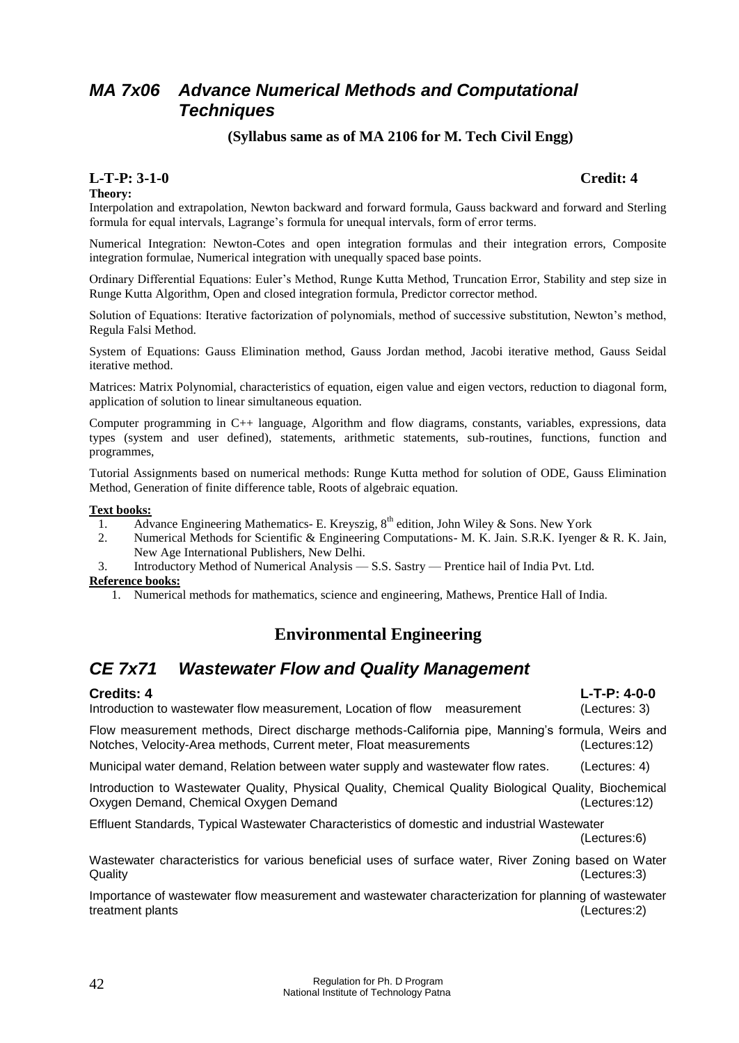## *MA 7x06 Advance Numerical Methods and Computational Techniques*

**(Syllabus same as of MA 2106 for M. Tech Civil Engg)**

**L-T-P: 3-1-0** **Credit: 4**

**Theory:**

Interpolation and extrapolation, Newton backward and forward formula, Gauss backward and forward and Sterling formula for equal intervals, Lagrange's formula for unequal intervals, form of error terms.

Numerical Integration: Newton-Cotes and open integration formulas and their integration errors, Composite integration formulae, Numerical integration with unequally spaced base points.

Ordinary Differential Equations: Euler's Method, Runge Kutta Method, Truncation Error, Stability and step size in Runge Kutta Algorithm, Open and closed integration formula, Predictor corrector method.

Solution of Equations: Iterative factorization of polynomials, method of successive substitution, Newton's method, Regula Falsi Method.

System of Equations: Gauss Elimination method, Gauss Jordan method, Jacobi iterative method, Gauss Seidal iterative method.

Matrices: Matrix Polynomial, characteristics of equation, eigen value and eigen vectors, reduction to diagonal form, application of solution to linear simultaneous equation.

Computer programming in C++ language, Algorithm and flow diagrams, constants, variables, expressions, data types (system and user defined), statements, arithmetic statements, sub-routines, functions, function and programmes,

Tutorial Assignments based on numerical methods: Runge Kutta method for solution of ODE, Gauss Elimination Method, Generation of finite difference table, Roots of algebraic equation.

**Text books:**

1. Advance Engineering Mathematics- E. Kreyszig, 8th edition, John Wiley & Sons. New York
2. Numerical Methods for Scientific & Engineering Computations- M. K. Jain. S.R.K. Iyenger & R. K. Jain, New Age International Publishers, New Delhi.
3. Introductory Method of Numerical Analysis — S.S. Sastry — Prentice hail of India Pvt. Ltd.

**Reference books:**

1. Numerical methods for mathematics, science and engineering, Mathews, Prentice Hall of India.

# Environmental Engineering

## *CE 7x71 Wastewater Flow and Quality Management*

**Credits: 4** **L-T-P: 4-0-0**

Introduction to wastewater flow measurement, Location of flow measurement (Lectures: 3)

Flow measurement methods, Direct discharge methods-California pipe, Manning's formula, Weirs and Notches, Velocity-Area methods, Current meter, Float measurements (Lectures:12)

Municipal water demand, Relation between water supply and wastewater flow rates. (Lectures: 4)

Introduction to Wastewater Quality, Physical Quality, Chemical Quality Biological Quality, Biochemical Oxygen Demand, Chemical Oxygen Demand (Lectures:12)

Effluent Standards, Typical Wastewater Characteristics of domestic and industrial Wastewater (Lectures:6)

Wastewater characteristics for various beneficial uses of surface water, River Zoning based on Water Quality (Lectures:3)

Importance of wastewater flow measurement and wastewater characterization for planning of wastewater treatment plants (Lectures:2)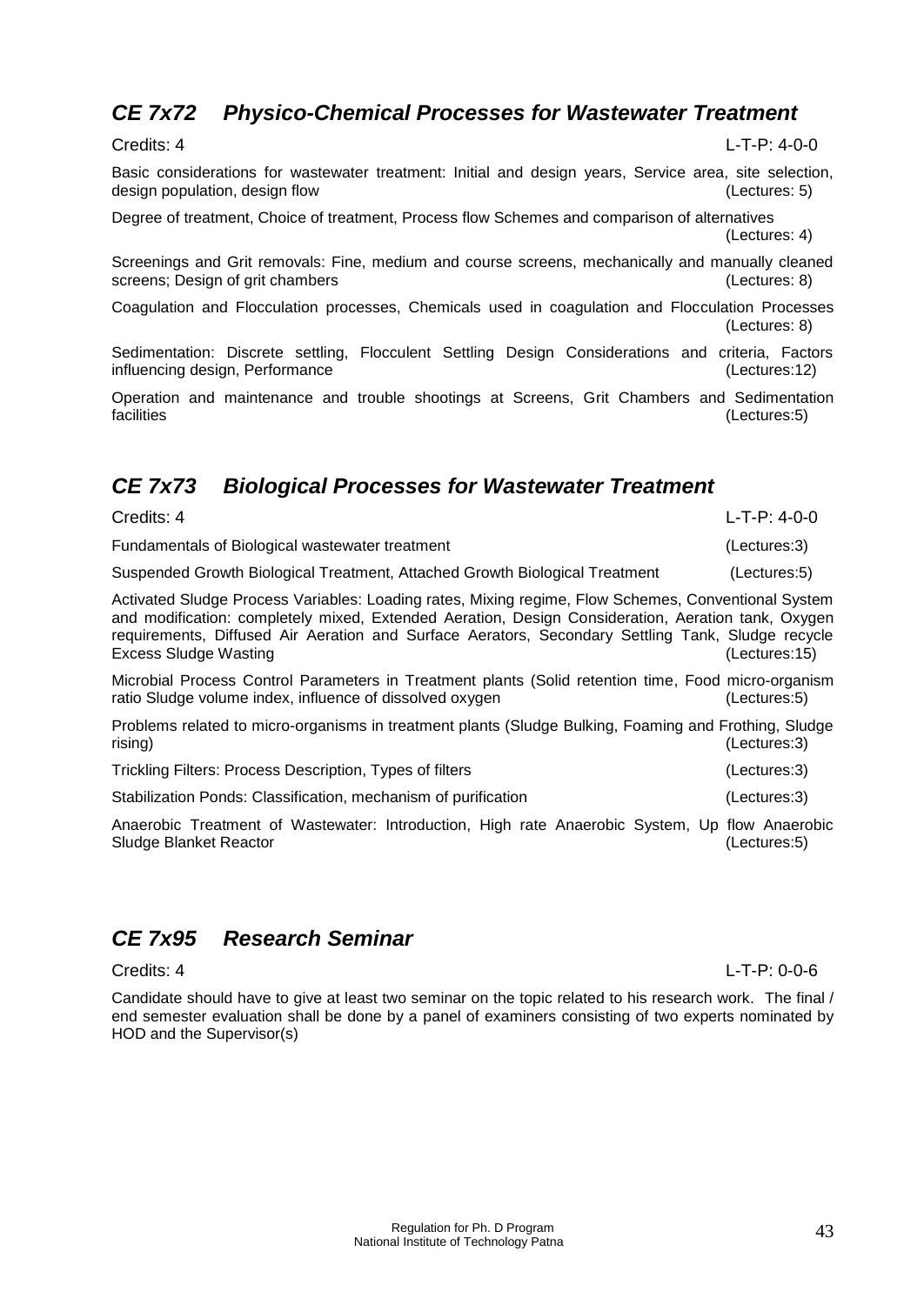## *CE 7x72 Physico-Chemical Processes for Wastewater Treatment*

Credits: 4 L-T-P: 4-0-0

Basic considerations for wastewater treatment: Initial and design years, Service area, site selection, design population, design flow (Lectures: 5)

Degree of treatment, Choice of treatment, Process flow Schemes and comparison of alternatives (Lectures: 4)

Screenings and Grit removals: Fine, medium and course screens, mechanically and manually cleaned screens; Design of grit chambers (Lectures: 8)

Coagulation and Flocculation processes, Chemicals used in coagulation and Flocculation Processes (Lectures: 8)

Sedimentation: Discrete settling, Flocculent Settling Design Considerations and criteria, Factors influencing design, Performance (Lectures:12)

Operation and maintenance and trouble shootings at Screens, Grit Chambers and Sedimentation facilities (Lectures:5)

## *CE 7x73 Biological Processes for Wastewater Treatment*

Credits: 4 L-T-P: 4-0-0

Fundamentals of Biological wastewater treatment (Lectures:3)

Suspended Growth Biological Treatment, Attached Growth Biological Treatment (Lectures:5)

Activated Sludge Process Variables: Loading rates, Mixing regime, Flow Schemes, Conventional System and modification: completely mixed, Extended Aeration, Design Consideration, Aeration tank, Oxygen requirements, Diffused Air Aeration and Surface Aerators, Secondary Settling Tank, Sludge recycle Excess Sludge Wasting (Lectures:15)

Microbial Process Control Parameters in Treatment plants (Solid retention time, Food micro-organism ratio Sludge volume index, influence of dissolved oxygen (Lectures:5)

Problems related to micro-organisms in treatment plants (Sludge Bulking, Foaming and Frothing, Sludge rising) (Lectures:3)

Trickling Filters: Process Description, Types of filters (Lectures:3)

Stabilization Ponds: Classification, mechanism of purification (Lectures:3)

Anaerobic Treatment of Wastewater: Introduction, High rate Anaerobic System, Up flow Anaerobic Sludge Blanket Reactor (Lectures:5)

## *CE 7x95 Research Seminar*

Credits: 4 L-T-P: 0-0-6

Candidate should have to give at least two seminar on the topic related to his research work. The final / end semester evaluation shall be done by a panel of examiners consisting of two experts nominated by HOD and the Supervisor(s)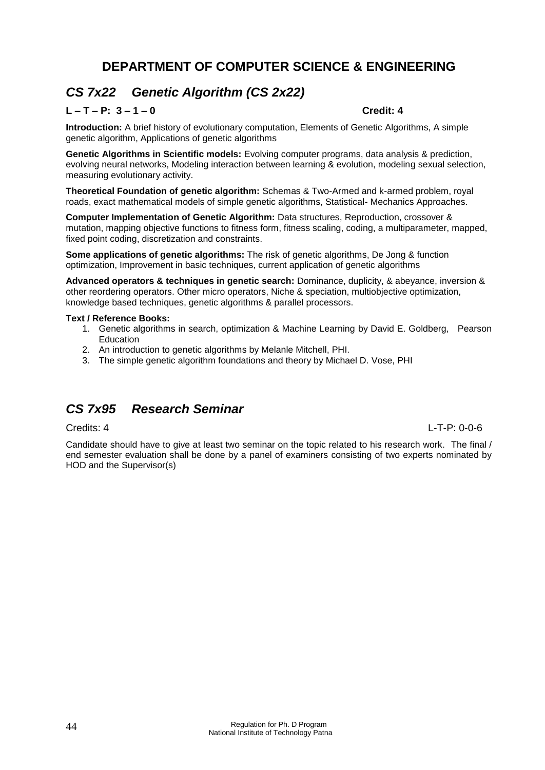# DEPARTMENT OF COMPUTER SCIENCE & ENGINEERING

## *CS 7x22 Genetic Algorithm (CS 2x22)*

**L – T – P: 3 – 1 – 0** **Credit: 4**

**Introduction:** A brief history of evolutionary computation, Elements of Genetic Algorithms, A simple genetic algorithm, Applications of genetic algorithms

**Genetic Algorithms in Scientific models:** Evolving computer programs, data analysis & prediction, evolving neural networks, Modeling interaction between learning & evolution, modeling sexual selection, measuring evolutionary activity.

**Theoretical Foundation of genetic algorithm:** Schemas & Two-Armed and k-armed problem, royal roads, exact mathematical models of simple genetic algorithms, Statistical- Mechanics Approaches.

**Computer Implementation of Genetic Algorithm:** Data structures, Reproduction, crossover & mutation, mapping objective functions to fitness form, fitness scaling, coding, a multiparameter, mapped, fixed point coding, discretization and constraints.

**Some applications of genetic algorithms:** The risk of genetic algorithms, De Jong & function optimization, Improvement in basic techniques, current application of genetic algorithms

**Advanced operators & techniques in genetic search:** Dominance, duplicity, & abeyance, inversion & other reordering operators. Other micro operators, Niche & speciation, multiobjective optimization, knowledge based techniques, genetic algorithms & parallel processors.

**Text / Reference Books:**

1. Genetic algorithms in search, optimization & Machine Learning by David E. Goldberg, Pearson Education
2. An introduction to genetic algorithms by Melanle Mitchell, PHI.
3. The simple genetic algorithm foundations and theory by Michael D. Vose, PHI

## *CS 7x95 Research Seminar*

Credits: 4 L-T-P: 0-0-6

Candidate should have to give at least two seminar on the topic related to his research work. The final / end semester evaluation shall be done by a panel of examiners consisting of two experts nominated by HOD and the Supervisor(s)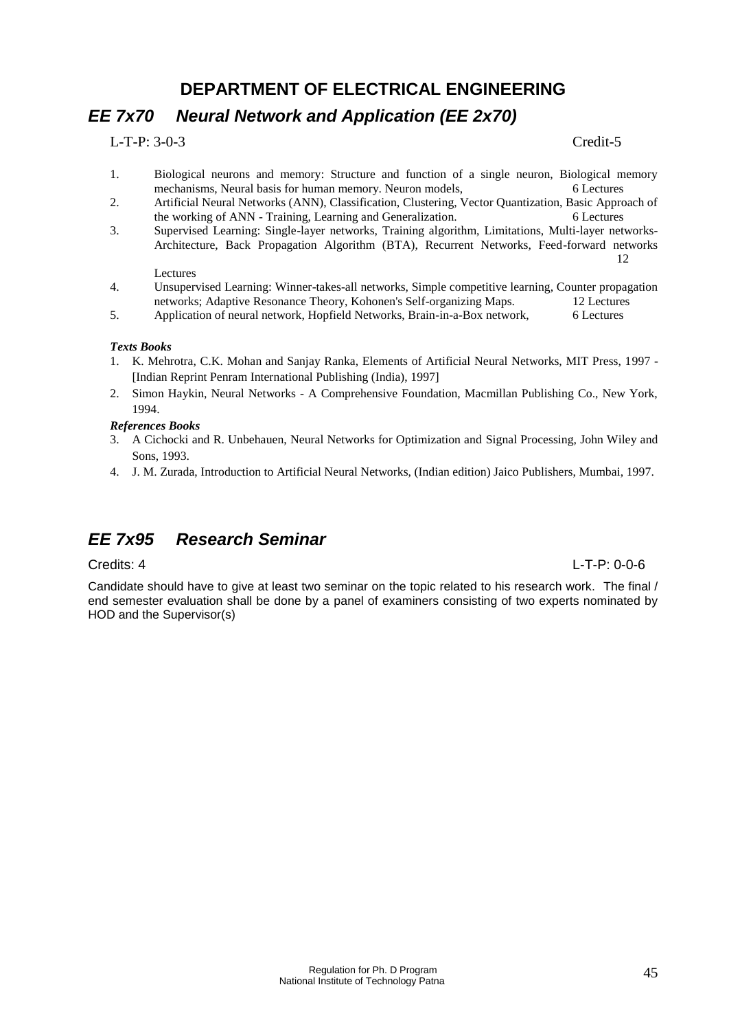## DEPARTMENT OF ELECTRICAL ENGINEERING

## *EE 7x70 Neural Network and Application (EE 2x70)*

L-T-P: 3-0-3 Credit-5

1. Biological neurons and memory: Structure and function of a single neuron, Biological memory mechanisms, Neural basis for human memory. Neuron models, 6 Lectures
2. Artificial Neural Networks (ANN), Classification, Clustering, Vector Quantization, Basic Approach of the working of ANN - Training, Learning and Generalization. 6 Lectures
3. Supervised Learning: Single-layer networks, Training algorithm, Limitations, Multi-layer networks-Architecture, Back Propagation Algorithm (BTA), Recurrent Networks, Feed-forward networks 12 Lectures
4. Unsupervised Learning: Winner-takes-all networks, Simple competitive learning, Counter propagation networks; Adaptive Resonance Theory, Kohonen's Self-organizing Maps. 12 Lectures
5. Application of neural network, Hopfield Networks, Brain-in-a-Box network, 6 Lectures

***Texts Books***

1. K. Mehrotra, C.K. Mohan and Sanjay Ranka, Elements of Artificial Neural Networks, MIT Press, 1997 - [Indian Reprint Penram International Publishing (India), 1997]
2. Simon Haykin, Neural Networks - A Comprehensive Foundation, Macmillan Publishing Co., New York, 1994.

***References Books***

3. A Cichocki and R. Unbehauen, Neural Networks for Optimization and Signal Processing, John Wiley and Sons, 1993.
4. J. M. Zurada, Introduction to Artificial Neural Networks, (Indian edition) Jaico Publishers, Mumbai, 1997.

## *EE 7x95 Research Seminar*

Credits: 4 L-T-P: 0-0-6

Candidate should have to give at least two seminar on the topic related to his research work. The final / end semester evaluation shall be done by a panel of examiners consisting of two experts nominated by HOD and the Supervisor(s)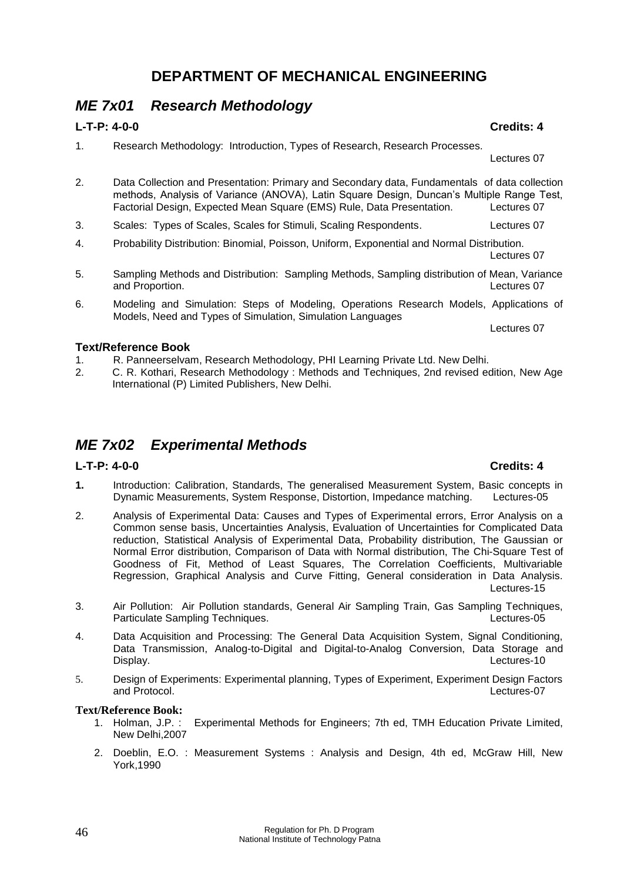# DEPARTMENT OF MECHANICAL ENGINEERING

## *ME 7x01 Research Methodology*

**L-T-P: 4-0-0** **Credits: 4**

1. Research Methodology: Introduction, Types of Research, Research Processes. Lectures 07
2. Data Collection and Presentation: Primary and Secondary data, Fundamentals of data collection methods, Analysis of Variance (ANOVA), Latin Square Design, Duncan's Multiple Range Test, Factorial Design, Expected Mean Square (EMS) Rule, Data Presentation. Lectures 07
3. Scales: Types of Scales, Scales for Stimuli, Scaling Respondents. Lectures 07
4. Probability Distribution: Binomial, Poisson, Uniform, Exponential and Normal Distribution. Lectures 07
5. Sampling Methods and Distribution: Sampling Methods, Sampling distribution of Mean, Variance and Proportion. Lectures 07
6. Modeling and Simulation: Steps of Modeling, Operations Research Models, Applications of Models, Need and Types of Simulation, Simulation Languages Lectures 07

**Text/Reference Book**

1. R. Panneerselvam, Research Methodology, PHI Learning Private Ltd. New Delhi.
2. C. R. Kothari, Research Methodology : Methods and Techniques, 2nd revised edition, New Age International (P) Limited Publishers, New Delhi.

## *ME 7x02 Experimental Methods*

**L-T-P: 4-0-0** **Credits: 4**

1. Introduction: Calibration, Standards, The generalised Measurement System, Basic concepts in Dynamic Measurements, System Response, Distortion, Impedance matching. Lectures-05
2. Analysis of Experimental Data: Causes and Types of Experimental errors, Error Analysis on a Common sense basis, Uncertainties Analysis, Evaluation of Uncertainties for Complicated Data reduction, Statistical Analysis of Experimental Data, Probability distribution, The Gaussian or Normal Error distribution, Comparison of Data with Normal distribution, The Chi-Square Test of Goodness of Fit, Method of Least Squares, The Correlation Coefficients, Multivariable Regression, Graphical Analysis and Curve Fitting, General consideration in Data Analysis. Lectures-15
3. Air Pollution: Air Pollution standards, General Air Sampling Train, Gas Sampling Techniques, Particulate Sampling Techniques. Lectures-05
4. Data Acquisition and Processing: The General Data Acquisition System, Signal Conditioning, Data Transmission, Analog-to-Digital and Digital-to-Analog Conversion, Data Storage and Display. Lectures-10
5. Design of Experiments: Experimental planning, Types of Experiment, Experiment Design Factors and Protocol. Lectures-07

**Text/Reference Book:**

1. Holman, J.P. : Experimental Methods for Engineers; 7th ed, TMH Education Private Limited, New Delhi,2007
2. Doeblin, E.O. : Measurement Systems : Analysis and Design, 4th ed, McGraw Hill, New York,1990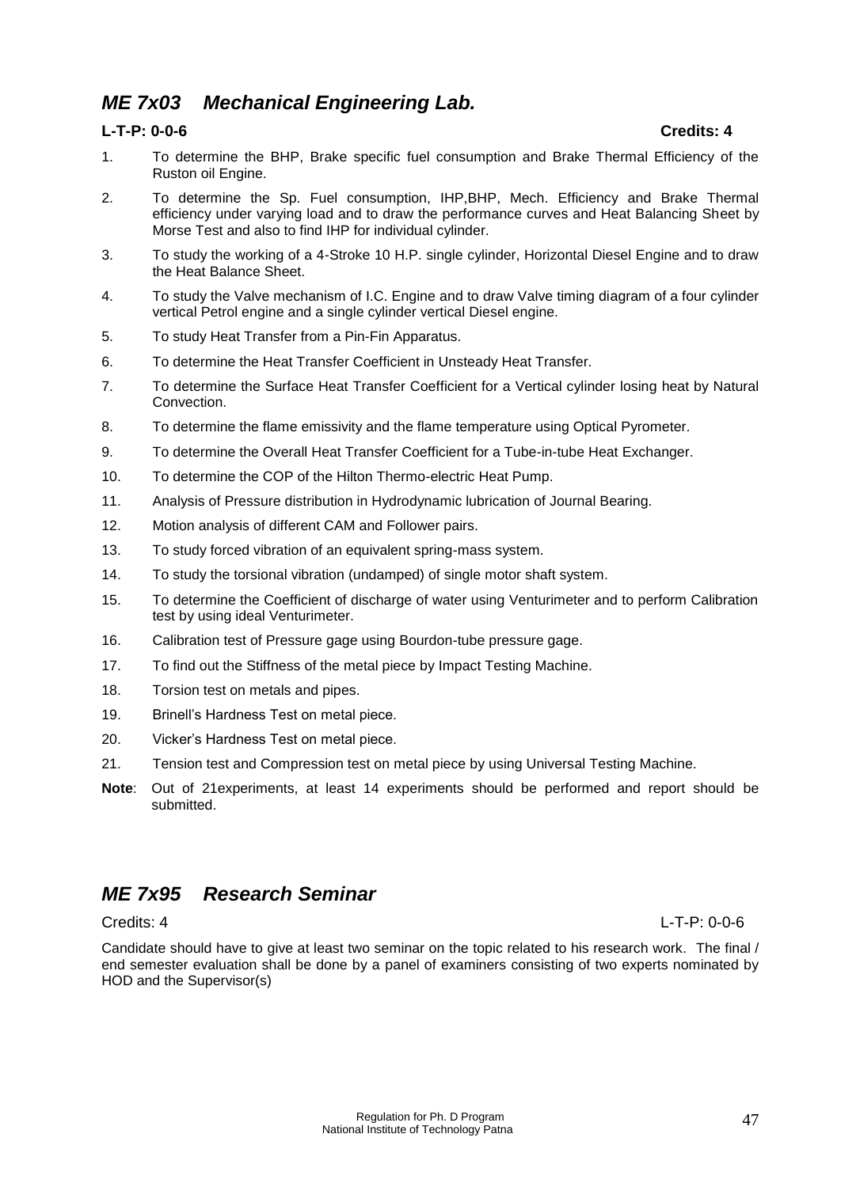## *ME 7x03 Mechanical Engineering Lab.*

**L-T-P: 0-0-6** **Credits: 4**

1. To determine the BHP, Brake specific fuel consumption and Brake Thermal Efficiency of the Ruston oil Engine.
2. To determine the Sp. Fuel consumption, IHP,BHP, Mech. Efficiency and Brake Thermal efficiency under varying load and to draw the performance curves and Heat Balancing Sheet by Morse Test and also to find IHP for individual cylinder.
3. To study the working of a 4-Stroke 10 H.P. single cylinder, Horizontal Diesel Engine and to draw the Heat Balance Sheet.
4. To study the Valve mechanism of I.C. Engine and to draw Valve timing diagram of a four cylinder vertical Petrol engine and a single cylinder vertical Diesel engine.
5. To study Heat Transfer from a Pin-Fin Apparatus.
6. To determine the Heat Transfer Coefficient in Unsteady Heat Transfer.
7. To determine the Surface Heat Transfer Coefficient for a Vertical cylinder losing heat by Natural Convection.
8. To determine the flame emissivity and the flame temperature using Optical Pyrometer.
9. To determine the Overall Heat Transfer Coefficient for a Tube-in-tube Heat Exchanger.
10. To determine the COP of the Hilton Thermo-electric Heat Pump.
11. Analysis of Pressure distribution in Hydrodynamic lubrication of Journal Bearing.
12. Motion analysis of different CAM and Follower pairs.
13. To study forced vibration of an equivalent spring-mass system.
14. To study the torsional vibration (undamped) of single motor shaft system.
15. To determine the Coefficient of discharge of water using Venturimeter and to perform Calibration test by using ideal Venturimeter.
16. Calibration test of Pressure gage using Bourdon-tube pressure gage.
17. To find out the Stiffness of the metal piece by Impact Testing Machine.
18. Torsion test on metals and pipes.
19. Brinell's Hardness Test on metal piece.
20. Vicker's Hardness Test on metal piece.
21. Tension test and Compression test on metal piece by using Universal Testing Machine.

**Note**: Out of 21experiments, at least 14 experiments should be performed and report should be submitted.

## *ME 7x95 Research Seminar*

Credits: 4 L-T-P: 0-0-6

Candidate should have to give at least two seminar on the topic related to his research work. The final / end semester evaluation shall be done by a panel of examiners consisting of two experts nominated by HOD and the Supervisor(s)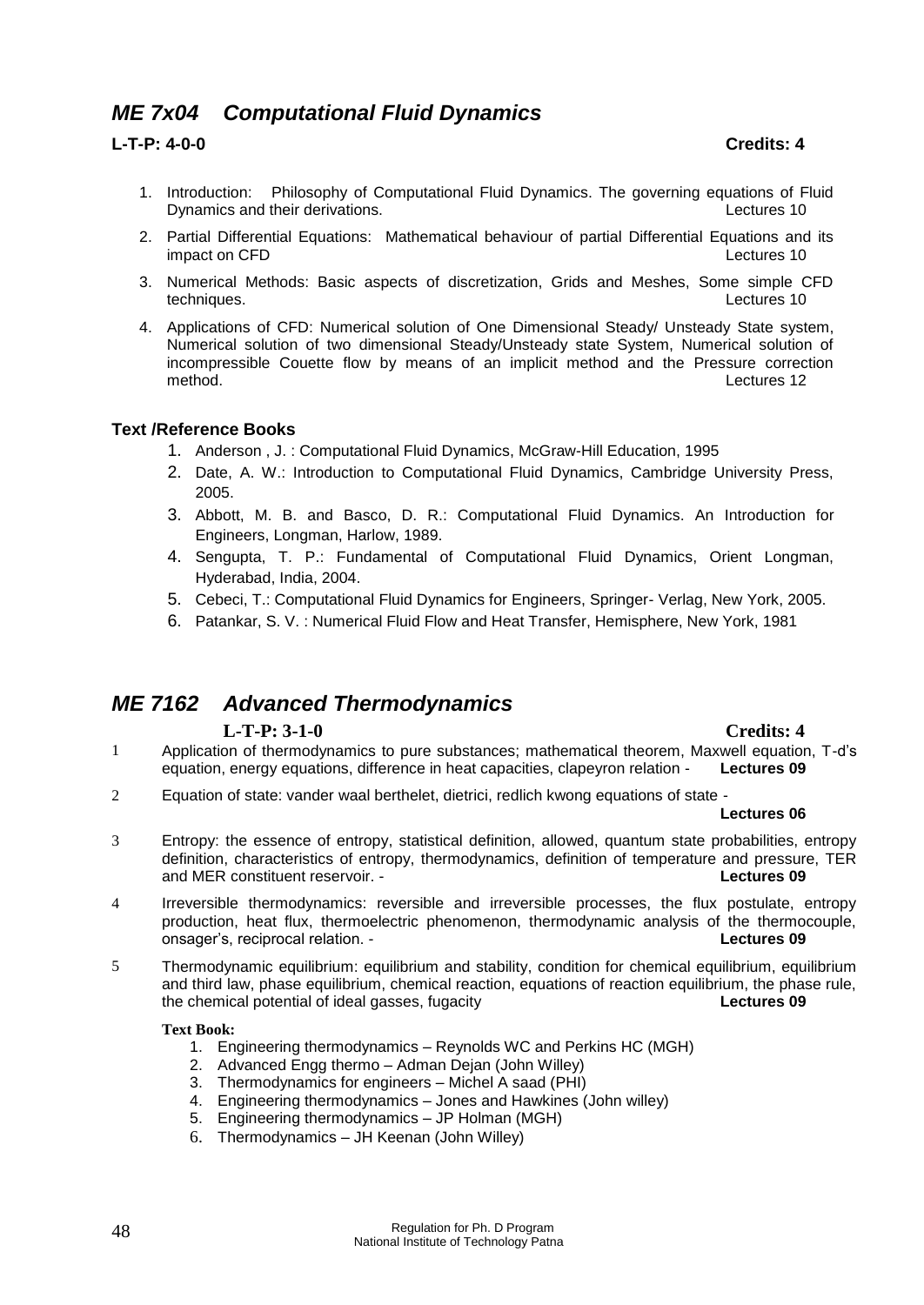## *ME 7x04 Computational Fluid Dynamics*

**L-T-P: 4-0-0** **Credits: 4**

1. Introduction: Philosophy of Computational Fluid Dynamics. The governing equations of Fluid Dynamics and their derivations. Lectures 10
2. Partial Differential Equations: Mathematical behaviour of partial Differential Equations and its impact on CFD Lectures 10
3. Numerical Methods: Basic aspects of discretization, Grids and Meshes, Some simple CFD techniques. Lectures 10
4. Applications of CFD: Numerical solution of One Dimensional Steady/ Unsteady State system, Numerical solution of two dimensional Steady/Unsteady state System, Numerical solution of incompressible Couette flow by means of an implicit method and the Pressure correction method. Lectures 12

### Text /Reference Books

1. Anderson , J. : Computational Fluid Dynamics, McGraw-Hill Education, 1995
2. Date, A. W.: Introduction to Computational Fluid Dynamics, Cambridge University Press, 2005.
3. Abbott, M. B. and Basco, D. R.: Computational Fluid Dynamics. An Introduction for Engineers, Longman, Harlow, 1989.
4. Sengupta, T. P.: Fundamental of Computational Fluid Dynamics, Orient Longman, Hyderabad, India, 2004.
5. Cebeci, T.: Computational Fluid Dynamics for Engineers, Springer- Verlag, New York, 2005.
6. Patankar, S. V. : Numerical Fluid Flow and Heat Transfer, Hemisphere, New York, 1981

## *ME 7162 Advanced Thermodynamics*

**L-T-P: 3-1-0** **Credits: 4**

1. Application of thermodynamics to pure substances; mathematical theorem, Maxwell equation, T-d's equation, energy equations, difference in heat capacities, clapeyron relation - **Lectures 09**
2. Equation of state: vander waal berthelet, dietrici, redlich kwong equations of state - **Lectures 06**
3. Entropy: the essence of entropy, statistical definition, allowed, quantum state probabilities, entropy definition, characteristics of entropy, thermodynamics, definition of temperature and pressure, TER and MER constituent reservoir. - **Lectures 09**
4. Irreversible thermodynamics: reversible and irreversible processes, the flux postulate, entropy production, heat flux, thermoelectric phenomenon, thermodynamic analysis of the thermocouple, onsager's, reciprocal relation. - **Lectures 09**
5. Thermodynamic equilibrium: equilibrium and stability, condition for chemical equilibrium, equilibrium and third law, phase equilibrium, chemical reaction, equations of reaction equilibrium, the phase rule, the chemical potential of ideal gasses, fugacity **Lectures 09**

**Text Book:**

1. Engineering thermodynamics – Reynolds WC and Perkins HC (MGH)
2. Advanced Engg thermo – Adman Dejan (John Willey)
3. Thermodynamics for engineers – Michel A saad (PHI)
4. Engineering thermodynamics – Jones and Hawkines (John willey)
5. Engineering thermodynamics – JP Holman (MGH)
6. Thermodynamics – JH Keenan (John Willey)